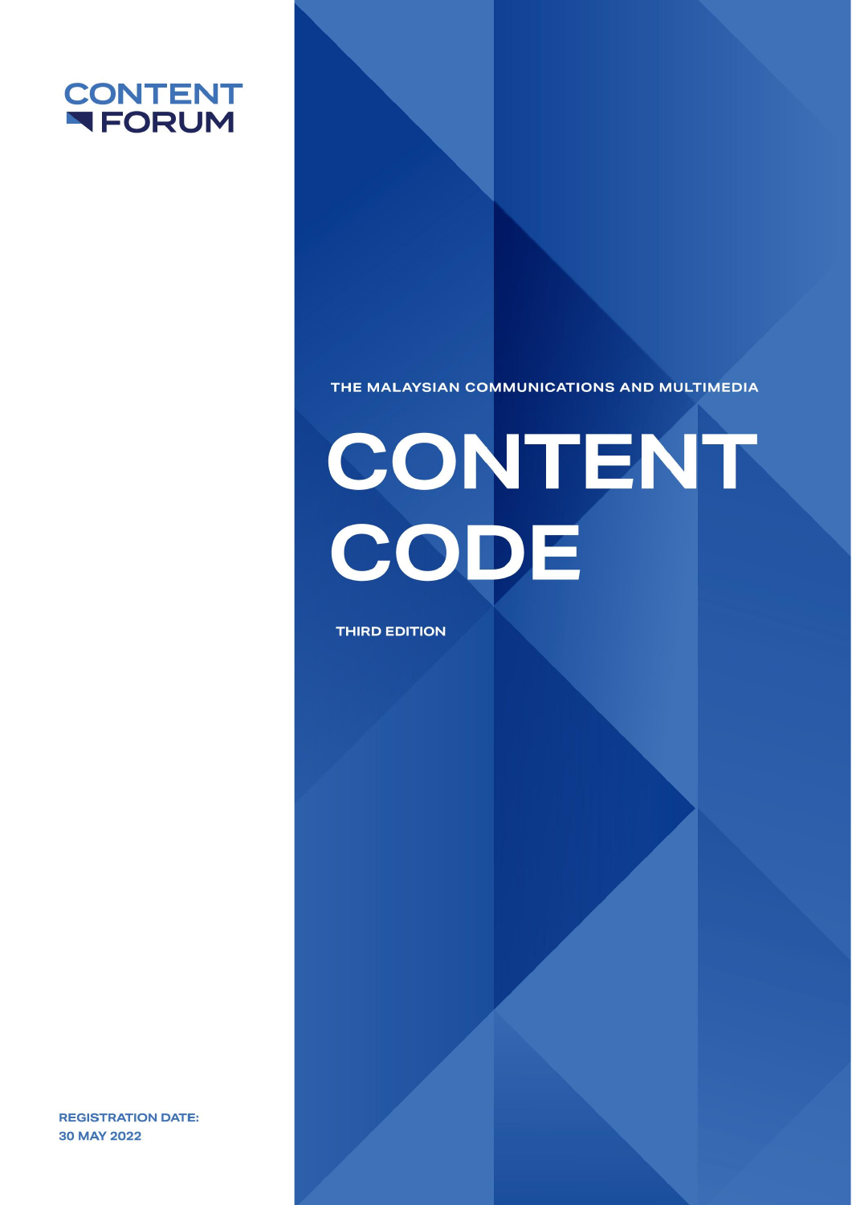CONTENT FORUM

THE MALAYSIAN COMMUNICATIONS AND MULTIMEDIA

# CONTENT CODE

THIRD EDITION

**REGISTRATION DATE:**
**30 MAY 2022**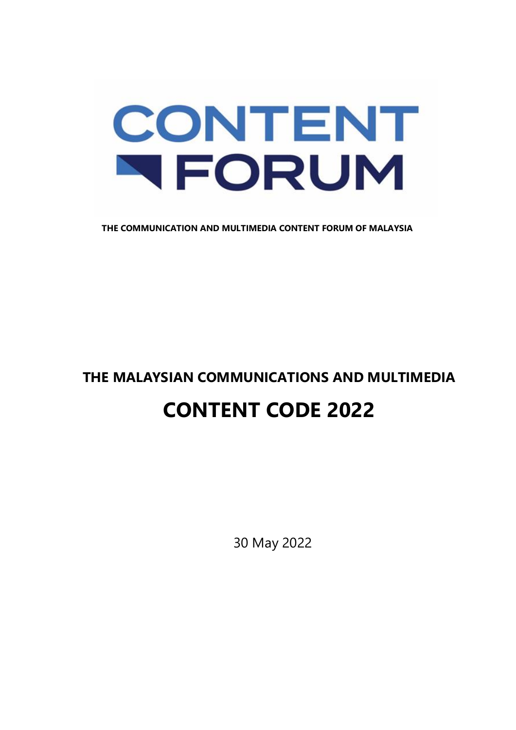# CONTENT FORUM

**THE COMMUNICATION AND MULTIMEDIA CONTENT FORUM OF MALAYSIA**

## THE MALAYSIAN COMMUNICATIONS AND MULTIMEDIA

# CONTENT CODE 2022

30 May 2022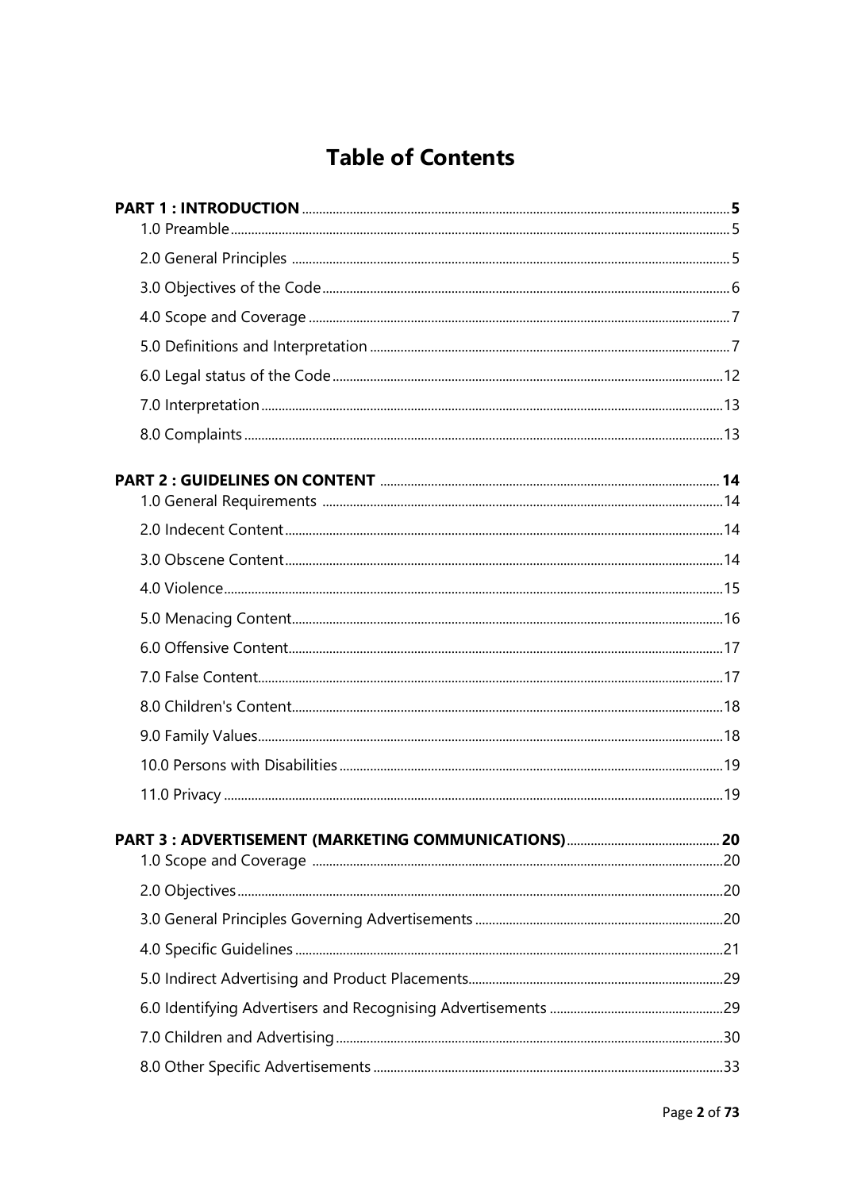# Table of Contents

**PART 1 : INTRODUCTION** .......... **5**

1.0 Preamble .......... 5

2.0 General Principles .......... 5

3.0 Objectives of the Code .......... 6

4.0 Scope and Coverage .......... 7

5.0 Definitions and Interpretation .......... 7

6.0 Legal status of the Code .......... 12

7.0 Interpretation .......... 13

8.0 Complaints .......... 13

**PART 2 : GUIDELINES ON CONTENT** .......... **14**

1.0 General Requirements .......... 14

2.0 Indecent Content .......... 14

3.0 Obscene Content .......... 14

4.0 Violence .......... 15

5.0 Menacing Content .......... 16

6.0 Offensive Content .......... 17

7.0 False Content .......... 17

8.0 Children's Content .......... 18

9.0 Family Values .......... 18

10.0 Persons with Disabilities .......... 19

11.0 Privacy .......... 19

**PART 3 : ADVERTISEMENT (MARKETING COMMUNICATIONS)** .......... **20**

1.0 Scope and Coverage .......... 20

2.0 Objectives .......... 20

3.0 General Principles Governing Advertisements .......... 20

4.0 Specific Guidelines .......... 21

5.0 Indirect Advertising and Product Placements .......... 29

6.0 Identifying Advertisers and Recognising Advertisements .......... 29

7.0 Children and Advertising .......... 30

8.0 Other Specific Advertisements .......... 33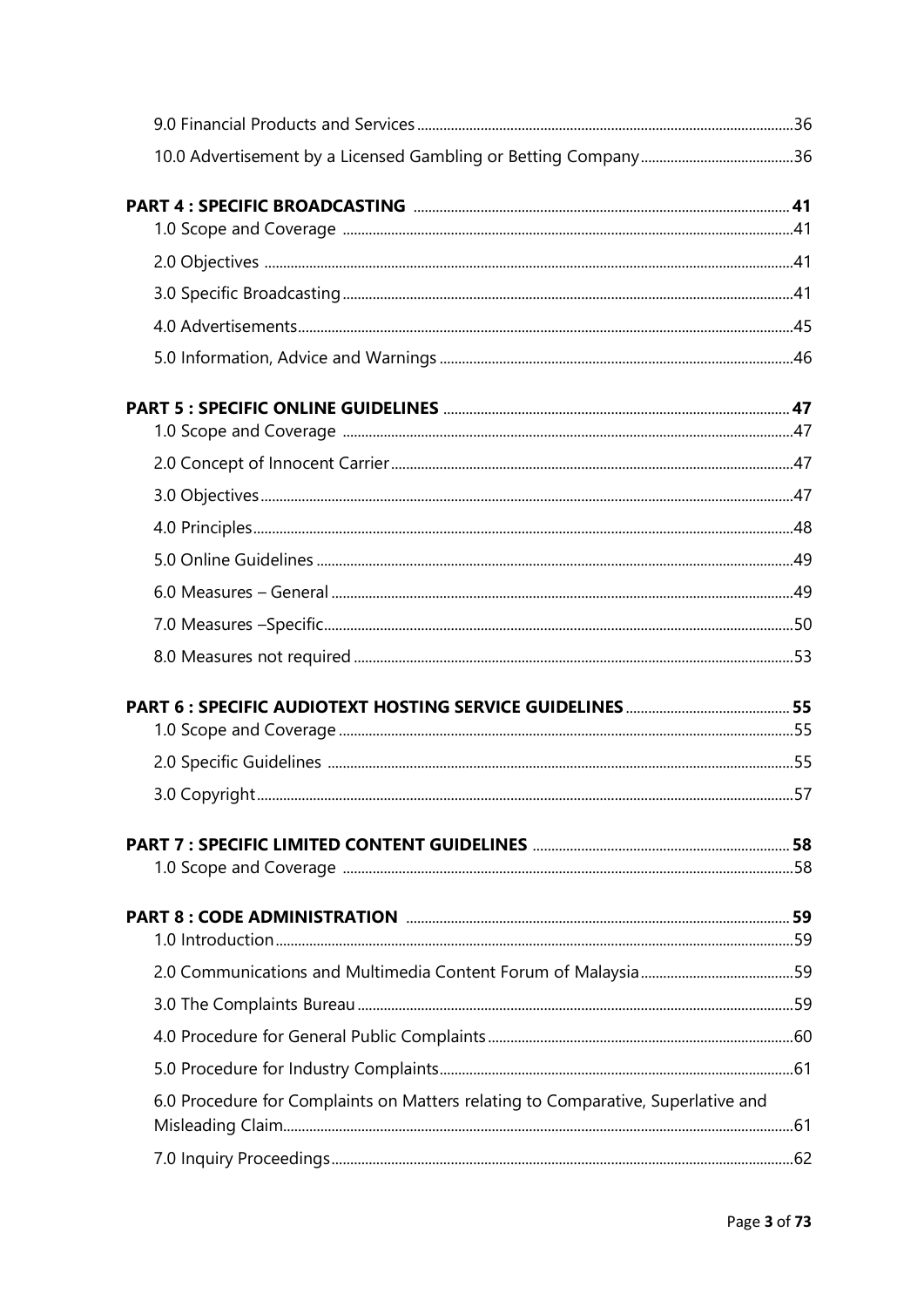9.0 Financial Products and Services ... 36

10.0 Advertisement by a Licensed Gambling or Betting Company ... 36

**PART 4 : SPECIFIC BROADCASTING ... 41**

1.0 Scope and Coverage ... 41

2.0 Objectives ... 41

3.0 Specific Broadcasting ... 41

4.0 Advertisements ... 45

5.0 Information, Advice and Warnings ... 46

**PART 5 : SPECIFIC ONLINE GUIDELINES ... 47**

1.0 Scope and Coverage ... 47

2.0 Concept of Innocent Carrier ... 47

3.0 Objectives ... 47

4.0 Principles ... 48

5.0 Online Guidelines ... 49

6.0 Measures – General ... 49

7.0 Measures –Specific ... 50

8.0 Measures not required ... 53

**PART 6 : SPECIFIC AUDIOTEXT HOSTING SERVICE GUIDELINES ... 55**

1.0 Scope and Coverage ... 55

2.0 Specific Guidelines ... 55

3.0 Copyright ... 57

**PART 7 : SPECIFIC LIMITED CONTENT GUIDELINES ... 58**

1.0 Scope and Coverage ... 58

**PART 8 : CODE ADMINISTRATION ... 59**

1.0 Introduction ... 59

2.0 Communications and Multimedia Content Forum of Malaysia ... 59

3.0 The Complaints Bureau ... 59

4.0 Procedure for General Public Complaints ... 60

5.0 Procedure for Industry Complaints ... 61

6.0 Procedure for Complaints on Matters relating to Comparative, Superlative and Misleading Claim ... 61

7.0 Inquiry Proceedings ... 62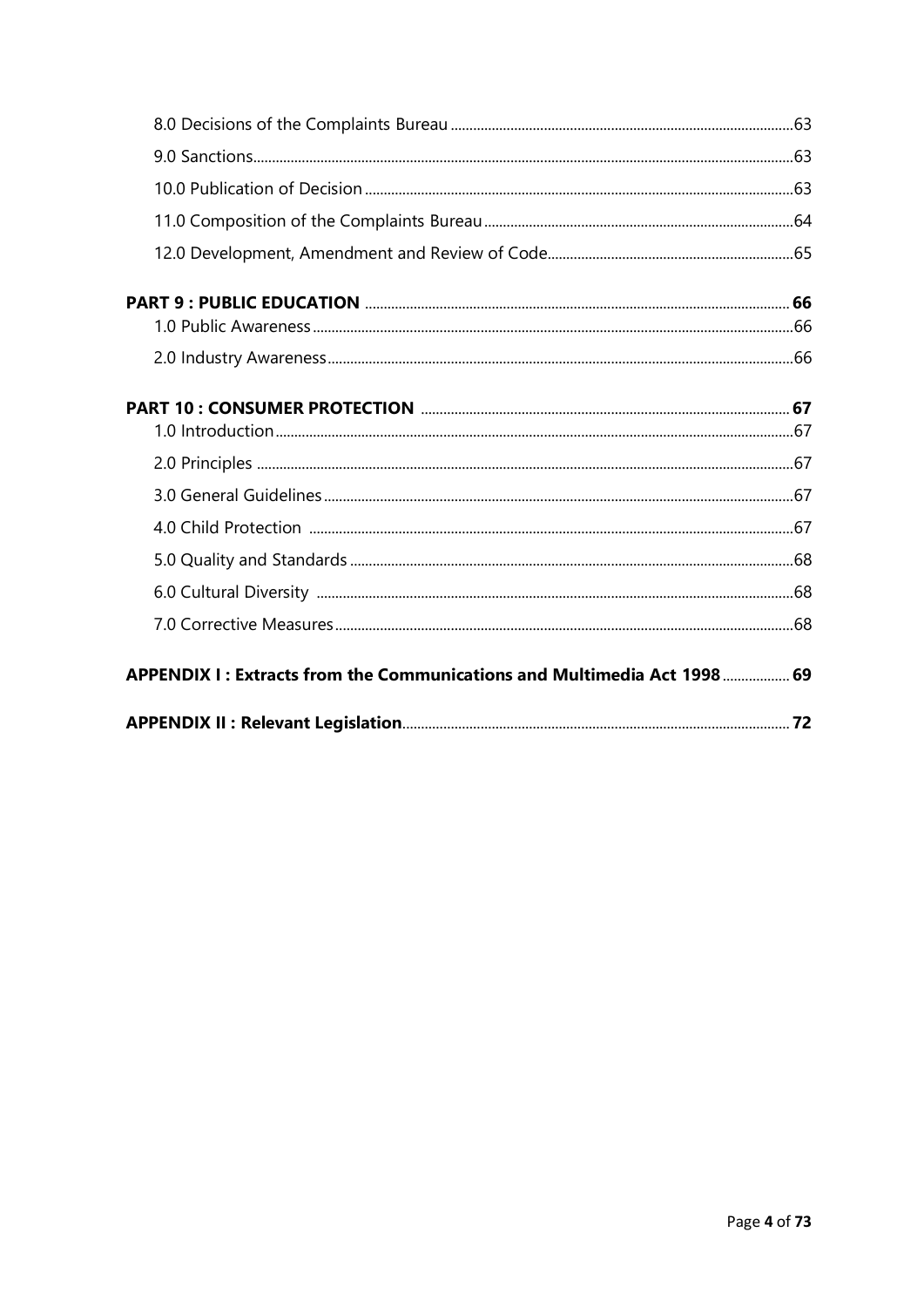8.0 Decisions of the Complaints Bureau ....................................................................................63

9.0 Sanctions....................................................................................................................................63

10.0 Publication of Decision ..........................................................................................................63

11.0 Composition of the Complaints Bureau ..................................................................................64

12.0 Development, Amendment and Review of Code.....................................................................65

**PART 9 : PUBLIC EDUCATION ....................................................................................................... 66**

1.0 Public Awareness ......................................................................................................................66

2.0 Industry Awareness ...................................................................................................................66

**PART 10 : CONSUMER PROTECTION ............................................................................................. 67**

1.0 Introduction ..............................................................................................................................67

2.0 Principles ..................................................................................................................................67

3.0 General Guidelines ...................................................................................................................67

4.0 Child Protection .......................................................................................................................67

5.0 Quality and Standards ..............................................................................................................68

6.0 Cultural Diversity .....................................................................................................................68

7.0 Corrective Measures .................................................................................................................68

**APPENDIX I : Extracts from the Communications and Multimedia Act 1998 .................. 69**

**APPENDIX II : Relevant Legislation.......................................................................................... 72**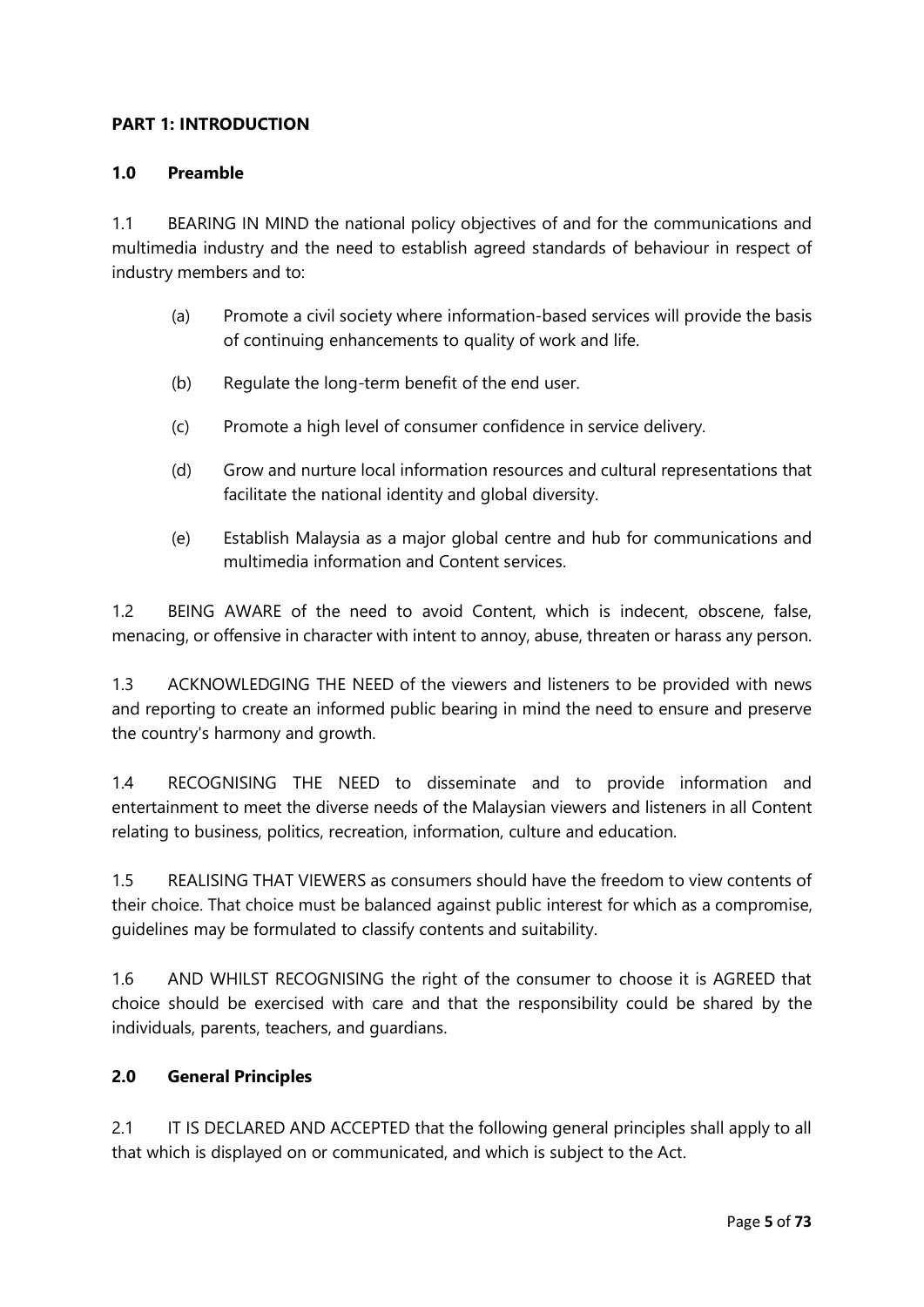## PART 1: INTRODUCTION

### 1.0 Preamble

1.1 BEARING IN MIND the national policy objectives of and for the communications and multimedia industry and the need to establish agreed standards of behaviour in respect of industry members and to:

(a) Promote a civil society where information-based services will provide the basis of continuing enhancements to quality of work and life.

(b) Regulate the long-term benefit of the end user.

(c) Promote a high level of consumer confidence in service delivery.

(d) Grow and nurture local information resources and cultural representations that facilitate the national identity and global diversity.

(e) Establish Malaysia as a major global centre and hub for communications and multimedia information and Content services.

1.2 BEING AWARE of the need to avoid Content, which is indecent, obscene, false, menacing, or offensive in character with intent to annoy, abuse, threaten or harass any person.

1.3 ACKNOWLEDGING THE NEED of the viewers and listeners to be provided with news and reporting to create an informed public bearing in mind the need to ensure and preserve the country's harmony and growth.

1.4 RECOGNISING THE NEED to disseminate and to provide information and entertainment to meet the diverse needs of the Malaysian viewers and listeners in all Content relating to business, politics, recreation, information, culture and education.

1.5 REALISING THAT VIEWERS as consumers should have the freedom to view contents of their choice. That choice must be balanced against public interest for which as a compromise, guidelines may be formulated to classify contents and suitability.

1.6 AND WHILST RECOGNISING the right of the consumer to choose it is AGREED that choice should be exercised with care and that the responsibility could be shared by the individuals, parents, teachers, and guardians.

### 2.0 General Principles

2.1 IT IS DECLARED AND ACCEPTED that the following general principles shall apply to all that which is displayed on or communicated, and which is subject to the Act.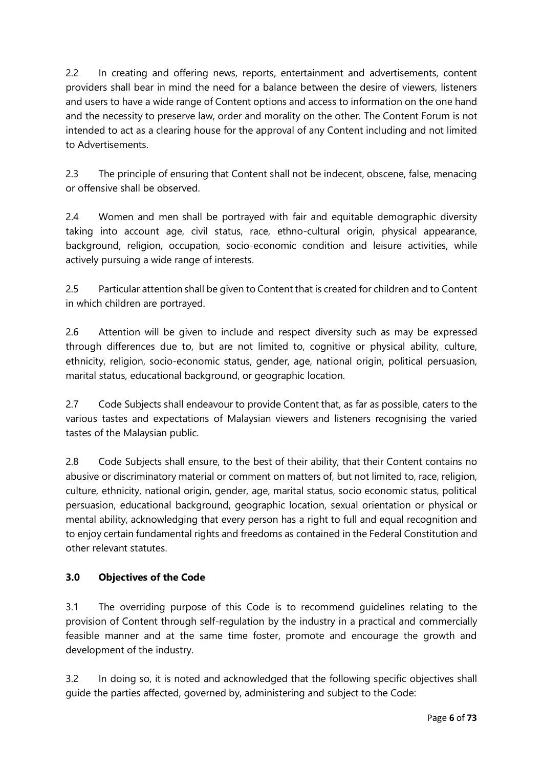2.2 In creating and offering news, reports, entertainment and advertisements, content providers shall bear in mind the need for a balance between the desire of viewers, listeners and users to have a wide range of Content options and access to information on the one hand and the necessity to preserve law, order and morality on the other. The Content Forum is not intended to act as a clearing house for the approval of any Content including and not limited to Advertisements.

2.3 The principle of ensuring that Content shall not be indecent, obscene, false, menacing or offensive shall be observed.

2.4 Women and men shall be portrayed with fair and equitable demographic diversity taking into account age, civil status, race, ethno-cultural origin, physical appearance, background, religion, occupation, socio-economic condition and leisure activities, while actively pursuing a wide range of interests.

2.5 Particular attention shall be given to Content that is created for children and to Content in which children are portrayed.

2.6 Attention will be given to include and respect diversity such as may be expressed through differences due to, but are not limited to, cognitive or physical ability, culture, ethnicity, religion, socio-economic status, gender, age, national origin, political persuasion, marital status, educational background, or geographic location.

2.7 Code Subjects shall endeavour to provide Content that, as far as possible, caters to the various tastes and expectations of Malaysian viewers and listeners recognising the varied tastes of the Malaysian public.

2.8 Code Subjects shall ensure, to the best of their ability, that their Content contains no abusive or discriminatory material or comment on matters of, but not limited to, race, religion, culture, ethnicity, national origin, gender, age, marital status, socio economic status, political persuasion, educational background, geographic location, sexual orientation or physical or mental ability, acknowledging that every person has a right to full and equal recognition and to enjoy certain fundamental rights and freedoms as contained in the Federal Constitution and other relevant statutes.

## 3.0 Objectives of the Code

3.1 The overriding purpose of this Code is to recommend guidelines relating to the provision of Content through self-regulation by the industry in a practical and commercially feasible manner and at the same time foster, promote and encourage the growth and development of the industry.

3.2 In doing so, it is noted and acknowledged that the following specific objectives shall guide the parties affected, governed by, administering and subject to the Code: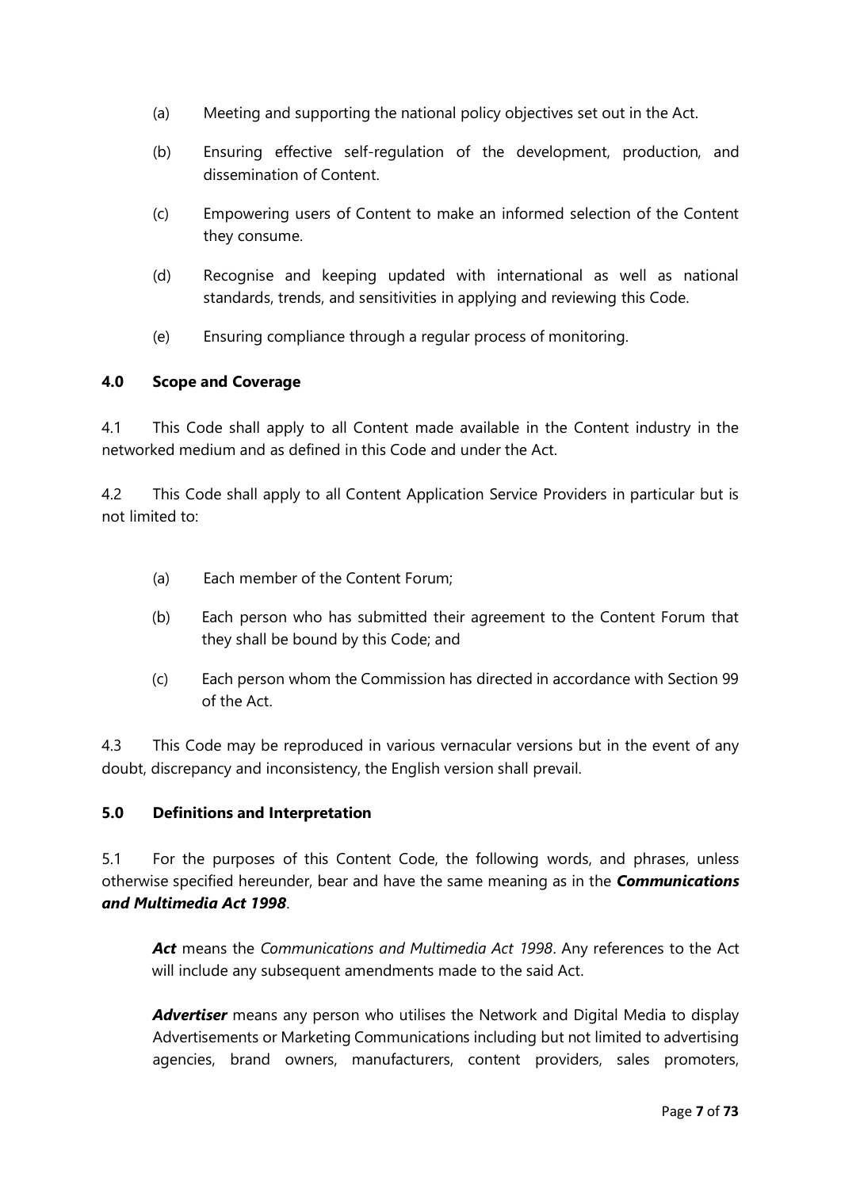(a) Meeting and supporting the national policy objectives set out in the Act.

(b) Ensuring effective self-regulation of the development, production, and dissemination of Content.

(c) Empowering users of Content to make an informed selection of the Content they consume.

(d) Recognise and keeping updated with international as well as national standards, trends, and sensitivities in applying and reviewing this Code.

(e) Ensuring compliance through a regular process of monitoring.

## 4.0 Scope and Coverage

4.1 This Code shall apply to all Content made available in the Content industry in the networked medium and as defined in this Code and under the Act.

4.2 This Code shall apply to all Content Application Service Providers in particular but is not limited to:

(a) Each member of the Content Forum;

(b) Each person who has submitted their agreement to the Content Forum that they shall be bound by this Code; and

(c) Each person whom the Commission has directed in accordance with Section 99 of the Act.

4.3 This Code may be reproduced in various vernacular versions but in the event of any doubt, discrepancy and inconsistency, the English version shall prevail.

## 5.0 Definitions and Interpretation

5.1 For the purposes of this Content Code, the following words, and phrases, unless otherwise specified hereunder, bear and have the same meaning as in the ***Communications and Multimedia Act 1998***.

***Act*** means the *Communications and Multimedia Act 1998*. Any references to the Act will include any subsequent amendments made to the said Act.

***Advertiser*** means any person who utilises the Network and Digital Media to display Advertisements or Marketing Communications including but not limited to advertising agencies, brand owners, manufacturers, content providers, sales promoters,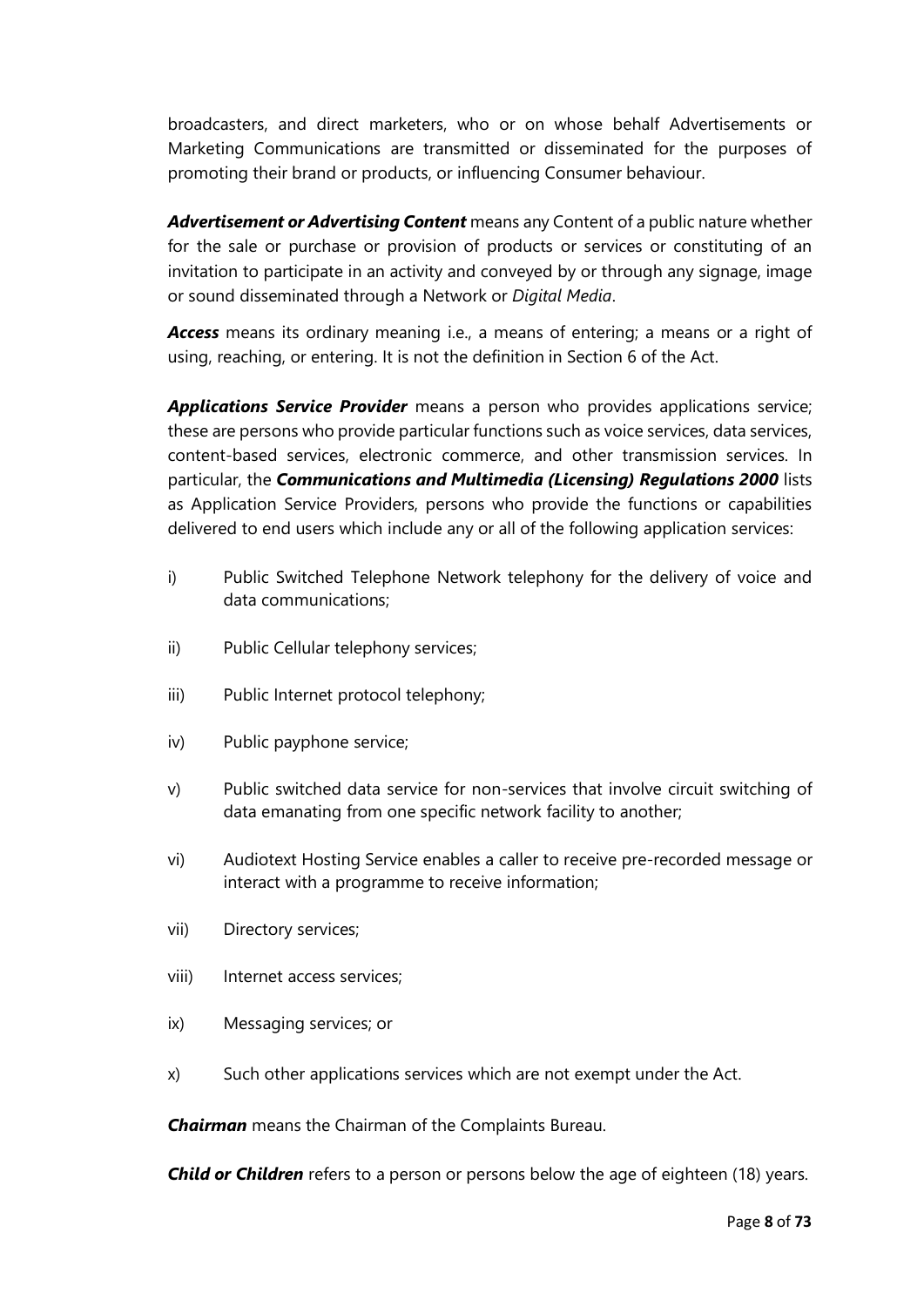broadcasters, and direct marketers, who or on whose behalf Advertisements or Marketing Communications are transmitted or disseminated for the purposes of promoting their brand or products, or influencing Consumer behaviour.

***Advertisement or Advertising Content*** means any Content of a public nature whether for the sale or purchase or provision of products or services or constituting of an invitation to participate in an activity and conveyed by or through any signage, image or sound disseminated through a Network or *Digital Media*.

***Access*** means its ordinary meaning i.e., a means of entering; a means or a right of using, reaching, or entering. It is not the definition in Section 6 of the Act.

***Applications Service Provider*** means a person who provides applications service; these are persons who provide particular functions such as voice services, data services, content-based services, electronic commerce, and other transmission services. In particular, the ***Communications and Multimedia (Licensing) Regulations 2000*** lists as Application Service Providers, persons who provide the functions or capabilities delivered to end users which include any or all of the following application services:

i) Public Switched Telephone Network telephony for the delivery of voice and data communications;

ii) Public Cellular telephony services;

iii) Public Internet protocol telephony;

iv) Public payphone service;

v) Public switched data service for non-services that involve circuit switching of data emanating from one specific network facility to another;

vi) Audiotext Hosting Service enables a caller to receive pre-recorded message or interact with a programme to receive information;

vii) Directory services;

viii) Internet access services;

ix) Messaging services; or

x) Such other applications services which are not exempt under the Act.

***Chairman*** means the Chairman of the Complaints Bureau.

***Child or Children*** refers to a person or persons below the age of eighteen (18) years.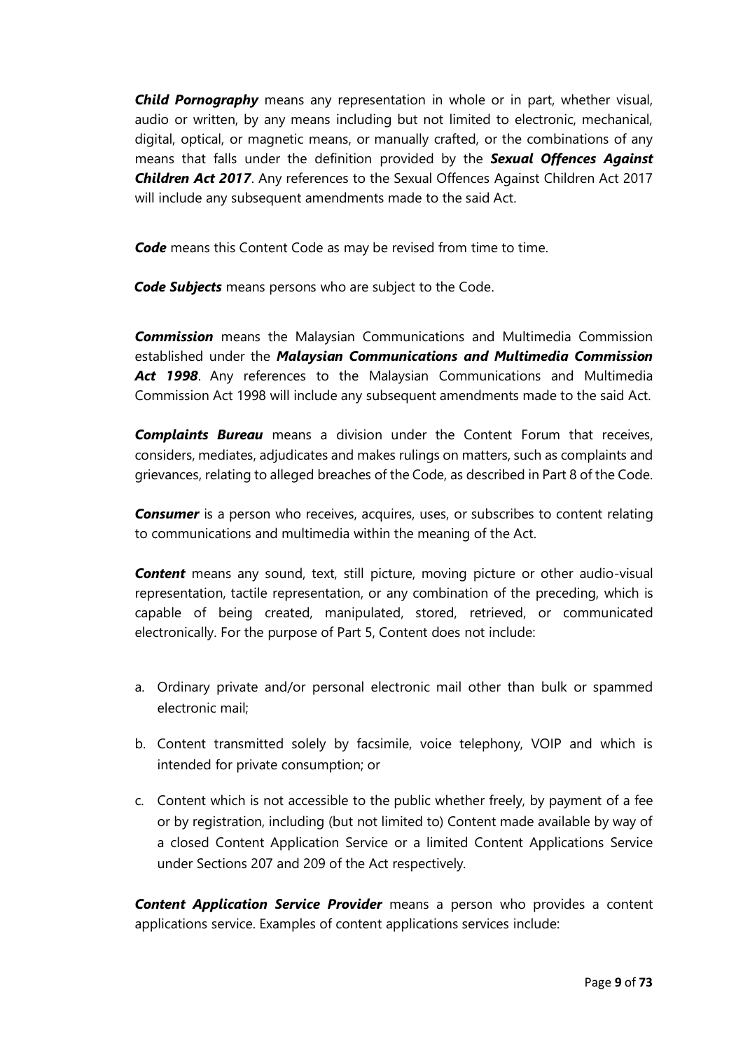***Child Pornography*** means any representation in whole or in part, whether visual, audio or written, by any means including but not limited to electronic, mechanical, digital, optical, or magnetic means, or manually crafted, or the combinations of any means that falls under the definition provided by the ***Sexual Offences Against Children Act 2017***. Any references to the Sexual Offences Against Children Act 2017 will include any subsequent amendments made to the said Act.

***Code*** means this Content Code as may be revised from time to time.

***Code Subjects*** means persons who are subject to the Code.

***Commission*** means the Malaysian Communications and Multimedia Commission established under the ***Malaysian Communications and Multimedia Commission Act 1998***. Any references to the Malaysian Communications and Multimedia Commission Act 1998 will include any subsequent amendments made to the said Act.

***Complaints Bureau*** means a division under the Content Forum that receives, considers, mediates, adjudicates and makes rulings on matters, such as complaints and grievances, relating to alleged breaches of the Code, as described in Part 8 of the Code.

***Consumer*** is a person who receives, acquires, uses, or subscribes to content relating to communications and multimedia within the meaning of the Act.

***Content*** means any sound, text, still picture, moving picture or other audio-visual representation, tactile representation, or any combination of the preceding, which is capable of being created, manipulated, stored, retrieved, or communicated electronically. For the purpose of Part 5, Content does not include:

a. Ordinary private and/or personal electronic mail other than bulk or spammed electronic mail;

b. Content transmitted solely by facsimile, voice telephony, VOIP and which is intended for private consumption; or

c. Content which is not accessible to the public whether freely, by payment of a fee or by registration, including (but not limited to) Content made available by way of a closed Content Application Service or a limited Content Applications Service under Sections 207 and 209 of the Act respectively.

***Content Application Service Provider*** means a person who provides a content applications service. Examples of content applications services include: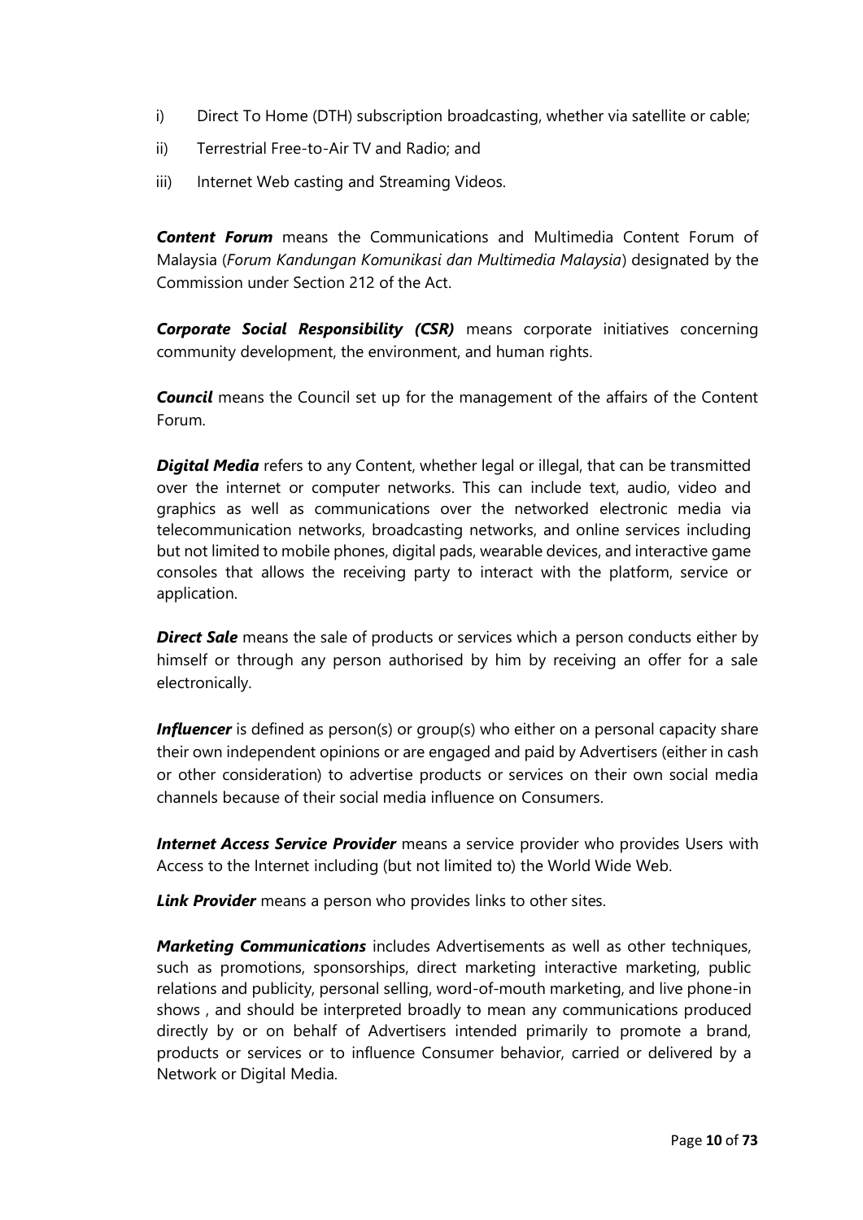i) Direct To Home (DTH) subscription broadcasting, whether via satellite or cable;

ii) Terrestrial Free-to-Air TV and Radio; and

iii) Internet Web casting and Streaming Videos.

***Content Forum*** means the Communications and Multimedia Content Forum of Malaysia (*Forum Kandungan Komunikasi dan Multimedia Malaysia*) designated by the Commission under Section 212 of the Act.

***Corporate Social Responsibility (CSR)*** means corporate initiatives concerning community development, the environment, and human rights.

***Council*** means the Council set up for the management of the affairs of the Content Forum.

***Digital Media*** refers to any Content, whether legal or illegal, that can be transmitted over the internet or computer networks. This can include text, audio, video and graphics as well as communications over the networked electronic media via telecommunication networks, broadcasting networks, and online services including but not limited to mobile phones, digital pads, wearable devices, and interactive game consoles that allows the receiving party to interact with the platform, service or application.

***Direct Sale*** means the sale of products or services which a person conducts either by himself or through any person authorised by him by receiving an offer for a sale electronically.

***Influencer*** is defined as person(s) or group(s) who either on a personal capacity share their own independent opinions or are engaged and paid by Advertisers (either in cash or other consideration) to advertise products or services on their own social media channels because of their social media influence on Consumers.

***Internet Access Service Provider*** means a service provider who provides Users with Access to the Internet including (but not limited to) the World Wide Web.

***Link Provider*** means a person who provides links to other sites.

***Marketing Communications*** includes Advertisements as well as other techniques, such as promotions, sponsorships, direct marketing interactive marketing, public relations and publicity, personal selling, word-of-mouth marketing, and live phone-in shows , and should be interpreted broadly to mean any communications produced directly by or on behalf of Advertisers intended primarily to promote a brand, products or services or to influence Consumer behavior, carried or delivered by a Network or Digital Media.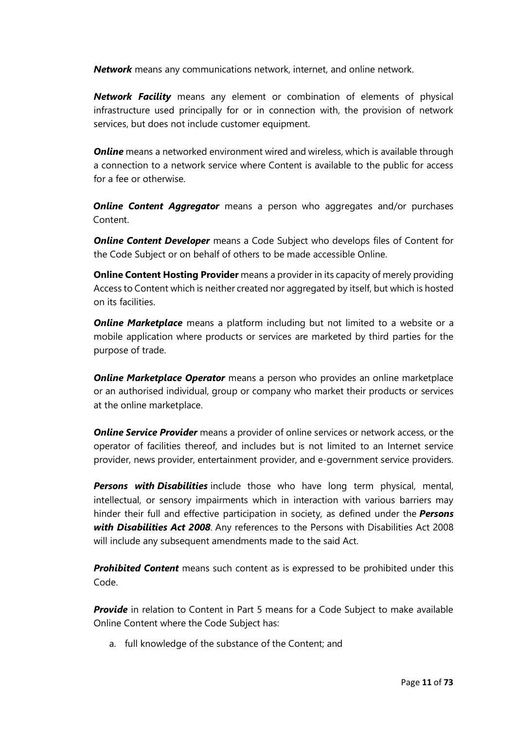***Network*** means any communications network, internet, and online network.

***Network Facility*** means any element or combination of elements of physical infrastructure used principally for or in connection with, the provision of network services, but does not include customer equipment.

***Online*** means a networked environment wired and wireless, which is available through a connection to a network service where Content is available to the public for access for a fee or otherwise.

***Online Content Aggregator*** means a person who aggregates and/or purchases Content.

***Online Content Developer*** means a Code Subject who develops files of Content for the Code Subject or on behalf of others to be made accessible Online.

**Online Content Hosting Provider** means a provider in its capacity of merely providing Access to Content which is neither created nor aggregated by itself, but which is hosted on its facilities.

***Online Marketplace*** means a platform including but not limited to a website or a mobile application where products or services are marketed by third parties for the purpose of trade.

***Online Marketplace Operator*** means a person who provides an online marketplace or an authorised individual, group or company who market their products or services at the online marketplace.

***Online Service Provider*** means a provider of online services or network access, or the operator of facilities thereof, and includes but is not limited to an Internet service provider, news provider, entertainment provider, and e-government service providers.

***Persons with Disabilities*** include those who have long term physical, mental, intellectual, or sensory impairments which in interaction with various barriers may hinder their full and effective participation in society, as defined under the ***Persons with Disabilities Act 2008***. Any references to the Persons with Disabilities Act 2008 will include any subsequent amendments made to the said Act.

***Prohibited Content*** means such content as is expressed to be prohibited under this Code.

***Provide*** in relation to Content in Part 5 means for a Code Subject to make available Online Content where the Code Subject has:

a. full knowledge of the substance of the Content; and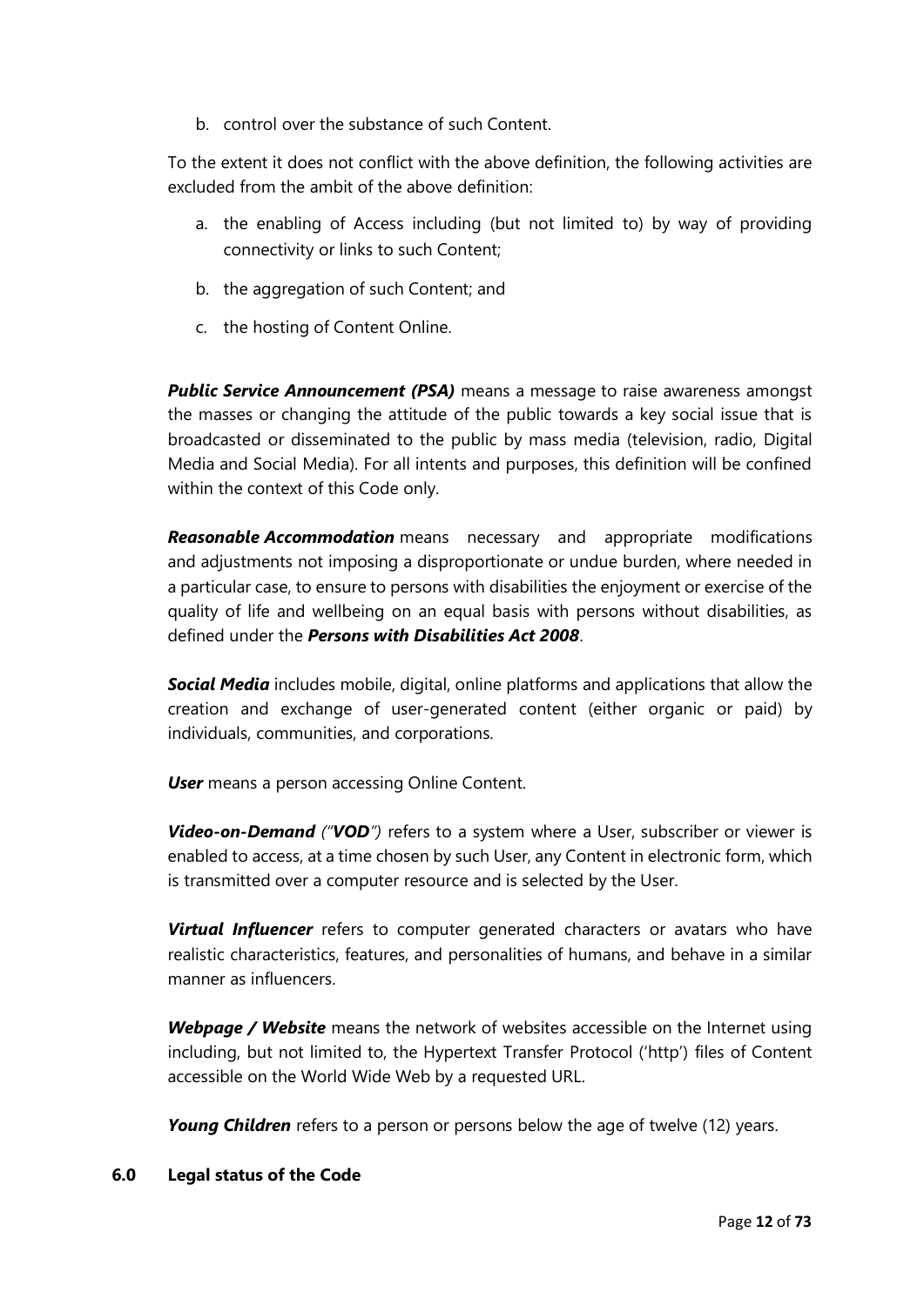b. control over the substance of such Content.

To the extent it does not conflict with the above definition, the following activities are excluded from the ambit of the above definition:

a. the enabling of Access including (but not limited to) by way of providing connectivity or links to such Content;

b. the aggregation of such Content; and

c. the hosting of Content Online.

***Public Service Announcement (PSA)*** means a message to raise awareness amongst the masses or changing the attitude of the public towards a key social issue that is broadcasted or disseminated to the public by mass media (television, radio, Digital Media and Social Media). For all intents and purposes, this definition will be confined within the context of this Code only.

***Reasonable Accommodation*** means necessary and appropriate modifications and adjustments not imposing a disproportionate or undue burden, where needed in a particular case, to ensure to persons with disabilities the enjoyment or exercise of the quality of life and wellbeing on an equal basis with persons without disabilities, as defined under the ***Persons with Disabilities Act 2008***.

***Social Media*** includes mobile, digital, online platforms and applications that allow the creation and exchange of user-generated content (either organic or paid) by individuals, communities, and corporations.

***User*** means a person accessing Online Content.

***Video-on-Demand*** *("**VOD**")* refers to a system where a User, subscriber or viewer is enabled to access, at a time chosen by such User, any Content in electronic form, which is transmitted over a computer resource and is selected by the User.

***Virtual Influencer*** refers to computer generated characters or avatars who have realistic characteristics, features, and personalities of humans, and behave in a similar manner as influencers.

***Webpage / Website*** means the network of websites accessible on the Internet using including, but not limited to, the Hypertext Transfer Protocol ('http') files of Content accessible on the World Wide Web by a requested URL.

***Young Children*** refers to a person or persons below the age of twelve (12) years.

## 6.0 Legal status of the Code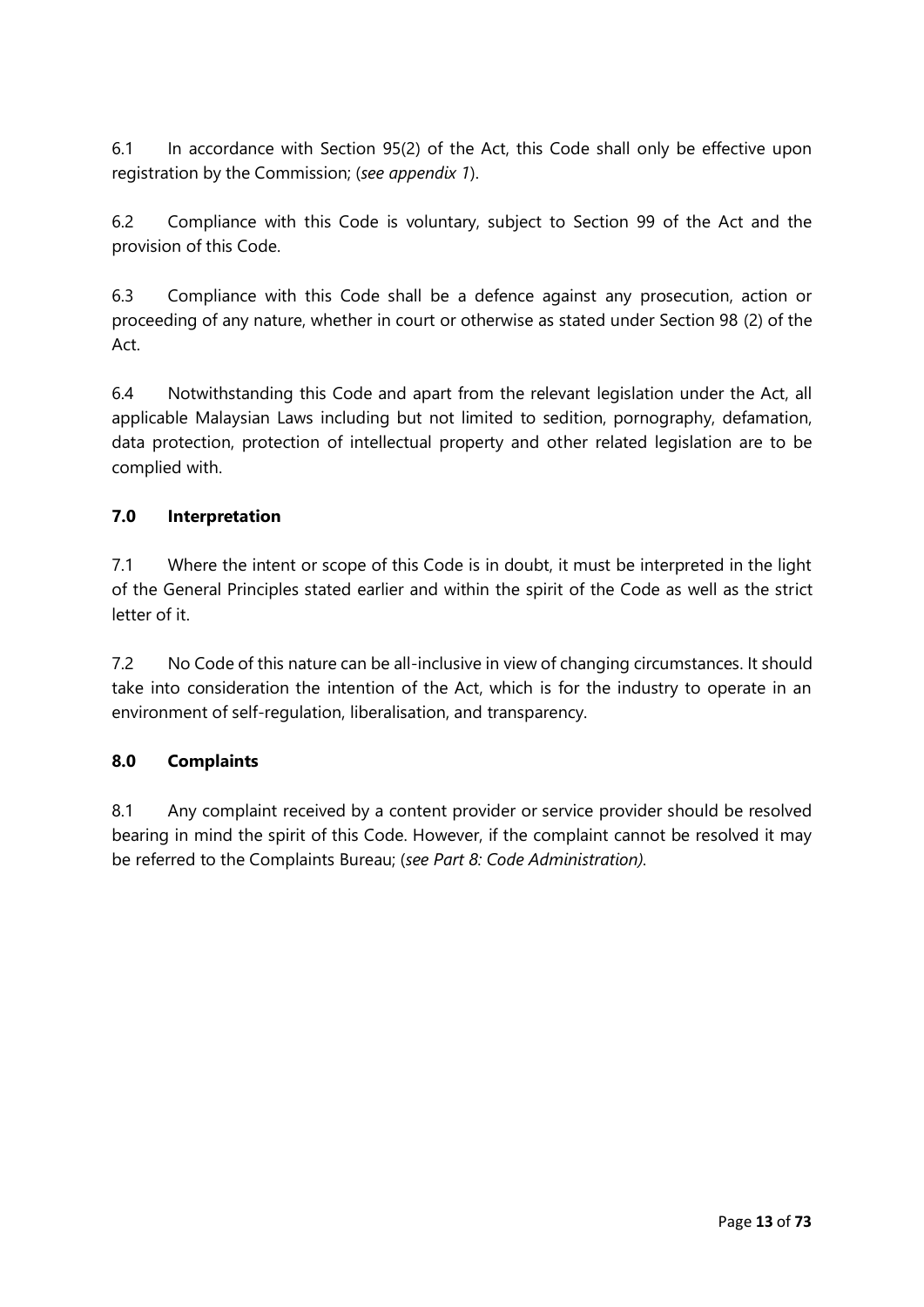6.1 In accordance with Section 95(2) of the Act, this Code shall only be effective upon registration by the Commission; (*see appendix 1*).

6.2 Compliance with this Code is voluntary, subject to Section 99 of the Act and the provision of this Code.

6.3 Compliance with this Code shall be a defence against any prosecution, action or proceeding of any nature, whether in court or otherwise as stated under Section 98 (2) of the Act.

6.4 Notwithstanding this Code and apart from the relevant legislation under the Act, all applicable Malaysian Laws including but not limited to sedition, pornography, defamation, data protection, protection of intellectual property and other related legislation are to be complied with.

## 7.0 Interpretation

7.1 Where the intent or scope of this Code is in doubt, it must be interpreted in the light of the General Principles stated earlier and within the spirit of the Code as well as the strict letter of it.

7.2 No Code of this nature can be all-inclusive in view of changing circumstances. It should take into consideration the intention of the Act, which is for the industry to operate in an environment of self-regulation, liberalisation, and transparency.

## 8.0 Complaints

8.1 Any complaint received by a content provider or service provider should be resolved bearing in mind the spirit of this Code. However, if the complaint cannot be resolved it may be referred to the Complaints Bureau; (*see Part 8: Code Administration).*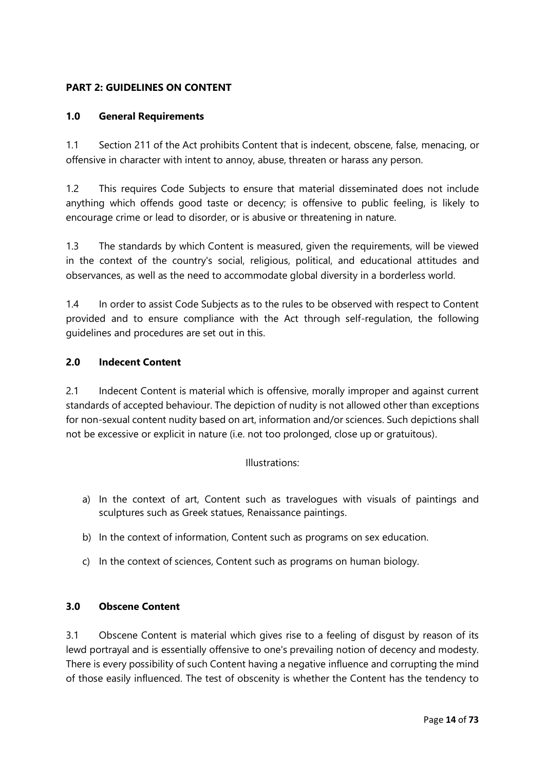**PART 2: GUIDELINES ON CONTENT**

**1.0 General Requirements**

1.1 Section 211 of the Act prohibits Content that is indecent, obscene, false, menacing, or offensive in character with intent to annoy, abuse, threaten or harass any person.

1.2 This requires Code Subjects to ensure that material disseminated does not include anything which offends good taste or decency; is offensive to public feeling, is likely to encourage crime or lead to disorder, or is abusive or threatening in nature.

1.3 The standards by which Content is measured, given the requirements, will be viewed in the context of the country's social, religious, political, and educational attitudes and observances, as well as the need to accommodate global diversity in a borderless world.

1.4 In order to assist Code Subjects as to the rules to be observed with respect to Content provided and to ensure compliance with the Act through self-regulation, the following guidelines and procedures are set out in this.

**2.0 Indecent Content**

2.1 Indecent Content is material which is offensive, morally improper and against current standards of accepted behaviour. The depiction of nudity is not allowed other than exceptions for non-sexual content nudity based on art, information and/or sciences. Such depictions shall not be excessive or explicit in nature (i.e. not too prolonged, close up or gratuitous).

Illustrations:

a) In the context of art, Content such as travelogues with visuals of paintings and sculptures such as Greek statues, Renaissance paintings.

b) In the context of information, Content such as programs on sex education.

c) In the context of sciences, Content such as programs on human biology.

**3.0 Obscene Content**

3.1 Obscene Content is material which gives rise to a feeling of disgust by reason of its lewd portrayal and is essentially offensive to one's prevailing notion of decency and modesty. There is every possibility of such Content having a negative influence and corrupting the mind of those easily influenced. The test of obscenity is whether the Content has the tendency to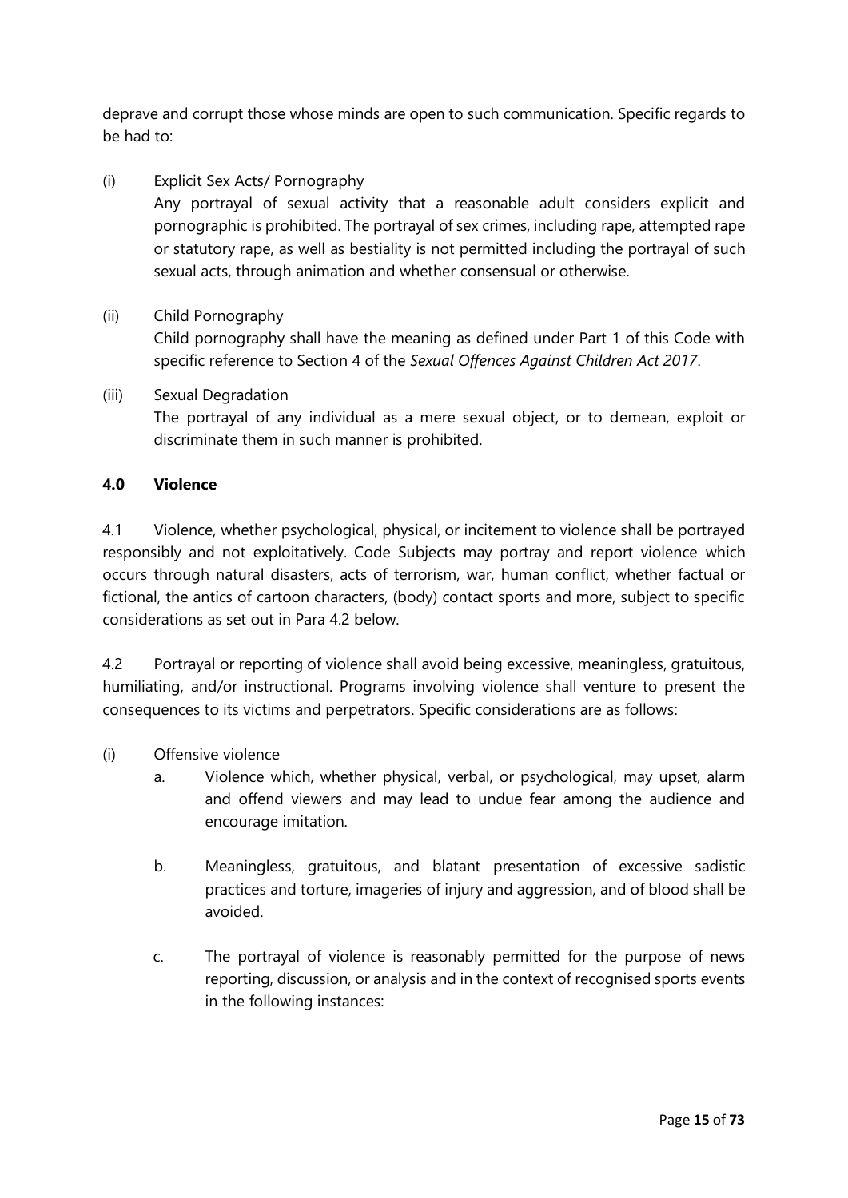deprave and corrupt those whose minds are open to such communication. Specific regards to be had to:

(i) Explicit Sex Acts/ Pornography
Any portrayal of sexual activity that a reasonable adult considers explicit and pornographic is prohibited. The portrayal of sex crimes, including rape, attempted rape or statutory rape, as well as bestiality is not permitted including the portrayal of such sexual acts, through animation and whether consensual or otherwise.

(ii) Child Pornography
Child pornography shall have the meaning as defined under Part 1 of this Code with specific reference to Section 4 of the *Sexual Offences Against Children Act 2017*.

(iii) Sexual Degradation
The portrayal of any individual as a mere sexual object, or to demean, exploit or discriminate them in such manner is prohibited.

## 4.0 Violence

4.1 Violence, whether psychological, physical, or incitement to violence shall be portrayed responsibly and not exploitatively. Code Subjects may portray and report violence which occurs through natural disasters, acts of terrorism, war, human conflict, whether factual or fictional, the antics of cartoon characters, (body) contact sports and more, subject to specific considerations as set out in Para 4.2 below.

4.2 Portrayal or reporting of violence shall avoid being excessive, meaningless, gratuitous, humiliating, and/or instructional. Programs involving violence shall venture to present the consequences to its victims and perpetrators. Specific considerations are as follows:

(i) Offensive violence

a. Violence which, whether physical, verbal, or psychological, may upset, alarm and offend viewers and may lead to undue fear among the audience and encourage imitation.

b. Meaningless, gratuitous, and blatant presentation of excessive sadistic practices and torture, imageries of injury and aggression, and of blood shall be avoided.

c. The portrayal of violence is reasonably permitted for the purpose of news reporting, discussion, or analysis and in the context of recognised sports events in the following instances: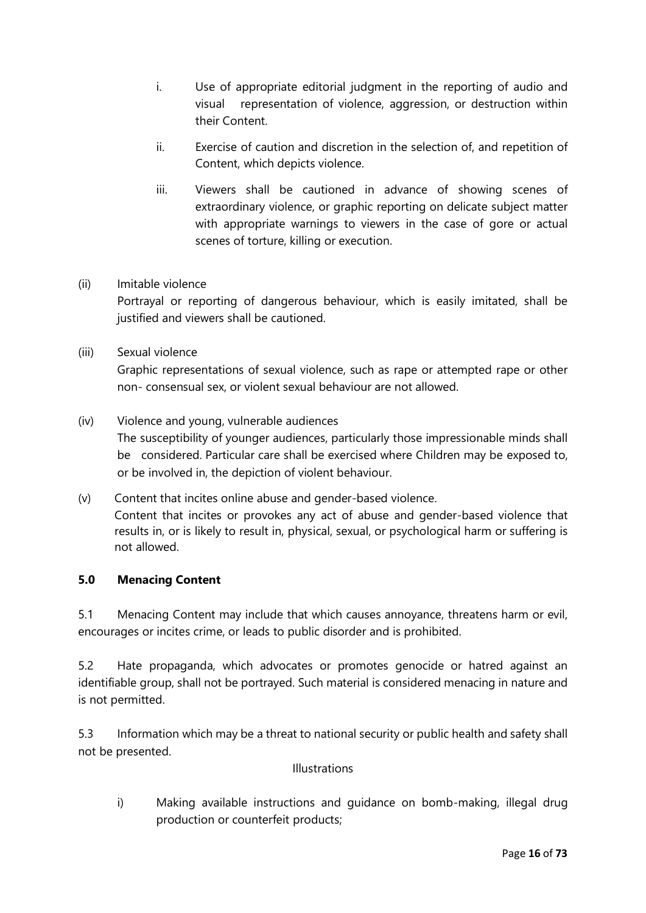i. Use of appropriate editorial judgment in the reporting of audio and visual representation of violence, aggression, or destruction within their Content.

ii. Exercise of caution and discretion in the selection of, and repetition of Content, which depicts violence.

iii. Viewers shall be cautioned in advance of showing scenes of extraordinary violence, or graphic reporting on delicate subject matter with appropriate warnings to viewers in the case of gore or actual scenes of torture, killing or execution.

(ii) Imitable violence

Portrayal or reporting of dangerous behaviour, which is easily imitated, shall be justified and viewers shall be cautioned.

(iii) Sexual violence

Graphic representations of sexual violence, such as rape or attempted rape or other non- consensual sex, or violent sexual behaviour are not allowed.

(iv) Violence and young, vulnerable audiences

The susceptibility of younger audiences, particularly those impressionable minds shall be considered. Particular care shall be exercised where Children may be exposed to, or be involved in, the depiction of violent behaviour.

(v) Content that incites online abuse and gender-based violence.

Content that incites or provokes any act of abuse and gender-based violence that results in, or is likely to result in, physical, sexual, or psychological harm or suffering is not allowed.

**5.0 Menacing Content**

5.1 Menacing Content may include that which causes annoyance, threatens harm or evil, encourages or incites crime, or leads to public disorder and is prohibited.

5.2 Hate propaganda, which advocates or promotes genocide or hatred against an identifiable group, shall not be portrayed. Such material is considered menacing in nature and is not permitted.

5.3 Information which may be a threat to national security or public health and safety shall not be presented.

Illustrations

i) Making available instructions and guidance on bomb-making, illegal drug production or counterfeit products;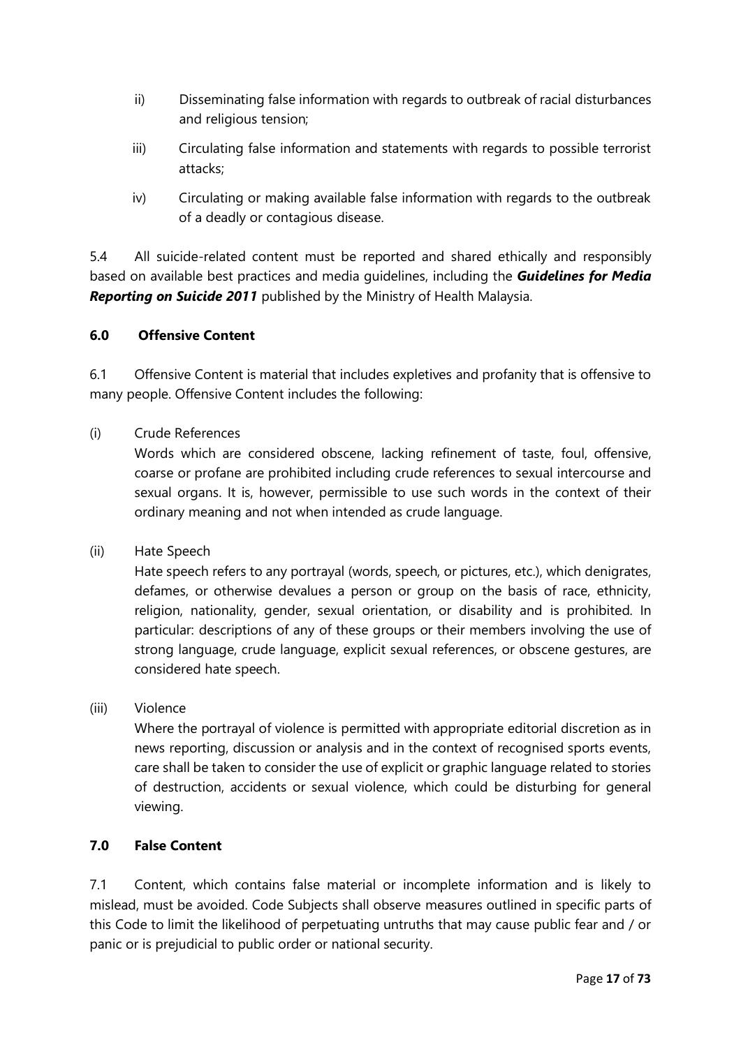ii) Disseminating false information with regards to outbreak of racial disturbances and religious tension;

iii) Circulating false information and statements with regards to possible terrorist attacks;

iv) Circulating or making available false information with regards to the outbreak of a deadly or contagious disease.

5.4 All suicide-related content must be reported and shared ethically and responsibly based on available best practices and media guidelines, including the ***Guidelines for Media Reporting on Suicide 2011*** published by the Ministry of Health Malaysia.

### 6.0 Offensive Content

6.1 Offensive Content is material that includes expletives and profanity that is offensive to many people. Offensive Content includes the following:

(i) Crude References

Words which are considered obscene, lacking refinement of taste, foul, offensive, coarse or profane are prohibited including crude references to sexual intercourse and sexual organs. It is, however, permissible to use such words in the context of their ordinary meaning and not when intended as crude language.

(ii) Hate Speech

Hate speech refers to any portrayal (words, speech, or pictures, etc.), which denigrates, defames, or otherwise devalues a person or group on the basis of race, ethnicity, religion, nationality, gender, sexual orientation, or disability and is prohibited. In particular: descriptions of any of these groups or their members involving the use of strong language, crude language, explicit sexual references, or obscene gestures, are considered hate speech.

(iii) Violence

Where the portrayal of violence is permitted with appropriate editorial discretion as in news reporting, discussion or analysis and in the context of recognised sports events, care shall be taken to consider the use of explicit or graphic language related to stories of destruction, accidents or sexual violence, which could be disturbing for general viewing.

### 7.0 False Content

7.1 Content, which contains false material or incomplete information and is likely to mislead, must be avoided. Code Subjects shall observe measures outlined in specific parts of this Code to limit the likelihood of perpetuating untruths that may cause public fear and / or panic or is prejudicial to public order or national security.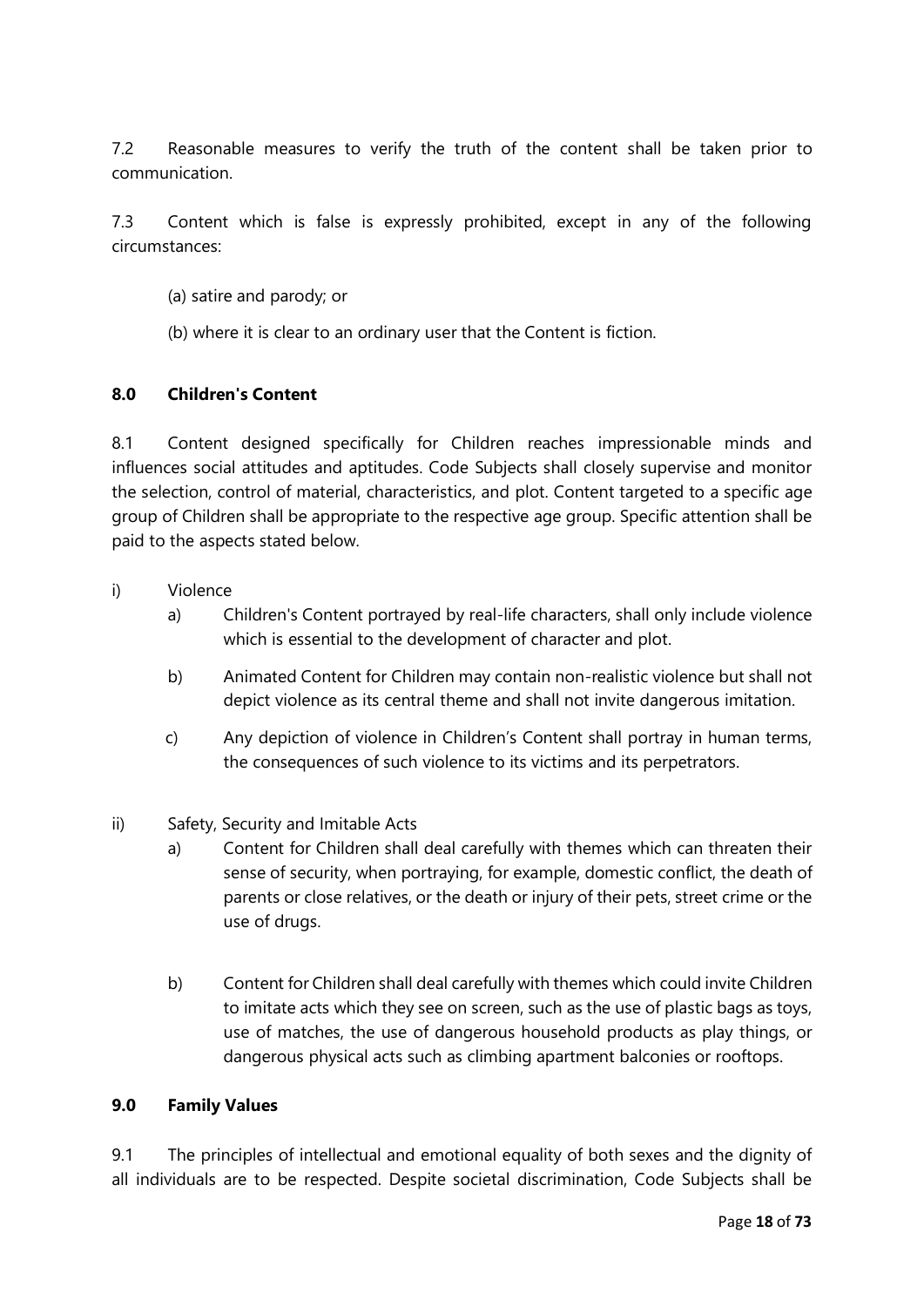7.2 Reasonable measures to verify the truth of the content shall be taken prior to communication.

7.3 Content which is false is expressly prohibited, except in any of the following circumstances:

(a) satire and parody; or

(b) where it is clear to an ordinary user that the Content is fiction.

**8.0 Children's Content**

8.1 Content designed specifically for Children reaches impressionable minds and influences social attitudes and aptitudes. Code Subjects shall closely supervise and monitor the selection, control of material, characteristics, and plot. Content targeted to a specific age group of Children shall be appropriate to the respective age group. Specific attention shall be paid to the aspects stated below.

i) Violence

a) Children's Content portrayed by real-life characters, shall only include violence which is essential to the development of character and plot.

b) Animated Content for Children may contain non-realistic violence but shall not depict violence as its central theme and shall not invite dangerous imitation.

c) Any depiction of violence in Children's Content shall portray in human terms, the consequences of such violence to its victims and its perpetrators.

ii) Safety, Security and Imitable Acts

a) Content for Children shall deal carefully with themes which can threaten their sense of security, when portraying, for example, domestic conflict, the death of parents or close relatives, or the death or injury of their pets, street crime or the use of drugs.

b) Content for Children shall deal carefully with themes which could invite Children to imitate acts which they see on screen, such as the use of plastic bags as toys, use of matches, the use of dangerous household products as play things, or dangerous physical acts such as climbing apartment balconies or rooftops.

**9.0 Family Values**

9.1 The principles of intellectual and emotional equality of both sexes and the dignity of all individuals are to be respected. Despite societal discrimination, Code Subjects shall be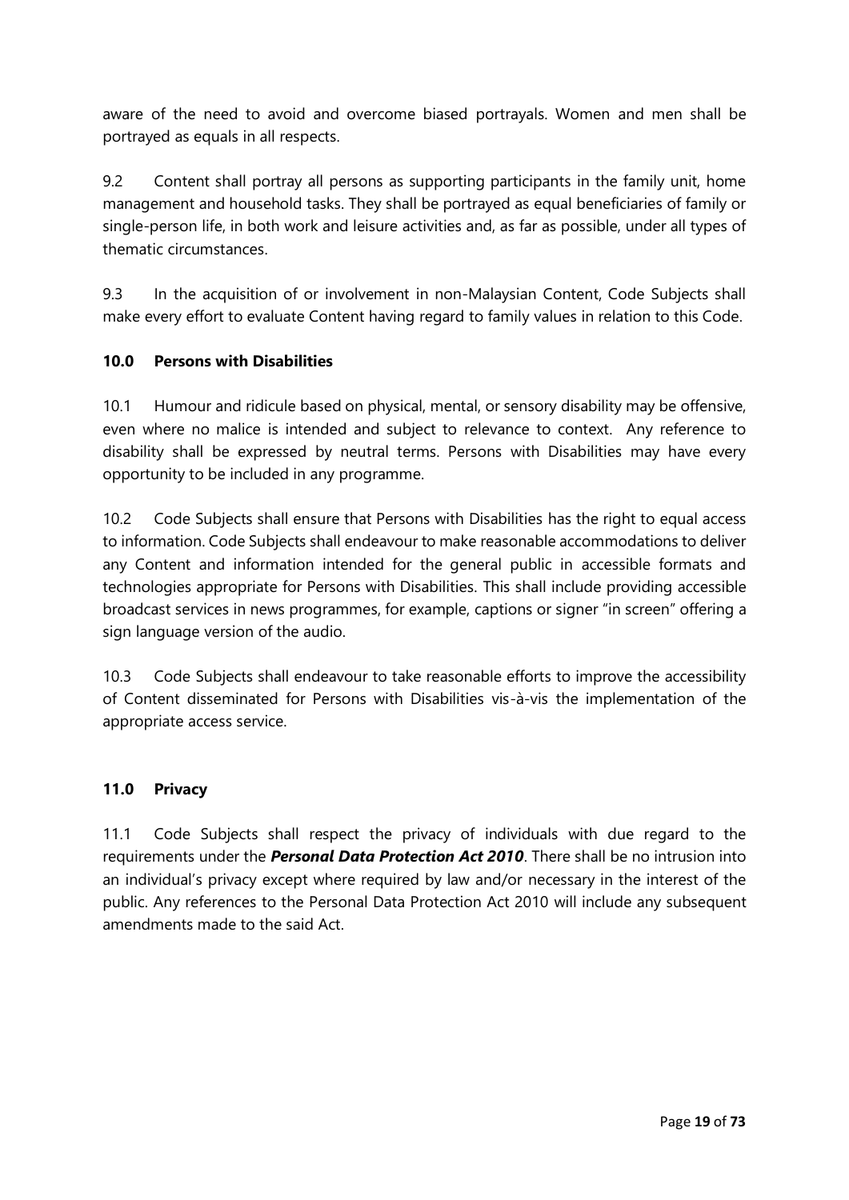aware of the need to avoid and overcome biased portrayals. Women and men shall be portrayed as equals in all respects.

9.2 Content shall portray all persons as supporting participants in the family unit, home management and household tasks. They shall be portrayed as equal beneficiaries of family or single-person life, in both work and leisure activities and, as far as possible, under all types of thematic circumstances.

9.3 In the acquisition of or involvement in non-Malaysian Content, Code Subjects shall make every effort to evaluate Content having regard to family values in relation to this Code.

### 10.0 Persons with Disabilities

10.1 Humour and ridicule based on physical, mental, or sensory disability may be offensive, even where no malice is intended and subject to relevance to context. Any reference to disability shall be expressed by neutral terms. Persons with Disabilities may have every opportunity to be included in any programme.

10.2 Code Subjects shall ensure that Persons with Disabilities has the right to equal access to information. Code Subjects shall endeavour to make reasonable accommodations to deliver any Content and information intended for the general public in accessible formats and technologies appropriate for Persons with Disabilities. This shall include providing accessible broadcast services in news programmes, for example, captions or signer "in screen" offering a sign language version of the audio.

10.3 Code Subjects shall endeavour to take reasonable efforts to improve the accessibility of Content disseminated for Persons with Disabilities vis-à-vis the implementation of the appropriate access service.

### 11.0 Privacy

11.1 Code Subjects shall respect the privacy of individuals with due regard to the requirements under the ***Personal Data Protection Act 2010***. There shall be no intrusion into an individual's privacy except where required by law and/or necessary in the interest of the public. Any references to the Personal Data Protection Act 2010 will include any subsequent amendments made to the said Act.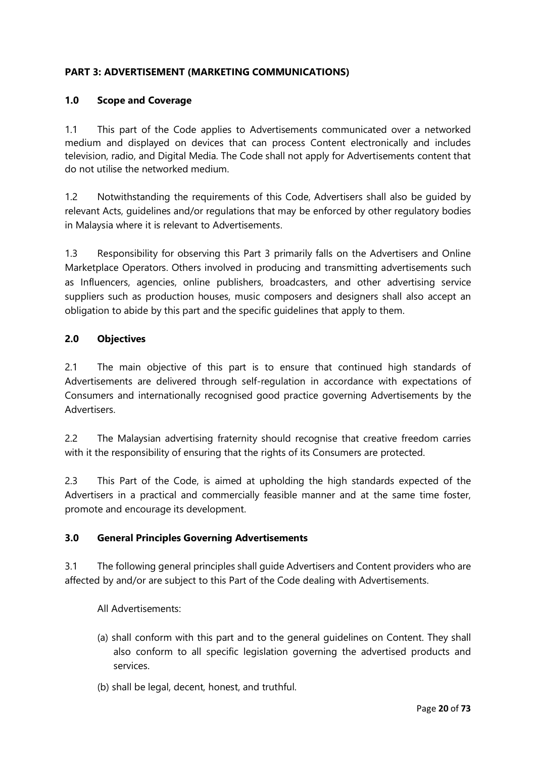## PART 3: ADVERTISEMENT (MARKETING COMMUNICATIONS)

### 1.0 Scope and Coverage

1.1 This part of the Code applies to Advertisements communicated over a networked medium and displayed on devices that can process Content electronically and includes television, radio, and Digital Media. The Code shall not apply for Advertisements content that do not utilise the networked medium.

1.2 Notwithstanding the requirements of this Code, Advertisers shall also be guided by relevant Acts, guidelines and/or regulations that may be enforced by other regulatory bodies in Malaysia where it is relevant to Advertisements.

1.3 Responsibility for observing this Part 3 primarily falls on the Advertisers and Online Marketplace Operators. Others involved in producing and transmitting advertisements such as Influencers, agencies, online publishers, broadcasters, and other advertising service suppliers such as production houses, music composers and designers shall also accept an obligation to abide by this part and the specific guidelines that apply to them.

### 2.0 Objectives

2.1 The main objective of this part is to ensure that continued high standards of Advertisements are delivered through self-regulation in accordance with expectations of Consumers and internationally recognised good practice governing Advertisements by the Advertisers.

2.2 The Malaysian advertising fraternity should recognise that creative freedom carries with it the responsibility of ensuring that the rights of its Consumers are protected.

2.3 This Part of the Code, is aimed at upholding the high standards expected of the Advertisers in a practical and commercially feasible manner and at the same time foster, promote and encourage its development.

### 3.0 General Principles Governing Advertisements

3.1 The following general principles shall guide Advertisers and Content providers who are affected by and/or are subject to this Part of the Code dealing with Advertisements.

All Advertisements:

(a) shall conform with this part and to the general guidelines on Content. They shall also conform to all specific legislation governing the advertised products and services.

(b) shall be legal, decent, honest, and truthful.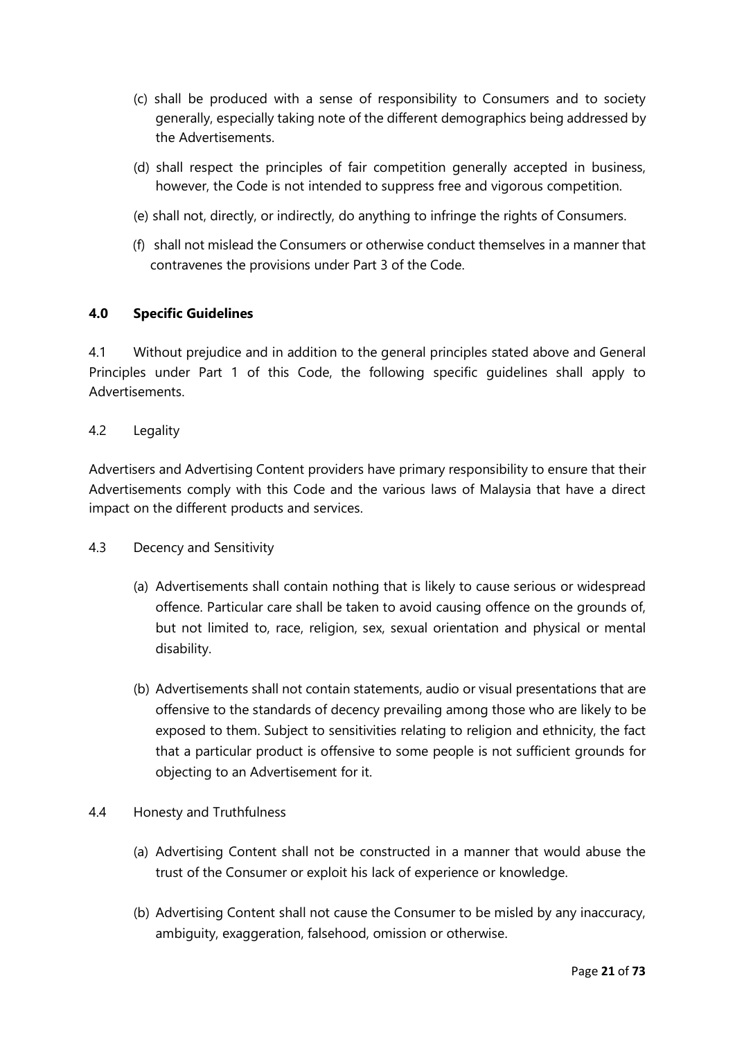(c) shall be produced with a sense of responsibility to Consumers and to society generally, especially taking note of the different demographics being addressed by the Advertisements.

(d) shall respect the principles of fair competition generally accepted in business, however, the Code is not intended to suppress free and vigorous competition.

(e) shall not, directly, or indirectly, do anything to infringe the rights of Consumers.

(f) shall not mislead the Consumers or otherwise conduct themselves in a manner that contravenes the provisions under Part 3 of the Code.

## 4.0 Specific Guidelines

4.1 Without prejudice and in addition to the general principles stated above and General Principles under Part 1 of this Code, the following specific guidelines shall apply to Advertisements.

4.2 Legality

Advertisers and Advertising Content providers have primary responsibility to ensure that their Advertisements comply with this Code and the various laws of Malaysia that have a direct impact on the different products and services.

4.3 Decency and Sensitivity

(a) Advertisements shall contain nothing that is likely to cause serious or widespread offence. Particular care shall be taken to avoid causing offence on the grounds of, but not limited to, race, religion, sex, sexual orientation and physical or mental disability.

(b) Advertisements shall not contain statements, audio or visual presentations that are offensive to the standards of decency prevailing among those who are likely to be exposed to them. Subject to sensitivities relating to religion and ethnicity, the fact that a particular product is offensive to some people is not sufficient grounds for objecting to an Advertisement for it.

4.4 Honesty and Truthfulness

(a) Advertising Content shall not be constructed in a manner that would abuse the trust of the Consumer or exploit his lack of experience or knowledge.

(b) Advertising Content shall not cause the Consumer to be misled by any inaccuracy, ambiguity, exaggeration, falsehood, omission or otherwise.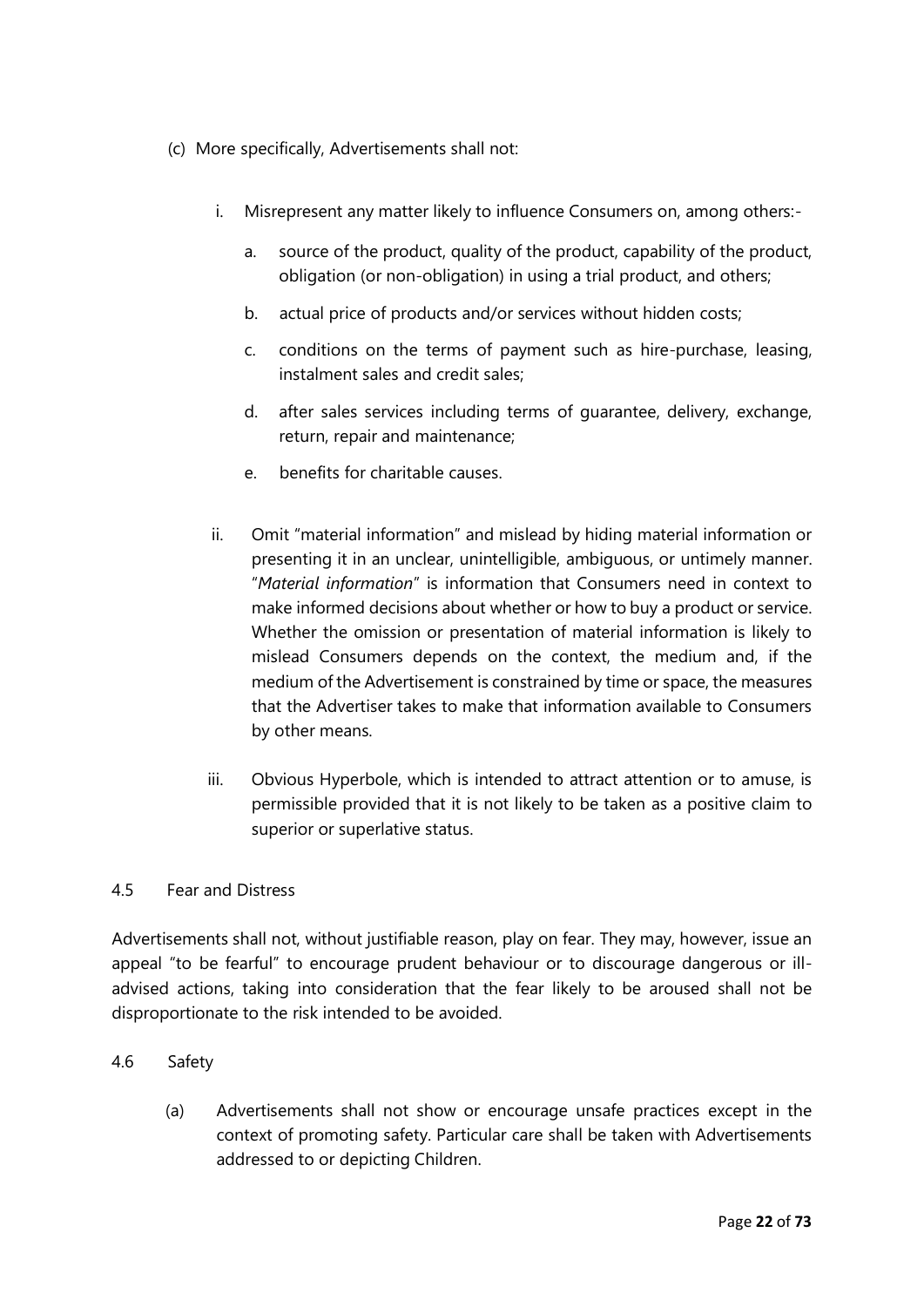(c) More specifically, Advertisements shall not:

   i. Misrepresent any matter likely to influence Consumers on, among others:-

      a. source of the product, quality of the product, capability of the product, obligation (or non-obligation) in using a trial product, and others;

      b. actual price of products and/or services without hidden costs;

      c. conditions on the terms of payment such as hire-purchase, leasing, instalment sales and credit sales;

      d. after sales services including terms of guarantee, delivery, exchange, return, repair and maintenance;

      e. benefits for charitable causes.

   ii. Omit "material information" and mislead by hiding material information or presenting it in an unclear, unintelligible, ambiguous, or untimely manner. "*Material information*" is information that Consumers need in context to make informed decisions about whether or how to buy a product or service. Whether the omission or presentation of material information is likely to mislead Consumers depends on the context, the medium and, if the medium of the Advertisement is constrained by time or space, the measures that the Advertiser takes to make that information available to Consumers by other means.

   iii. Obvious Hyperbole, which is intended to attract attention or to amuse, is permissible provided that it is not likely to be taken as a positive claim to superior or superlative status.

4.5 Fear and Distress

Advertisements shall not, without justifiable reason, play on fear. They may, however, issue an appeal "to be fearful" to encourage prudent behaviour or to discourage dangerous or ill-advised actions, taking into consideration that the fear likely to be aroused shall not be disproportionate to the risk intended to be avoided.

4.6 Safety

(a) Advertisements shall not show or encourage unsafe practices except in the context of promoting safety. Particular care shall be taken with Advertisements addressed to or depicting Children.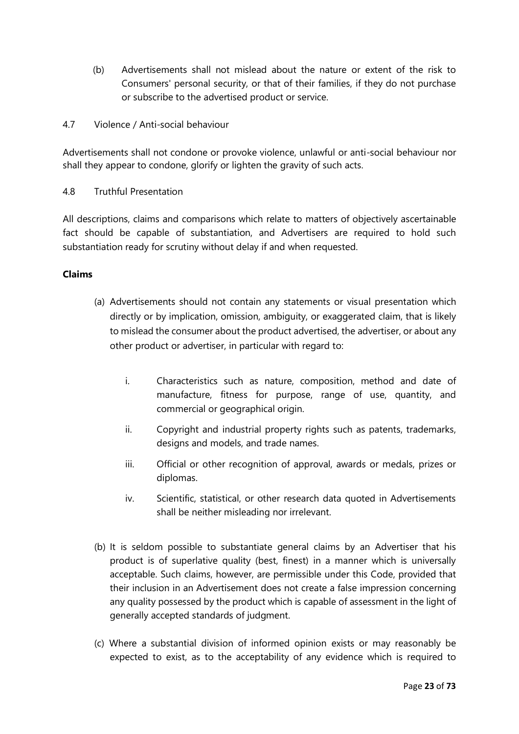(b) Advertisements shall not mislead about the nature or extent of the risk to Consumers' personal security, or that of their families, if they do not purchase or subscribe to the advertised product or service.

4.7 Violence / Anti-social behaviour

Advertisements shall not condone or provoke violence, unlawful or anti-social behaviour nor shall they appear to condone, glorify or lighten the gravity of such acts.

4.8 Truthful Presentation

All descriptions, claims and comparisons which relate to matters of objectively ascertainable fact should be capable of substantiation, and Advertisers are required to hold such substantiation ready for scrutiny without delay if and when requested.

**Claims**

(a) Advertisements should not contain any statements or visual presentation which directly or by implication, omission, ambiguity, or exaggerated claim, that is likely to mislead the consumer about the product advertised, the advertiser, or about any other product or advertiser, in particular with regard to:

   i. Characteristics such as nature, composition, method and date of manufacture, fitness for purpose, range of use, quantity, and commercial or geographical origin.

   ii. Copyright and industrial property rights such as patents, trademarks, designs and models, and trade names.

   iii. Official or other recognition of approval, awards or medals, prizes or diplomas.

   iv. Scientific, statistical, or other research data quoted in Advertisements shall be neither misleading nor irrelevant.

(b) It is seldom possible to substantiate general claims by an Advertiser that his product is of superlative quality (best, finest) in a manner which is universally acceptable. Such claims, however, are permissible under this Code, provided that their inclusion in an Advertisement does not create a false impression concerning any quality possessed by the product which is capable of assessment in the light of generally accepted standards of judgment.

(c) Where a substantial division of informed opinion exists or may reasonably be expected to exist, as to the acceptability of any evidence which is required to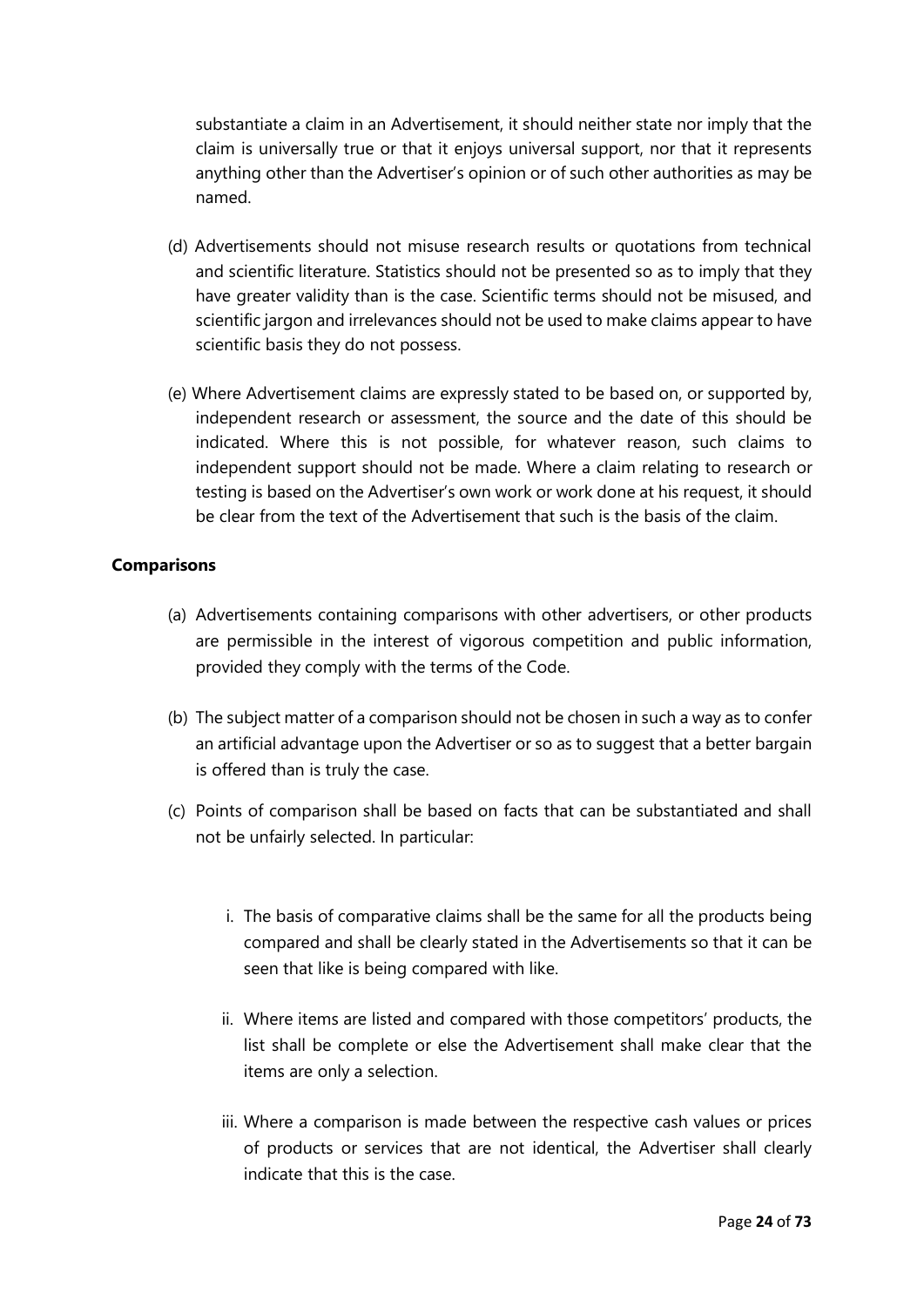substantiate a claim in an Advertisement, it should neither state nor imply that the claim is universally true or that it enjoys universal support, nor that it represents anything other than the Advertiser's opinion or of such other authorities as may be named.

(d) Advertisements should not misuse research results or quotations from technical and scientific literature. Statistics should not be presented so as to imply that they have greater validity than is the case. Scientific terms should not be misused, and scientific jargon and irrelevances should not be used to make claims appear to have scientific basis they do not possess.

(e) Where Advertisement claims are expressly stated to be based on, or supported by, independent research or assessment, the source and the date of this should be indicated. Where this is not possible, for whatever reason, such claims to independent support should not be made. Where a claim relating to research or testing is based on the Advertiser's own work or work done at his request, it should be clear from the text of the Advertisement that such is the basis of the claim.

**Comparisons**

(a) Advertisements containing comparisons with other advertisers, or other products are permissible in the interest of vigorous competition and public information, provided they comply with the terms of the Code.

(b) The subject matter of a comparison should not be chosen in such a way as to confer an artificial advantage upon the Advertiser or so as to suggest that a better bargain is offered than is truly the case.

(c) Points of comparison shall be based on facts that can be substantiated and shall not be unfairly selected. In particular:

i. The basis of comparative claims shall be the same for all the products being compared and shall be clearly stated in the Advertisements so that it can be seen that like is being compared with like.

ii. Where items are listed and compared with those competitors' products, the list shall be complete or else the Advertisement shall make clear that the items are only a selection.

iii. Where a comparison is made between the respective cash values or prices of products or services that are not identical, the Advertiser shall clearly indicate that this is the case.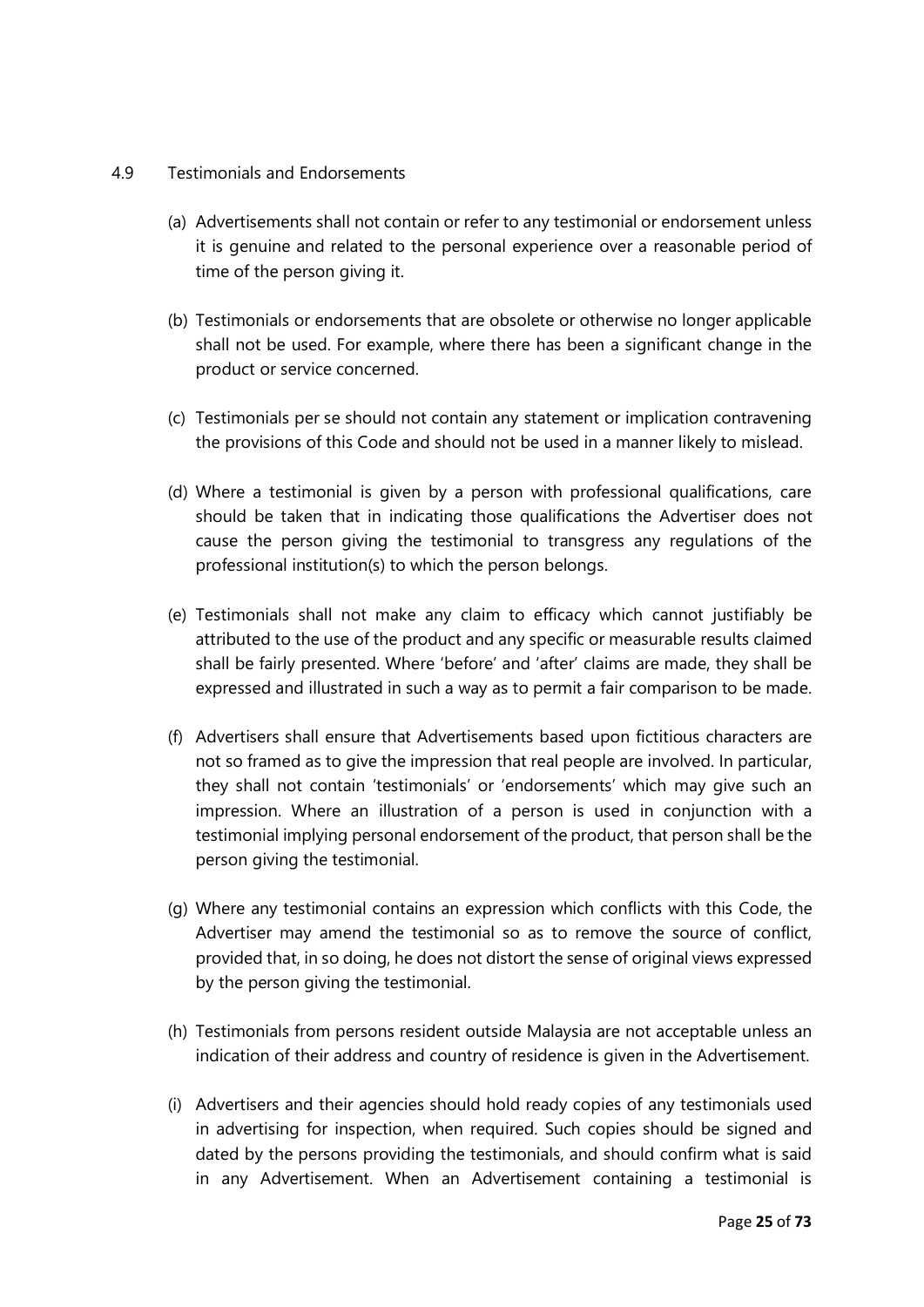### 4.9 Testimonials and Endorsements

(a) Advertisements shall not contain or refer to any testimonial or endorsement unless it is genuine and related to the personal experience over a reasonable period of time of the person giving it.

(b) Testimonials or endorsements that are obsolete or otherwise no longer applicable shall not be used. For example, where there has been a significant change in the product or service concerned.

(c) Testimonials per se should not contain any statement or implication contravening the provisions of this Code and should not be used in a manner likely to mislead.

(d) Where a testimonial is given by a person with professional qualifications, care should be taken that in indicating those qualifications the Advertiser does not cause the person giving the testimonial to transgress any regulations of the professional institution(s) to which the person belongs.

(e) Testimonials shall not make any claim to efficacy which cannot justifiably be attributed to the use of the product and any specific or measurable results claimed shall be fairly presented. Where 'before' and 'after' claims are made, they shall be expressed and illustrated in such a way as to permit a fair comparison to be made.

(f) Advertisers shall ensure that Advertisements based upon fictitious characters are not so framed as to give the impression that real people are involved. In particular, they shall not contain 'testimonials' or 'endorsements' which may give such an impression. Where an illustration of a person is used in conjunction with a testimonial implying personal endorsement of the product, that person shall be the person giving the testimonial.

(g) Where any testimonial contains an expression which conflicts with this Code, the Advertiser may amend the testimonial so as to remove the source of conflict, provided that, in so doing, he does not distort the sense of original views expressed by the person giving the testimonial.

(h) Testimonials from persons resident outside Malaysia are not acceptable unless an indication of their address and country of residence is given in the Advertisement.

(i) Advertisers and their agencies should hold ready copies of any testimonials used in advertising for inspection, when required. Such copies should be signed and dated by the persons providing the testimonials, and should confirm what is said in any Advertisement. When an Advertisement containing a testimonial is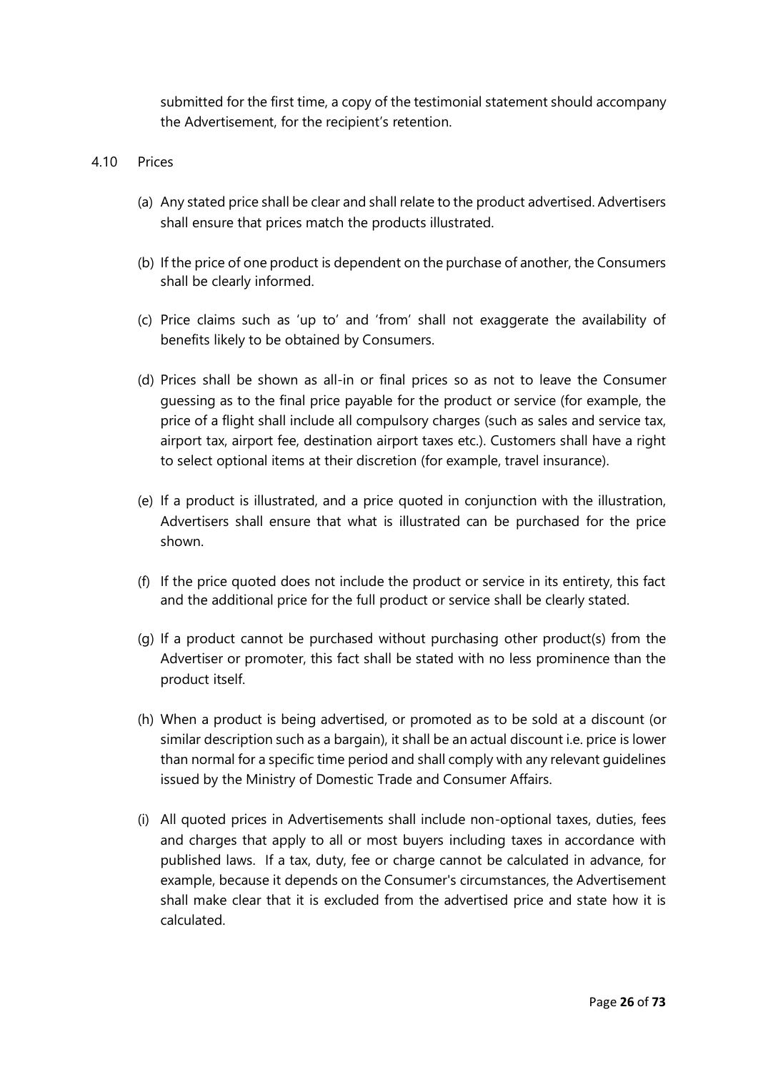submitted for the first time, a copy of the testimonial statement should accompany the Advertisement, for the recipient's retention.

4.10 Prices

(a) Any stated price shall be clear and shall relate to the product advertised. Advertisers shall ensure that prices match the products illustrated.

(b) If the price of one product is dependent on the purchase of another, the Consumers shall be clearly informed.

(c) Price claims such as 'up to' and 'from' shall not exaggerate the availability of benefits likely to be obtained by Consumers.

(d) Prices shall be shown as all-in or final prices so as not to leave the Consumer guessing as to the final price payable for the product or service (for example, the price of a flight shall include all compulsory charges (such as sales and service tax, airport tax, airport fee, destination airport taxes etc.). Customers shall have a right to select optional items at their discretion (for example, travel insurance).

(e) If a product is illustrated, and a price quoted in conjunction with the illustration, Advertisers shall ensure that what is illustrated can be purchased for the price shown.

(f) If the price quoted does not include the product or service in its entirety, this fact and the additional price for the full product or service shall be clearly stated.

(g) If a product cannot be purchased without purchasing other product(s) from the Advertiser or promoter, this fact shall be stated with no less prominence than the product itself.

(h) When a product is being advertised, or promoted as to be sold at a discount (or similar description such as a bargain), it shall be an actual discount i.e. price is lower than normal for a specific time period and shall comply with any relevant guidelines issued by the Ministry of Domestic Trade and Consumer Affairs.

(i) All quoted prices in Advertisements shall include non-optional taxes, duties, fees and charges that apply to all or most buyers including taxes in accordance with published laws. If a tax, duty, fee or charge cannot be calculated in advance, for example, because it depends on the Consumer's circumstances, the Advertisement shall make clear that it is excluded from the advertised price and state how it is calculated.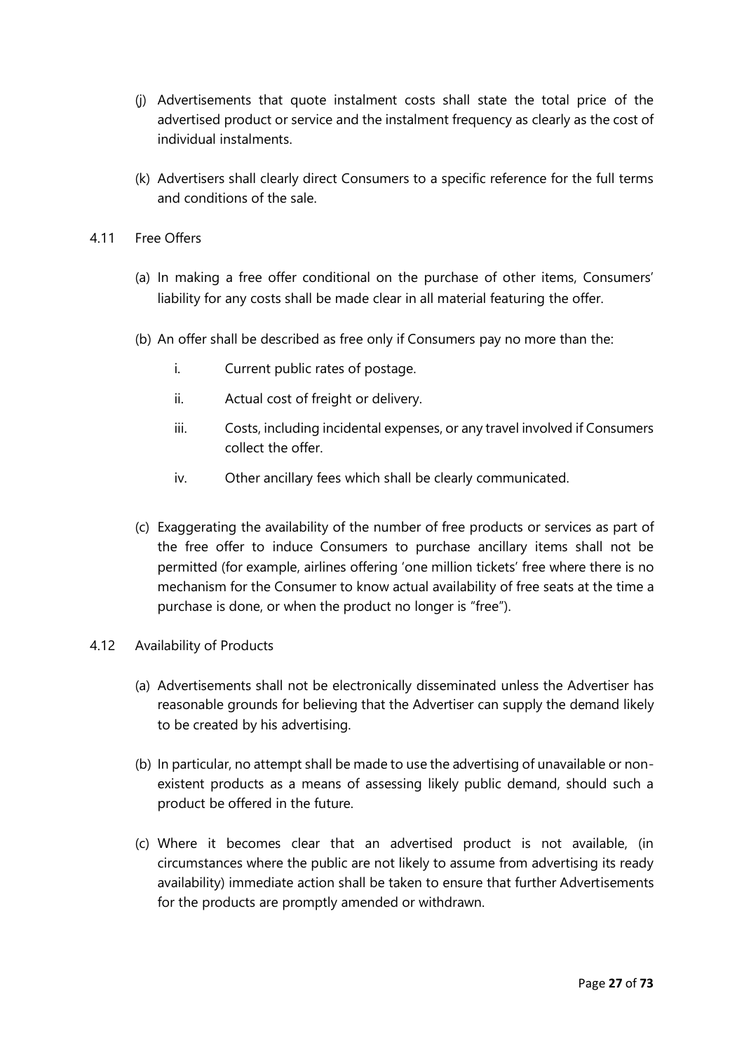(j) Advertisements that quote instalment costs shall state the total price of the advertised product or service and the instalment frequency as clearly as the cost of individual instalments.

(k) Advertisers shall clearly direct Consumers to a specific reference for the full terms and conditions of the sale.

4.11 Free Offers

(a) In making a free offer conditional on the purchase of other items, Consumers' liability for any costs shall be made clear in all material featuring the offer.

(b) An offer shall be described as free only if Consumers pay no more than the:

i. Current public rates of postage.

ii. Actual cost of freight or delivery.

iii. Costs, including incidental expenses, or any travel involved if Consumers collect the offer.

iv. Other ancillary fees which shall be clearly communicated.

(c) Exaggerating the availability of the number of free products or services as part of the free offer to induce Consumers to purchase ancillary items shall not be permitted (for example, airlines offering 'one million tickets' free where there is no mechanism for the Consumer to know actual availability of free seats at the time a purchase is done, or when the product no longer is "free").

4.12 Availability of Products

(a) Advertisements shall not be electronically disseminated unless the Advertiser has reasonable grounds for believing that the Advertiser can supply the demand likely to be created by his advertising.

(b) In particular, no attempt shall be made to use the advertising of unavailable or non-existent products as a means of assessing likely public demand, should such a product be offered in the future.

(c) Where it becomes clear that an advertised product is not available, (in circumstances where the public are not likely to assume from advertising its ready availability) immediate action shall be taken to ensure that further Advertisements for the products are promptly amended or withdrawn.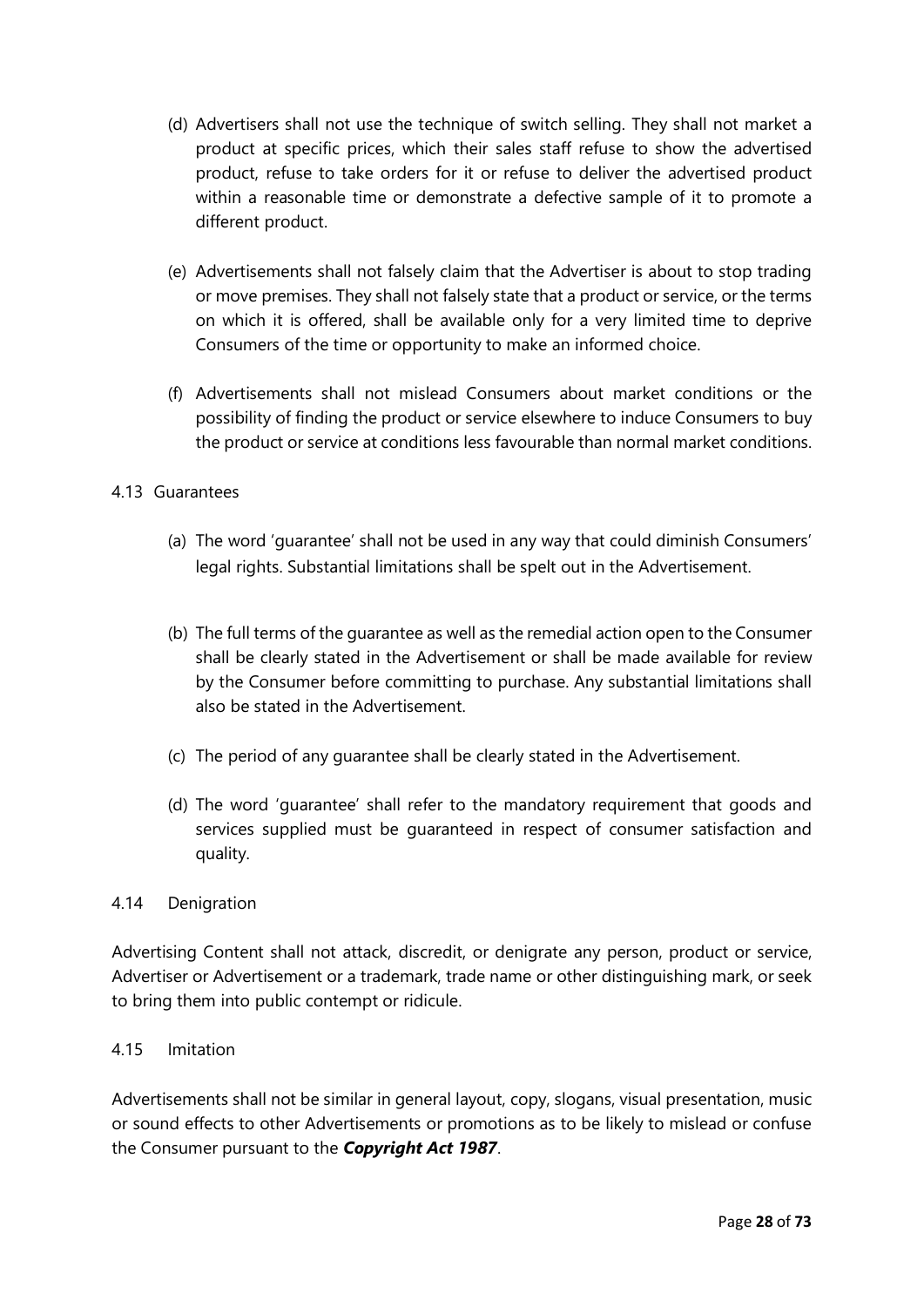(d) Advertisers shall not use the technique of switch selling. They shall not market a product at specific prices, which their sales staff refuse to show the advertised product, refuse to take orders for it or refuse to deliver the advertised product within a reasonable time or demonstrate a defective sample of it to promote a different product.

(e) Advertisements shall not falsely claim that the Advertiser is about to stop trading or move premises. They shall not falsely state that a product or service, or the terms on which it is offered, shall be available only for a very limited time to deprive Consumers of the time or opportunity to make an informed choice.

(f) Advertisements shall not mislead Consumers about market conditions or the possibility of finding the product or service elsewhere to induce Consumers to buy the product or service at conditions less favourable than normal market conditions.

4.13 Guarantees

(a) The word 'guarantee' shall not be used in any way that could diminish Consumers' legal rights. Substantial limitations shall be spelt out in the Advertisement.

(b) The full terms of the guarantee as well as the remedial action open to the Consumer shall be clearly stated in the Advertisement or shall be made available for review by the Consumer before committing to purchase. Any substantial limitations shall also be stated in the Advertisement.

(c) The period of any guarantee shall be clearly stated in the Advertisement.

(d) The word 'guarantee' shall refer to the mandatory requirement that goods and services supplied must be guaranteed in respect of consumer satisfaction and quality.

4.14 Denigration

Advertising Content shall not attack, discredit, or denigrate any person, product or service, Advertiser or Advertisement or a trademark, trade name or other distinguishing mark, or seek to bring them into public contempt or ridicule.

4.15 Imitation

Advertisements shall not be similar in general layout, copy, slogans, visual presentation, music or sound effects to other Advertisements or promotions as to be likely to mislead or confuse the Consumer pursuant to the ***Copyright Act 1987***.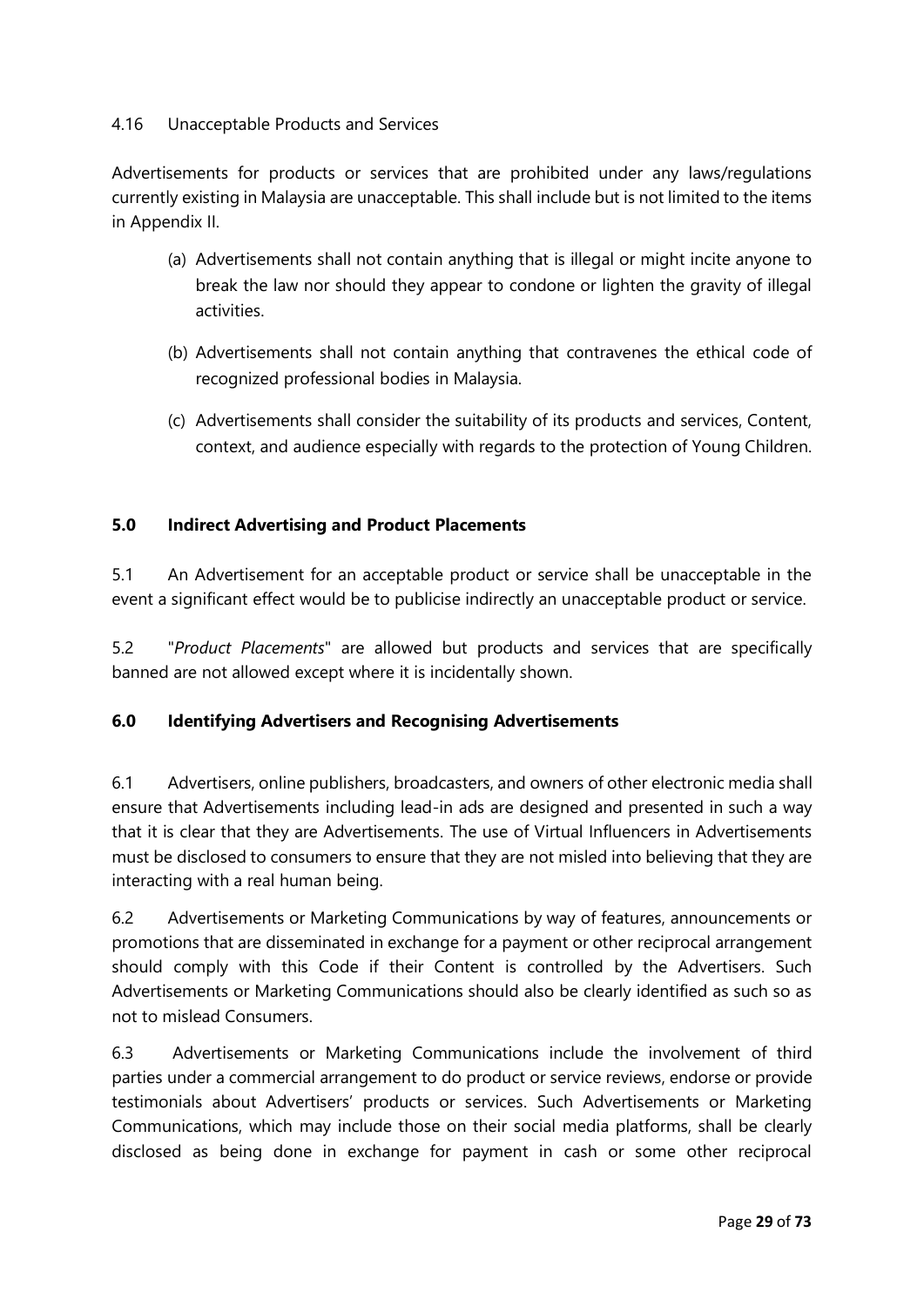4.16 Unacceptable Products and Services

Advertisements for products or services that are prohibited under any laws/regulations currently existing in Malaysia are unacceptable. This shall include but is not limited to the items in Appendix II.

(a) Advertisements shall not contain anything that is illegal or might incite anyone to break the law nor should they appear to condone or lighten the gravity of illegal activities.

(b) Advertisements shall not contain anything that contravenes the ethical code of recognized professional bodies in Malaysia.

(c) Advertisements shall consider the suitability of its products and services, Content, context, and audience especially with regards to the protection of Young Children.

## 5.0 Indirect Advertising and Product Placements

5.1 An Advertisement for an acceptable product or service shall be unacceptable in the event a significant effect would be to publicise indirectly an unacceptable product or service.

5.2 "*Product Placements*" are allowed but products and services that are specifically banned are not allowed except where it is incidentally shown.

## 6.0 Identifying Advertisers and Recognising Advertisements

6.1 Advertisers, online publishers, broadcasters, and owners of other electronic media shall ensure that Advertisements including lead-in ads are designed and presented in such a way that it is clear that they are Advertisements. The use of Virtual Influencers in Advertisements must be disclosed to consumers to ensure that they are not misled into believing that they are interacting with a real human being.

6.2 Advertisements or Marketing Communications by way of features, announcements or promotions that are disseminated in exchange for a payment or other reciprocal arrangement should comply with this Code if their Content is controlled by the Advertisers. Such Advertisements or Marketing Communications should also be clearly identified as such so as not to mislead Consumers.

6.3 Advertisements or Marketing Communications include the involvement of third parties under a commercial arrangement to do product or service reviews, endorse or provide testimonials about Advertisers' products or services. Such Advertisements or Marketing Communications, which may include those on their social media platforms, shall be clearly disclosed as being done in exchange for payment in cash or some other reciprocal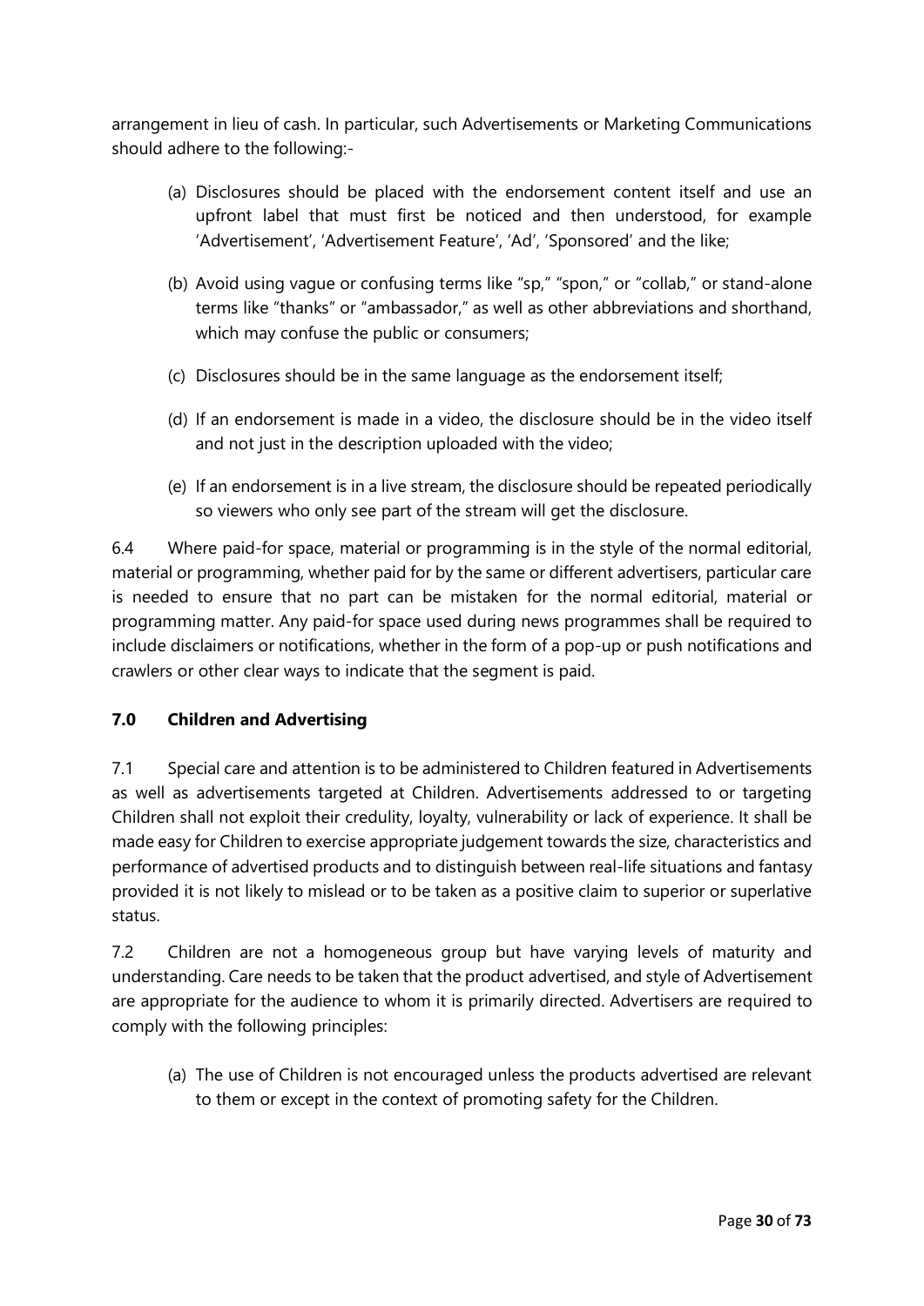arrangement in lieu of cash. In particular, such Advertisements or Marketing Communications should adhere to the following:-

(a) Disclosures should be placed with the endorsement content itself and use an upfront label that must first be noticed and then understood, for example 'Advertisement', 'Advertisement Feature', 'Ad', 'Sponsored' and the like;

(b) Avoid using vague or confusing terms like "sp," "spon," or "collab," or stand-alone terms like "thanks" or "ambassador," as well as other abbreviations and shorthand, which may confuse the public or consumers;

(c) Disclosures should be in the same language as the endorsement itself;

(d) If an endorsement is made in a video, the disclosure should be in the video itself and not just in the description uploaded with the video;

(e) If an endorsement is in a live stream, the disclosure should be repeated periodically so viewers who only see part of the stream will get the disclosure.

6.4 Where paid-for space, material or programming is in the style of the normal editorial, material or programming, whether paid for by the same or different advertisers, particular care is needed to ensure that no part can be mistaken for the normal editorial, material or programming matter. Any paid-for space used during news programmes shall be required to include disclaimers or notifications, whether in the form of a pop-up or push notifications and crawlers or other clear ways to indicate that the segment is paid.

## 7.0 Children and Advertising

7.1 Special care and attention is to be administered to Children featured in Advertisements as well as advertisements targeted at Children. Advertisements addressed to or targeting Children shall not exploit their credulity, loyalty, vulnerability or lack of experience. It shall be made easy for Children to exercise appropriate judgement towards the size, characteristics and performance of advertised products and to distinguish between real-life situations and fantasy provided it is not likely to mislead or to be taken as a positive claim to superior or superlative status.

7.2 Children are not a homogeneous group but have varying levels of maturity and understanding. Care needs to be taken that the product advertised, and style of Advertisement are appropriate for the audience to whom it is primarily directed. Advertisers are required to comply with the following principles:

(a) The use of Children is not encouraged unless the products advertised are relevant to them or except in the context of promoting safety for the Children.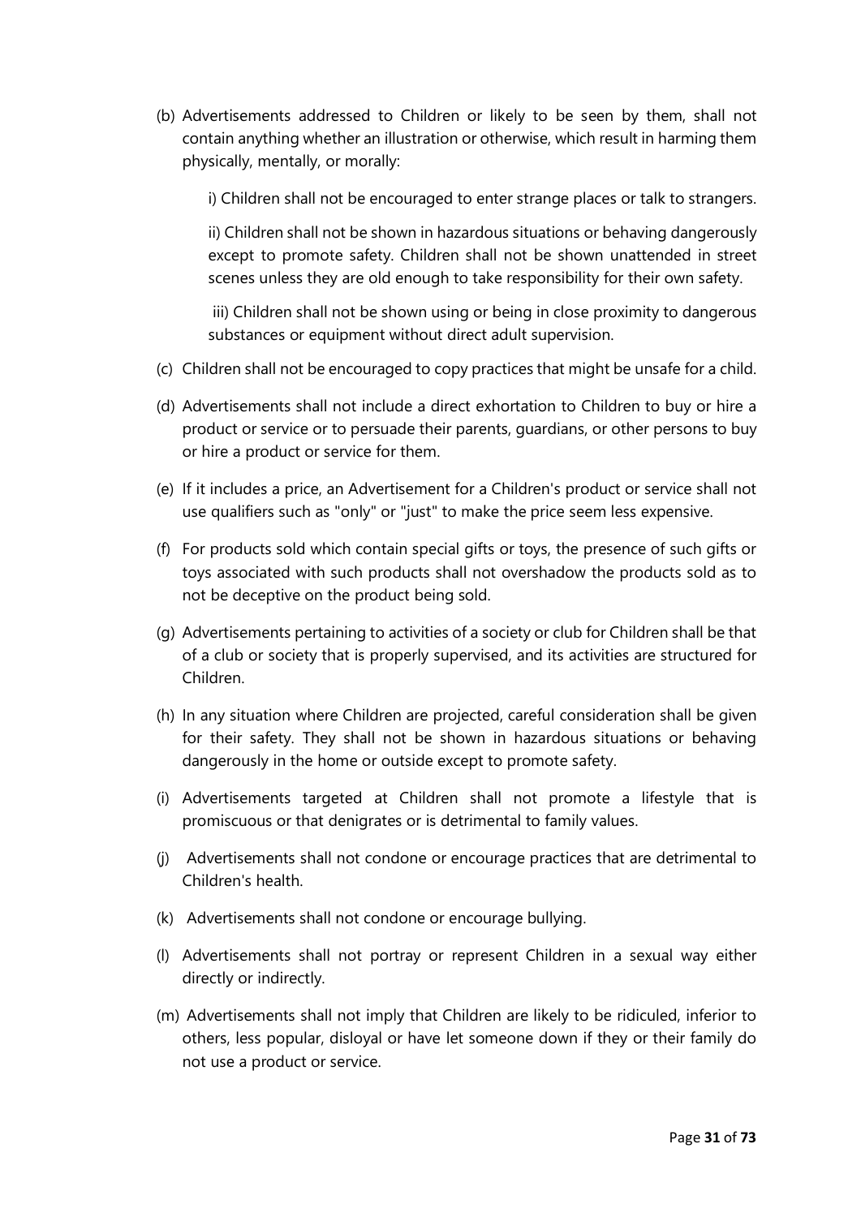(b) Advertisements addressed to Children or likely to be seen by them, shall not contain anything whether an illustration or otherwise, which result in harming them physically, mentally, or morally:

  i) Children shall not be encouraged to enter strange places or talk to strangers.

  ii) Children shall not be shown in hazardous situations or behaving dangerously except to promote safety. Children shall not be shown unattended in street scenes unless they are old enough to take responsibility for their own safety.

  iii) Children shall not be shown using or being in close proximity to dangerous substances or equipment without direct adult supervision.

(c) Children shall not be encouraged to copy practices that might be unsafe for a child.

(d) Advertisements shall not include a direct exhortation to Children to buy or hire a product or service or to persuade their parents, guardians, or other persons to buy or hire a product or service for them.

(e) If it includes a price, an Advertisement for a Children's product or service shall not use qualifiers such as "only" or "just" to make the price seem less expensive.

(f) For products sold which contain special gifts or toys, the presence of such gifts or toys associated with such products shall not overshadow the products sold as to not be deceptive on the product being sold.

(g) Advertisements pertaining to activities of a society or club for Children shall be that of a club or society that is properly supervised, and its activities are structured for Children.

(h) In any situation where Children are projected, careful consideration shall be given for their safety. They shall not be shown in hazardous situations or behaving dangerously in the home or outside except to promote safety.

(i) Advertisements targeted at Children shall not promote a lifestyle that is promiscuous or that denigrates or is detrimental to family values.

(j) Advertisements shall not condone or encourage practices that are detrimental to Children's health.

(k) Advertisements shall not condone or encourage bullying.

(l) Advertisements shall not portray or represent Children in a sexual way either directly or indirectly.

(m) Advertisements shall not imply that Children are likely to be ridiculed, inferior to others, less popular, disloyal or have let someone down if they or their family do not use a product or service.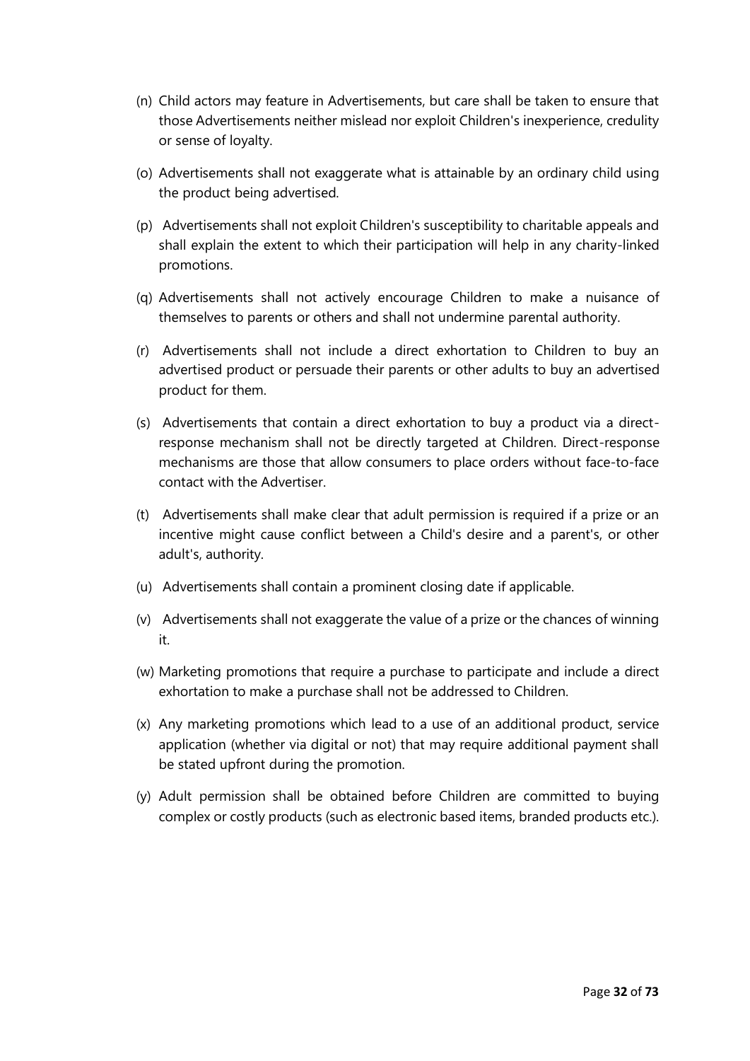(n) Child actors may feature in Advertisements, but care shall be taken to ensure that those Advertisements neither mislead nor exploit Children's inexperience, credulity or sense of loyalty.

(o) Advertisements shall not exaggerate what is attainable by an ordinary child using the product being advertised.

(p) Advertisements shall not exploit Children's susceptibility to charitable appeals and shall explain the extent to which their participation will help in any charity-linked promotions.

(q) Advertisements shall not actively encourage Children to make a nuisance of themselves to parents or others and shall not undermine parental authority.

(r) Advertisements shall not include a direct exhortation to Children to buy an advertised product or persuade their parents or other adults to buy an advertised product for them.

(s) Advertisements that contain a direct exhortation to buy a product via a direct-response mechanism shall not be directly targeted at Children. Direct-response mechanisms are those that allow consumers to place orders without face-to-face contact with the Advertiser.

(t) Advertisements shall make clear that adult permission is required if a prize or an incentive might cause conflict between a Child's desire and a parent's, or other adult's, authority.

(u) Advertisements shall contain a prominent closing date if applicable.

(v) Advertisements shall not exaggerate the value of a prize or the chances of winning it.

(w) Marketing promotions that require a purchase to participate and include a direct exhortation to make a purchase shall not be addressed to Children.

(x) Any marketing promotions which lead to a use of an additional product, service application (whether via digital or not) that may require additional payment shall be stated upfront during the promotion.

(y) Adult permission shall be obtained before Children are committed to buying complex or costly products (such as electronic based items, branded products etc.).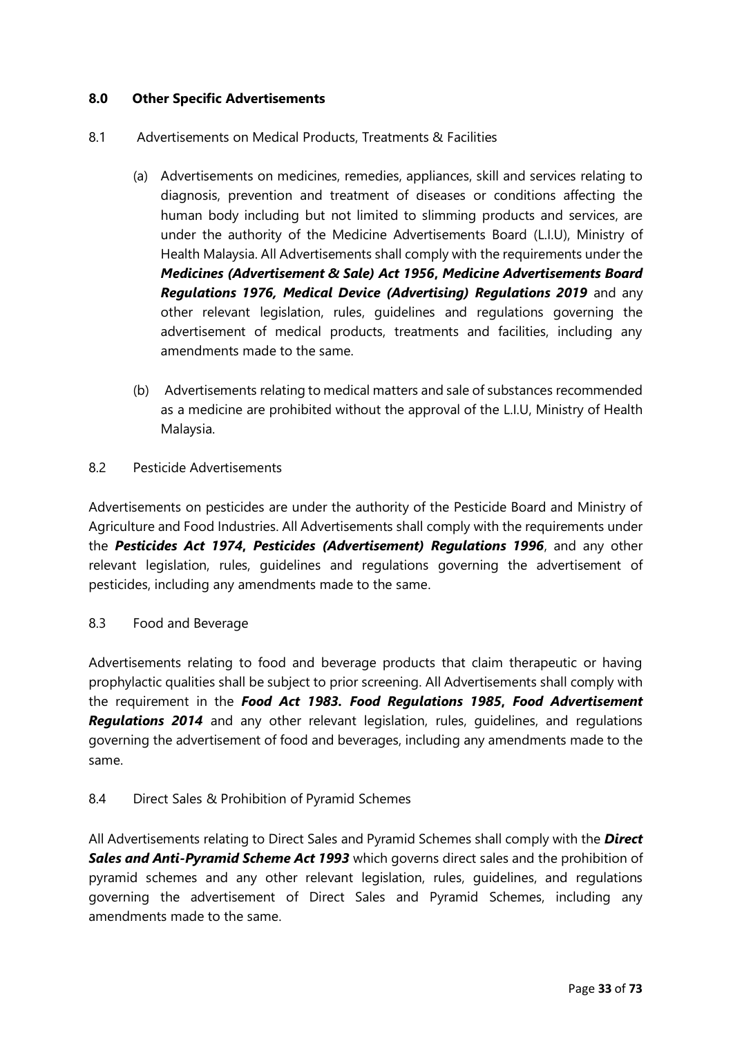## 8.0 Other Specific Advertisements

8.1 Advertisements on Medical Products, Treatments & Facilities

(a) Advertisements on medicines, remedies, appliances, skill and services relating to diagnosis, prevention and treatment of diseases or conditions affecting the human body including but not limited to slimming products and services, are under the authority of the Medicine Advertisements Board (L.I.U), Ministry of Health Malaysia. All Advertisements shall comply with the requirements under the ***Medicines (Advertisement & Sale) Act 1956, Medicine Advertisements Board Regulations 1976, Medical Device (Advertising) Regulations 2019*** and any other relevant legislation, rules, guidelines and regulations governing the advertisement of medical products, treatments and facilities, including any amendments made to the same.

(b) Advertisements relating to medical matters and sale of substances recommended as a medicine are prohibited without the approval of the L.I.U, Ministry of Health Malaysia.

8.2 Pesticide Advertisements

Advertisements on pesticides are under the authority of the Pesticide Board and Ministry of Agriculture and Food Industries. All Advertisements shall comply with the requirements under the ***Pesticides Act 1974, Pesticides (Advertisement) Regulations 1996***, and any other relevant legislation, rules, guidelines and regulations governing the advertisement of pesticides, including any amendments made to the same.

8.3 Food and Beverage

Advertisements relating to food and beverage products that claim therapeutic or having prophylactic qualities shall be subject to prior screening. All Advertisements shall comply with the requirement in the ***Food Act 1983. Food Regulations 1985, Food Advertisement Regulations 2014*** and any other relevant legislation, rules, guidelines, and regulations governing the advertisement of food and beverages, including any amendments made to the same.

8.4 Direct Sales & Prohibition of Pyramid Schemes

All Advertisements relating to Direct Sales and Pyramid Schemes shall comply with the ***Direct Sales and Anti-Pyramid Scheme Act 1993*** which governs direct sales and the prohibition of pyramid schemes and any other relevant legislation, rules, guidelines, and regulations governing the advertisement of Direct Sales and Pyramid Schemes, including any amendments made to the same.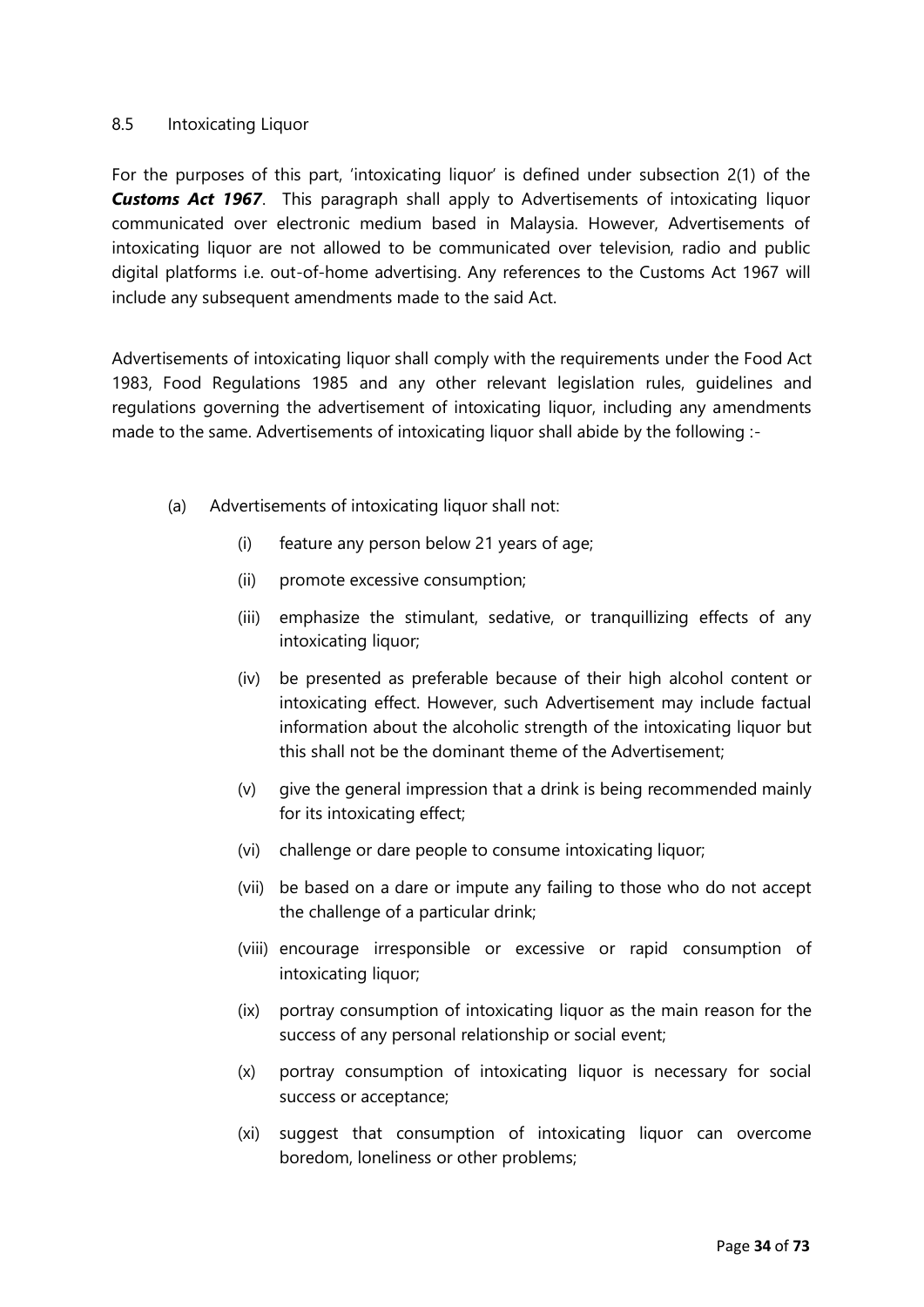### 8.5 Intoxicating Liquor

For the purposes of this part, 'intoxicating liquor' is defined under subsection 2(1) of the ***Customs Act 1967***. This paragraph shall apply to Advertisements of intoxicating liquor communicated over electronic medium based in Malaysia. However, Advertisements of intoxicating liquor are not allowed to be communicated over television, radio and public digital platforms i.e. out-of-home advertising. Any references to the Customs Act 1967 will include any subsequent amendments made to the said Act.

Advertisements of intoxicating liquor shall comply with the requirements under the Food Act 1983, Food Regulations 1985 and any other relevant legislation rules, guidelines and regulations governing the advertisement of intoxicating liquor, including any amendments made to the same. Advertisements of intoxicating liquor shall abide by the following :-

(a) Advertisements of intoxicating liquor shall not:

- (i) feature any person below 21 years of age;
- (ii) promote excessive consumption;
- (iii) emphasize the stimulant, sedative, or tranquillizing effects of any intoxicating liquor;
- (iv) be presented as preferable because of their high alcohol content or intoxicating effect. However, such Advertisement may include factual information about the alcoholic strength of the intoxicating liquor but this shall not be the dominant theme of the Advertisement;
- (v) give the general impression that a drink is being recommended mainly for its intoxicating effect;
- (vi) challenge or dare people to consume intoxicating liquor;
- (vii) be based on a dare or impute any failing to those who do not accept the challenge of a particular drink;
- (viii) encourage irresponsible or excessive or rapid consumption of intoxicating liquor;
- (ix) portray consumption of intoxicating liquor as the main reason for the success of any personal relationship or social event;
- (x) portray consumption of intoxicating liquor is necessary for social success or acceptance;
- (xi) suggest that consumption of intoxicating liquor can overcome boredom, loneliness or other problems;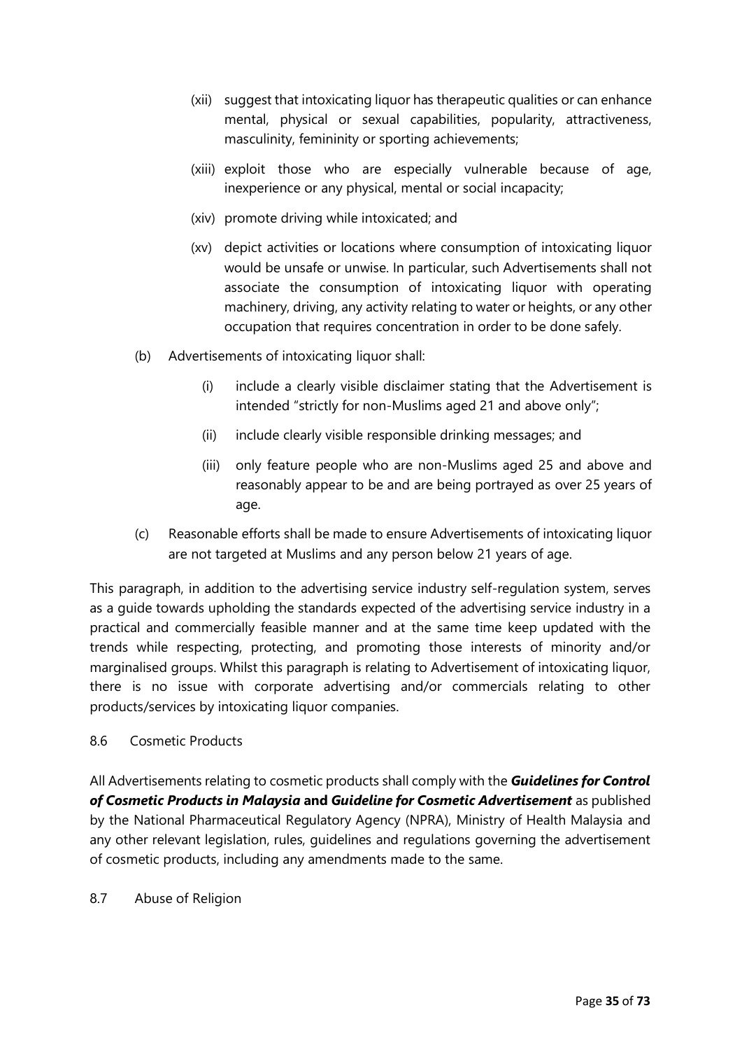(xii) suggest that intoxicating liquor has therapeutic qualities or can enhance mental, physical or sexual capabilities, popularity, attractiveness, masculinity, femininity or sporting achievements;

(xiii) exploit those who are especially vulnerable because of age, inexperience or any physical, mental or social incapacity;

(xiv) promote driving while intoxicated; and

(xv) depict activities or locations where consumption of intoxicating liquor would be unsafe or unwise. In particular, such Advertisements shall not associate the consumption of intoxicating liquor with operating machinery, driving, any activity relating to water or heights, or any other occupation that requires concentration in order to be done safely.

(b) Advertisements of intoxicating liquor shall:

(i) include a clearly visible disclaimer stating that the Advertisement is intended "strictly for non-Muslims aged 21 and above only";

(ii) include clearly visible responsible drinking messages; and

(iii) only feature people who are non-Muslims aged 25 and above and reasonably appear to be and are being portrayed as over 25 years of age.

(c) Reasonable efforts shall be made to ensure Advertisements of intoxicating liquor are not targeted at Muslims and any person below 21 years of age.

This paragraph, in addition to the advertising service industry self-regulation system, serves as a guide towards upholding the standards expected of the advertising service industry in a practical and commercially feasible manner and at the same time keep updated with the trends while respecting, protecting, and promoting those interests of minority and/or marginalised groups. Whilst this paragraph is relating to Advertisement of intoxicating liquor, there is no issue with corporate advertising and/or commercials relating to other products/services by intoxicating liquor companies.

8.6 Cosmetic Products

All Advertisements relating to cosmetic products shall comply with the ***Guidelines for Control of Cosmetic Products in Malaysia* and *Guideline for Cosmetic Advertisement*** as published by the National Pharmaceutical Regulatory Agency (NPRA), Ministry of Health Malaysia and any other relevant legislation, rules, guidelines and regulations governing the advertisement of cosmetic products, including any amendments made to the same.

8.7 Abuse of Religion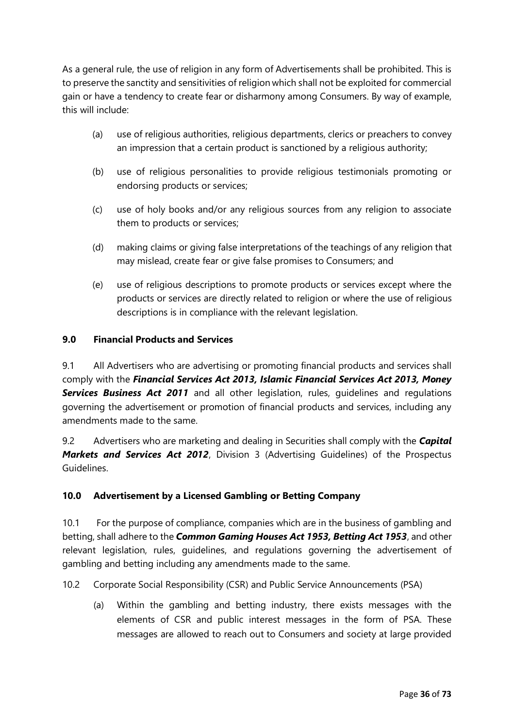As a general rule, the use of religion in any form of Advertisements shall be prohibited. This is to preserve the sanctity and sensitivities of religion which shall not be exploited for commercial gain or have a tendency to create fear or disharmony among Consumers. By way of example, this will include:

(a) use of religious authorities, religious departments, clerics or preachers to convey an impression that a certain product is sanctioned by a religious authority;

(b) use of religious personalities to provide religious testimonials promoting or endorsing products or services;

(c) use of holy books and/or any religious sources from any religion to associate them to products or services;

(d) making claims or giving false interpretations of the teachings of any religion that may mislead, create fear or give false promises to Consumers; and

(e) use of religious descriptions to promote products or services except where the products or services are directly related to religion or where the use of religious descriptions is in compliance with the relevant legislation.

## 9.0 Financial Products and Services

9.1 All Advertisers who are advertising or promoting financial products and services shall comply with the ***Financial Services Act 2013, Islamic Financial Services Act 2013, Money Services Business Act 2011*** and all other legislation, rules, guidelines and regulations governing the advertisement or promotion of financial products and services, including any amendments made to the same.

9.2 Advertisers who are marketing and dealing in Securities shall comply with the ***Capital Markets and Services Act 2012***, Division 3 (Advertising Guidelines) of the Prospectus Guidelines.

## 10.0 Advertisement by a Licensed Gambling or Betting Company

10.1 For the purpose of compliance, companies which are in the business of gambling and betting, shall adhere to the ***Common Gaming Houses Act 1953, Betting Act 1953***, and other relevant legislation, rules, guidelines, and regulations governing the advertisement of gambling and betting including any amendments made to the same.

10.2 Corporate Social Responsibility (CSR) and Public Service Announcements (PSA)

(a) Within the gambling and betting industry, there exists messages with the elements of CSR and public interest messages in the form of PSA. These messages are allowed to reach out to Consumers and society at large provided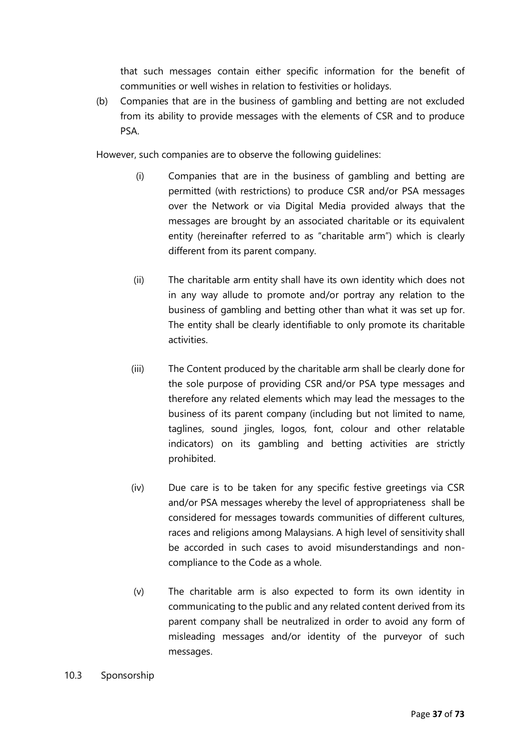that such messages contain either specific information for the benefit of communities or well wishes in relation to festivities or holidays.

(b) Companies that are in the business of gambling and betting are not excluded from its ability to provide messages with the elements of CSR and to produce PSA.

However, such companies are to observe the following guidelines:

(i) Companies that are in the business of gambling and betting are permitted (with restrictions) to produce CSR and/or PSA messages over the Network or via Digital Media provided always that the messages are brought by an associated charitable or its equivalent entity (hereinafter referred to as "charitable arm") which is clearly different from its parent company.

(ii) The charitable arm entity shall have its own identity which does not in any way allude to promote and/or portray any relation to the business of gambling and betting other than what it was set up for. The entity shall be clearly identifiable to only promote its charitable activities.

(iii) The Content produced by the charitable arm shall be clearly done for the sole purpose of providing CSR and/or PSA type messages and therefore any related elements which may lead the messages to the business of its parent company (including but not limited to name, taglines, sound jingles, logos, font, colour and other relatable indicators) on its gambling and betting activities are strictly prohibited.

(iv) Due care is to be taken for any specific festive greetings via CSR and/or PSA messages whereby the level of appropriateness shall be considered for messages towards communities of different cultures, races and religions among Malaysians. A high level of sensitivity shall be accorded in such cases to avoid misunderstandings and non-compliance to the Code as a whole.

(v) The charitable arm is also expected to form its own identity in communicating to the public and any related content derived from its parent company shall be neutralized in order to avoid any form of misleading messages and/or identity of the purveyor of such messages.

10.3 Sponsorship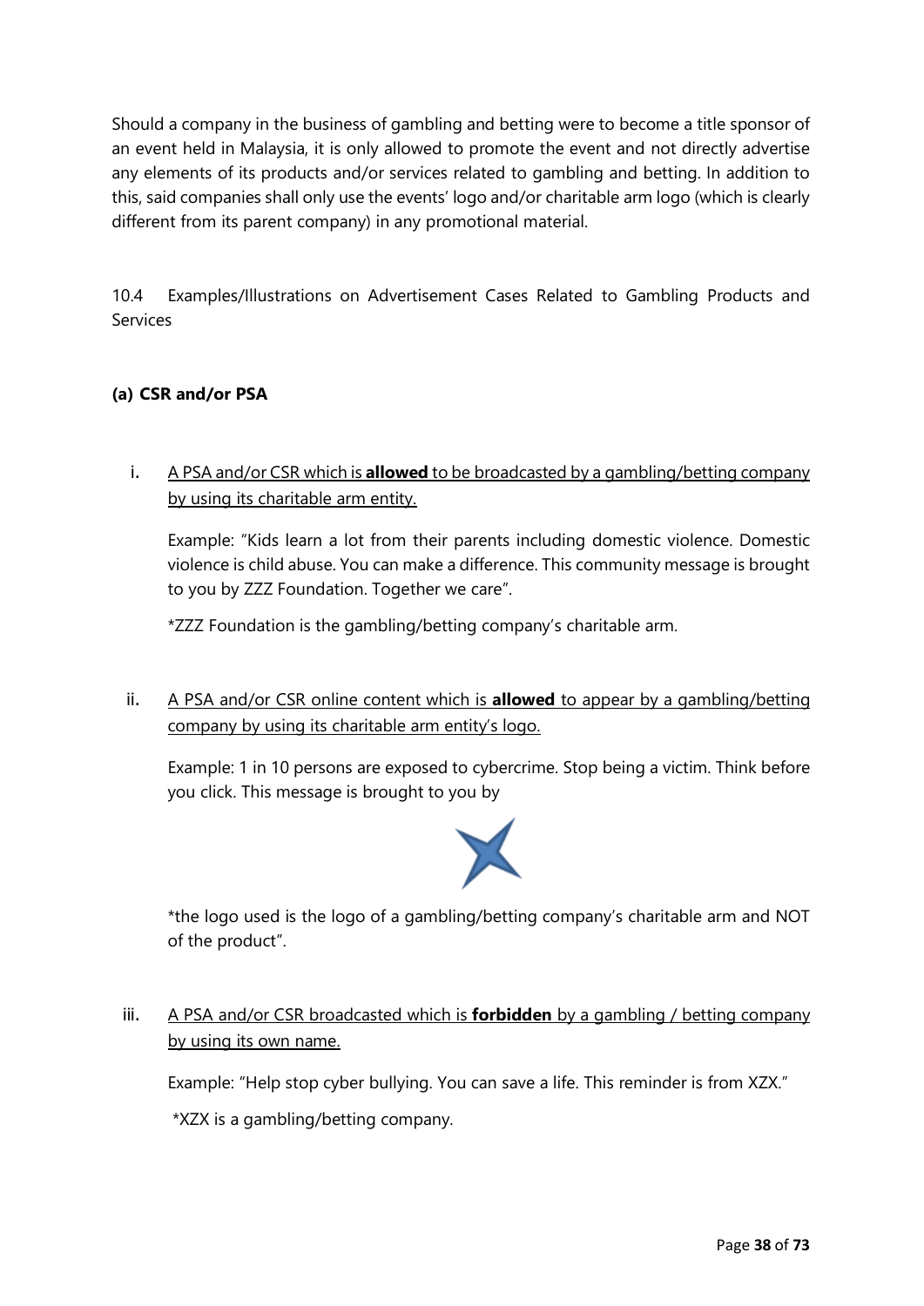Should a company in the business of gambling and betting were to become a title sponsor of an event held in Malaysia, it is only allowed to promote the event and not directly advertise any elements of its products and/or services related to gambling and betting. In addition to this, said companies shall only use the events' logo and/or charitable arm logo (which is clearly different from its parent company) in any promotional material.

10.4 Examples/Illustrations on Advertisement Cases Related to Gambling Products and Services

**(a) CSR and/or PSA**

i. <u>A PSA and/or CSR which is **allowed** to be broadcasted by a gambling/betting company by using its charitable arm entity.</u>

   Example: "Kids learn a lot from their parents including domestic violence. Domestic violence is child abuse. You can make a difference. This community message is brought to you by ZZZ Foundation. Together we care".

   *ZZZ Foundation is the gambling/betting company's charitable arm.

ii. <u>A PSA and/or CSR online content which is **allowed** to appear by a gambling/betting company by using its charitable arm entity's logo.</u>

   Example: 1 in 10 persons are exposed to cybercrime. Stop being a victim. Think before you click. This message is brought to you by

   *the logo used is the logo of a gambling/betting company's charitable arm and NOT of the product".

iii. <u>A PSA and/or CSR broadcasted which is **forbidden** by a gambling / betting company by using its own name.</u>

   Example: "Help stop cyber bullying. You can save a life. This reminder is from XZX."

   *XZX is a gambling/betting company.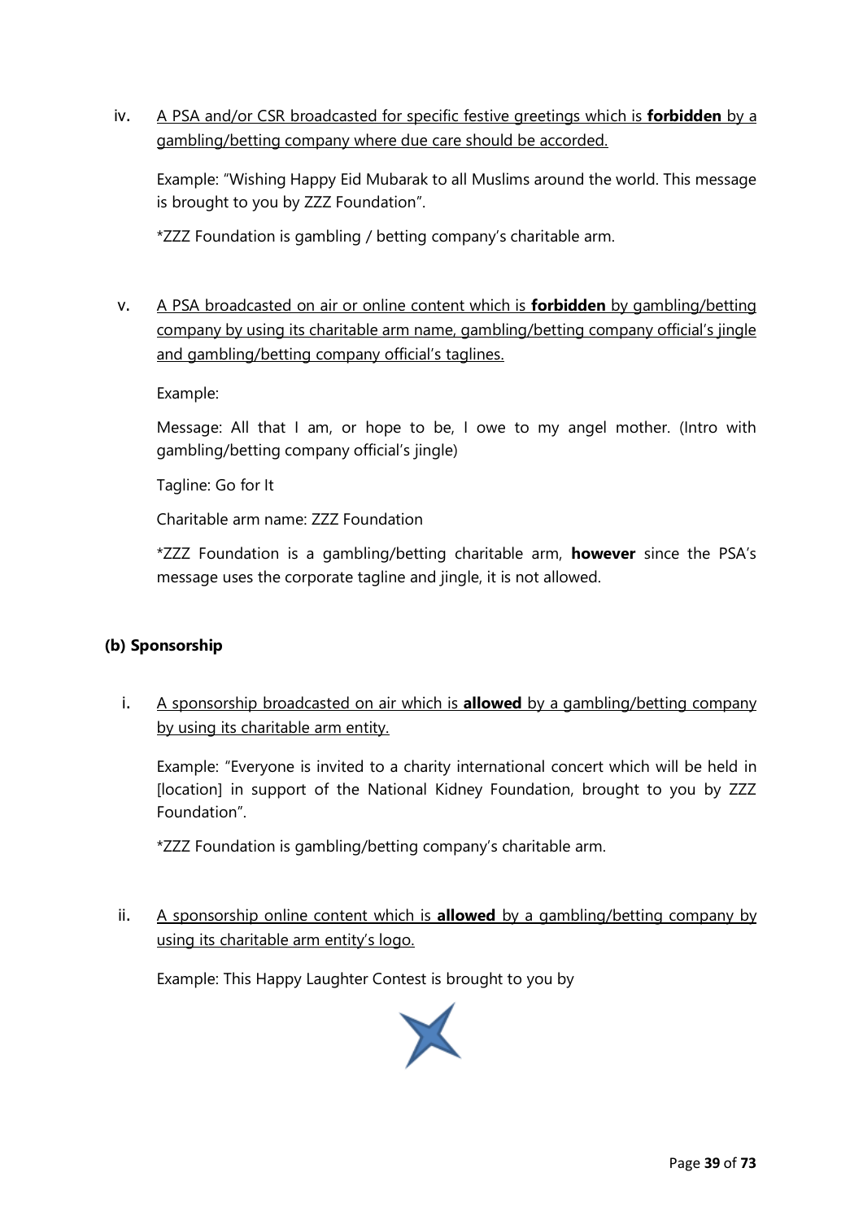iv. <u>A PSA and/or CSR broadcasted for specific festive greetings which is **forbidden** by a gambling/betting company where due care should be accorded.</u>

Example: "Wishing Happy Eid Mubarak to all Muslims around the world. This message is brought to you by ZZZ Foundation".

*ZZZ Foundation is gambling / betting company's charitable arm.

v. <u>A PSA broadcasted on air or online content which is **forbidden** by gambling/betting company by using its charitable arm name, gambling/betting company official's jingle and gambling/betting company official's taglines.</u>

Example:

Message: All that I am, or hope to be, I owe to my angel mother. (Intro with gambling/betting company official's jingle)

Tagline: Go for It

Charitable arm name: ZZZ Foundation

*ZZZ Foundation is a gambling/betting charitable arm, **however** since the PSA's message uses the corporate tagline and jingle, it is not allowed.

**(b) Sponsorship**

i. <u>A sponsorship broadcasted on air which is **allowed** by a gambling/betting company by using its charitable arm entity.</u>

Example: "Everyone is invited to a charity international concert which will be held in [location] in support of the National Kidney Foundation, brought to you by ZZZ Foundation".

*ZZZ Foundation is gambling/betting company's charitable arm.

ii. <u>A sponsorship online content which is **allowed** by a gambling/betting company by using its charitable arm entity's logo.</u>

Example: This Happy Laughter Contest is brought to you by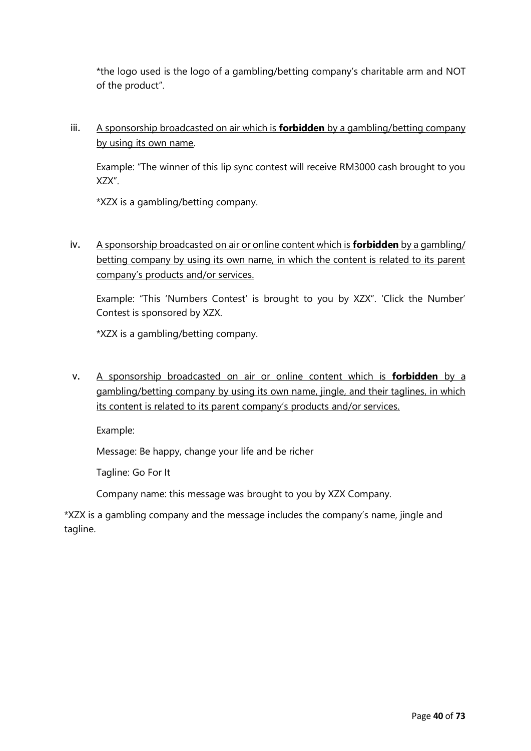*the logo used is the logo of a gambling/betting company's charitable arm and NOT of the product".

iii. <u>A sponsorship broadcasted on air which is **forbidden** by a gambling/betting company by using its own name</u>.

   Example: "The winner of this lip sync contest will receive RM3000 cash brought to you XZX".

   *XZX is a gambling/betting company.

iv. <u>A sponsorship broadcasted on air or online content which is **forbidden** by a gambling/betting company by using its own name, in which the content is related to its parent company's products and/or services.</u>

   Example: "This 'Numbers Contest' is brought to you by XZX". 'Click the Number' Contest is sponsored by XZX.

   *XZX is a gambling/betting company.

v. <u>A sponsorship broadcasted on air or online content which is **forbidden** by a gambling/betting company by using its own name, jingle, and their taglines, in which its content is related to its parent company's products and/or services.</u>

   Example:

   Message: Be happy, change your life and be richer

   Tagline: Go For It

   Company name: this message was brought to you by XZX Company.

*XZX is a gambling company and the message includes the company's name, jingle and tagline.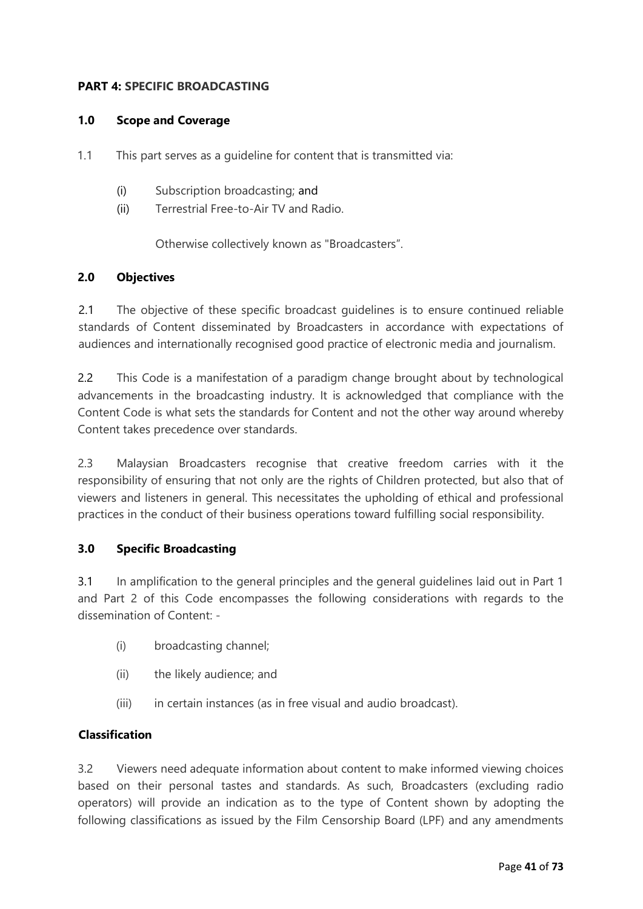**PART 4: SPECIFIC BROADCASTING**

**1.0 Scope and Coverage**

1.1 This part serves as a guideline for content that is transmitted via:

(i) Subscription broadcasting; and
(ii) Terrestrial Free-to-Air TV and Radio.

Otherwise collectively known as "Broadcasters".

**2.0 Objectives**

2.1 The objective of these specific broadcast guidelines is to ensure continued reliable standards of Content disseminated by Broadcasters in accordance with expectations of audiences and internationally recognised good practice of electronic media and journalism.

2.2 This Code is a manifestation of a paradigm change brought about by technological advancements in the broadcasting industry. It is acknowledged that compliance with the Content Code is what sets the standards for Content and not the other way around whereby Content takes precedence over standards.

2.3 Malaysian Broadcasters recognise that creative freedom carries with it the responsibility of ensuring that not only are the rights of Children protected, but also that of viewers and listeners in general. This necessitates the upholding of ethical and professional practices in the conduct of their business operations toward fulfilling social responsibility.

**3.0 Specific Broadcasting**

3.1 In amplification to the general principles and the general guidelines laid out in Part 1 and Part 2 of this Code encompasses the following considerations with regards to the dissemination of Content: -

(i) broadcasting channel;

(ii) the likely audience; and

(iii) in certain instances (as in free visual and audio broadcast).

**Classification**

3.2 Viewers need adequate information about content to make informed viewing choices based on their personal tastes and standards. As such, Broadcasters (excluding radio operators) will provide an indication as to the type of Content shown by adopting the following classifications as issued by the Film Censorship Board (LPF) and any amendments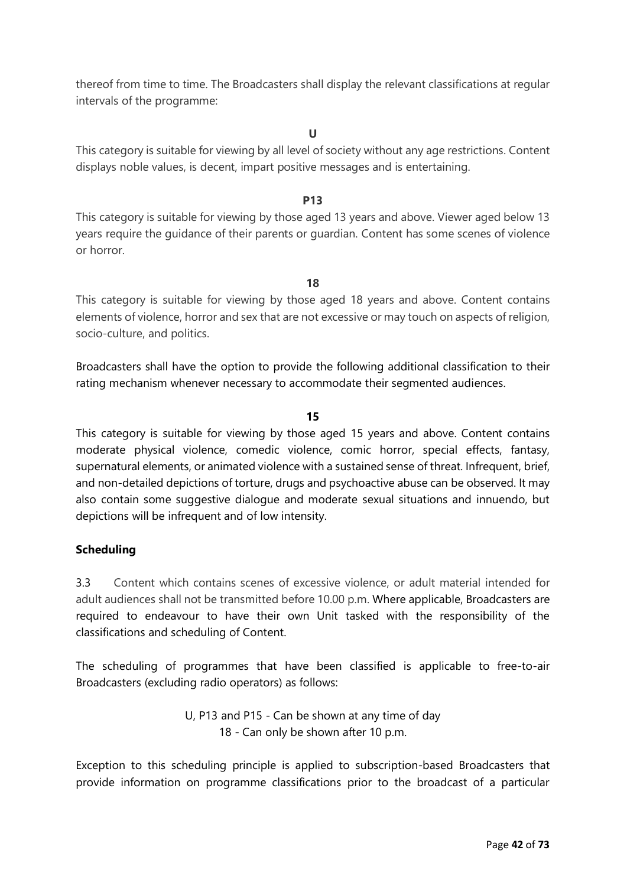thereof from time to time. The Broadcasters shall display the relevant classifications at regular intervals of the programme:

**U**

This category is suitable for viewing by all level of society without any age restrictions. Content displays noble values, is decent, impart positive messages and is entertaining.

**P13**

This category is suitable for viewing by those aged 13 years and above. Viewer aged below 13 years require the guidance of their parents or guardian. Content has some scenes of violence or horror.

**18**

This category is suitable for viewing by those aged 18 years and above. Content contains elements of violence, horror and sex that are not excessive or may touch on aspects of religion, socio-culture, and politics.

Broadcasters shall have the option to provide the following additional classification to their rating mechanism whenever necessary to accommodate their segmented audiences.

**15**

This category is suitable for viewing by those aged 15 years and above. Content contains moderate physical violence, comedic violence, comic horror, special effects, fantasy, supernatural elements, or animated violence with a sustained sense of threat. Infrequent, brief, and non-detailed depictions of torture, drugs and psychoactive abuse can be observed. It may also contain some suggestive dialogue and moderate sexual situations and innuendo, but depictions will be infrequent and of low intensity.

**Scheduling**

3.3 Content which contains scenes of excessive violence, or adult material intended for adult audiences shall not be transmitted before 10.00 p.m. Where applicable, Broadcasters are required to endeavour to have their own Unit tasked with the responsibility of the classifications and scheduling of Content.

The scheduling of programmes that have been classified is applicable to free-to-air Broadcasters (excluding radio operators) as follows:

U, P13 and P15 - Can be shown at any time of day
18 - Can only be shown after 10 p.m.

Exception to this scheduling principle is applied to subscription-based Broadcasters that provide information on programme classifications prior to the broadcast of a particular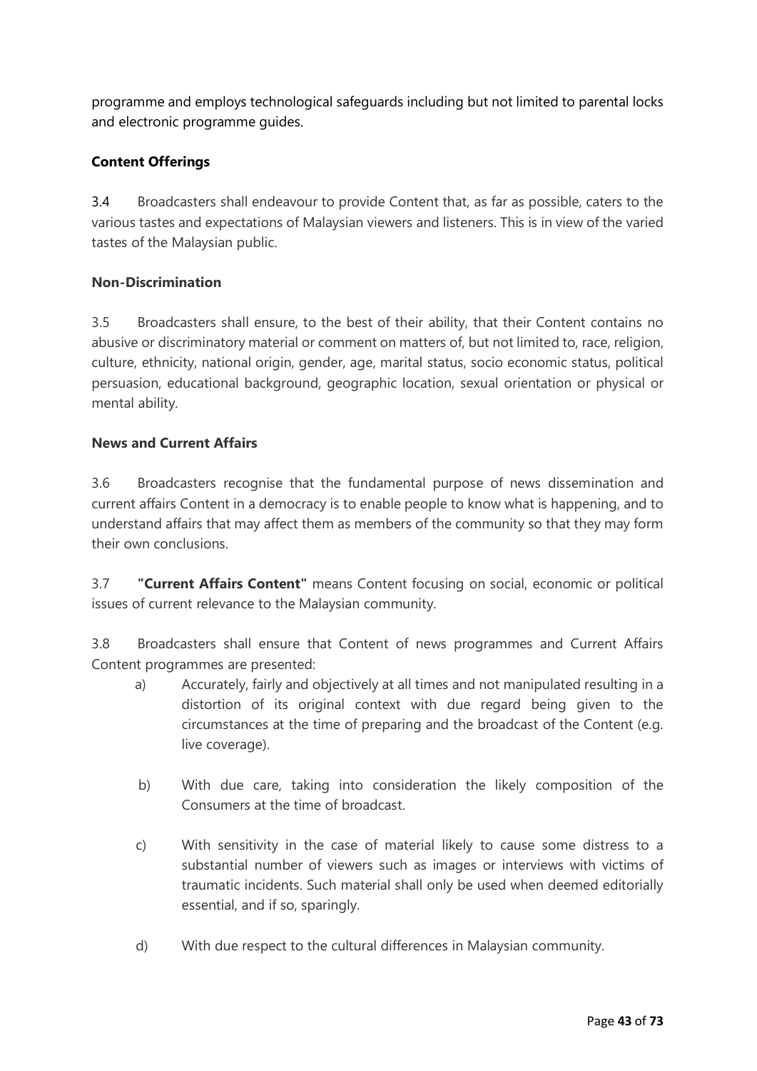programme and employs technological safeguards including but not limited to parental locks and electronic programme guides.

**Content Offerings**

3.4 Broadcasters shall endeavour to provide Content that, as far as possible, caters to the various tastes and expectations of Malaysian viewers and listeners. This is in view of the varied tastes of the Malaysian public.

**Non-Discrimination**

3.5 Broadcasters shall ensure, to the best of their ability, that their Content contains no abusive or discriminatory material or comment on matters of, but not limited to, race, religion, culture, ethnicity, national origin, gender, age, marital status, socio economic status, political persuasion, educational background, geographic location, sexual orientation or physical or mental ability.

**News and Current Affairs**

3.6 Broadcasters recognise that the fundamental purpose of news dissemination and current affairs Content in a democracy is to enable people to know what is happening, and to understand affairs that may affect them as members of the community so that they may form their own conclusions.

3.7 **"Current Affairs Content"** means Content focusing on social, economic or political issues of current relevance to the Malaysian community.

3.8 Broadcasters shall ensure that Content of news programmes and Current Affairs Content programmes are presented:

a) Accurately, fairly and objectively at all times and not manipulated resulting in a distortion of its original context with due regard being given to the circumstances at the time of preparing and the broadcast of the Content (e.g. live coverage).

b) With due care, taking into consideration the likely composition of the Consumers at the time of broadcast.

c) With sensitivity in the case of material likely to cause some distress to a substantial number of viewers such as images or interviews with victims of traumatic incidents. Such material shall only be used when deemed editorially essential, and if so, sparingly.

d) With due respect to the cultural differences in Malaysian community.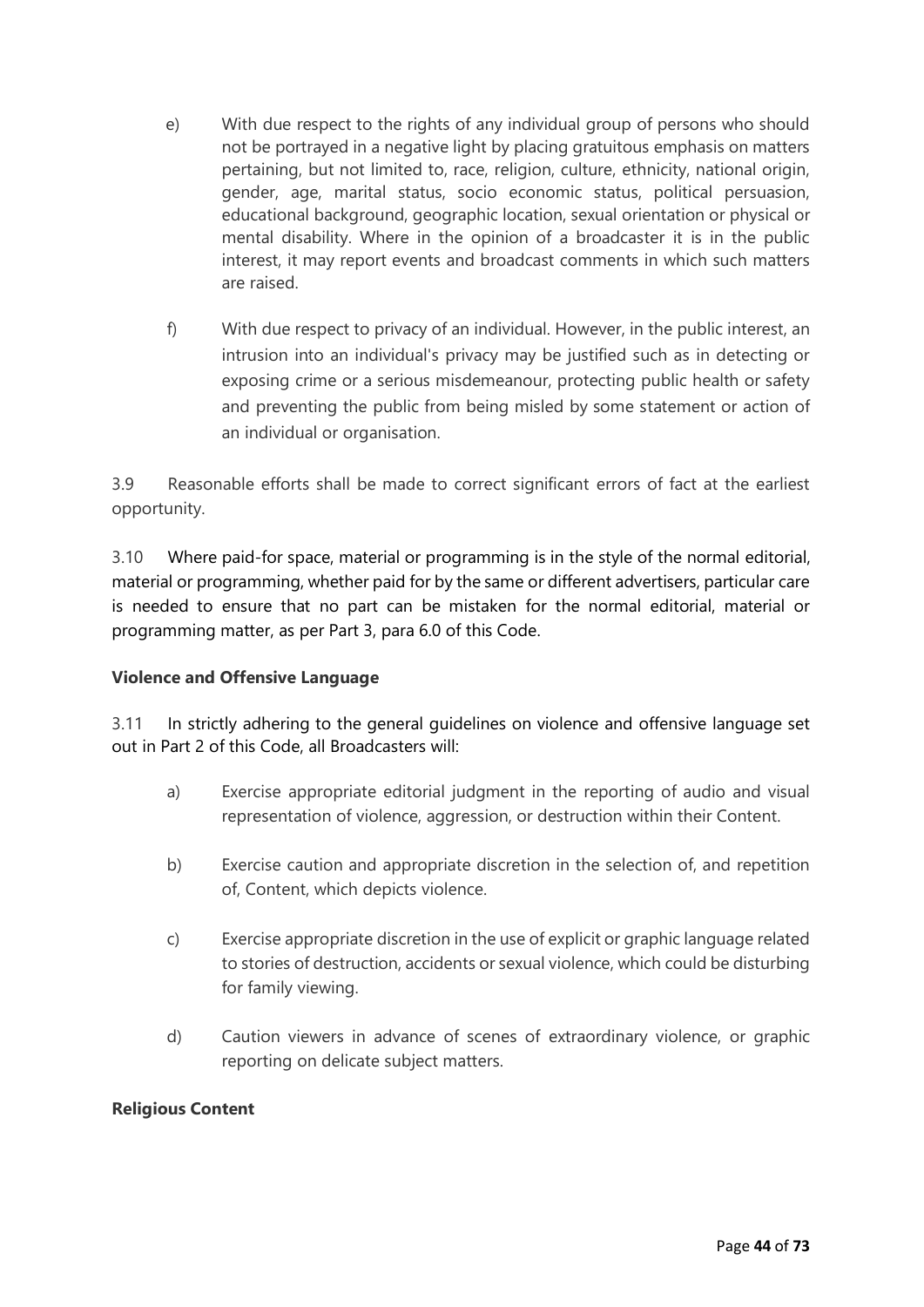e) With due respect to the rights of any individual group of persons who should not be portrayed in a negative light by placing gratuitous emphasis on matters pertaining, but not limited to, race, religion, culture, ethnicity, national origin, gender, age, marital status, socio economic status, political persuasion, educational background, geographic location, sexual orientation or physical or mental disability. Where in the opinion of a broadcaster it is in the public interest, it may report events and broadcast comments in which such matters are raised.

f) With due respect to privacy of an individual. However, in the public interest, an intrusion into an individual's privacy may be justified such as in detecting or exposing crime or a serious misdemeanour, protecting public health or safety and preventing the public from being misled by some statement or action of an individual or organisation.

3.9 Reasonable efforts shall be made to correct significant errors of fact at the earliest opportunity.

3.10 Where paid-for space, material or programming is in the style of the normal editorial, material or programming, whether paid for by the same or different advertisers, particular care is needed to ensure that no part can be mistaken for the normal editorial, material or programming matter, as per Part 3, para 6.0 of this Code.

**Violence and Offensive Language**

3.11 In strictly adhering to the general guidelines on violence and offensive language set out in Part 2 of this Code, all Broadcasters will:

a) Exercise appropriate editorial judgment in the reporting of audio and visual representation of violence, aggression, or destruction within their Content.

b) Exercise caution and appropriate discretion in the selection of, and repetition of, Content, which depicts violence.

c) Exercise appropriate discretion in the use of explicit or graphic language related to stories of destruction, accidents or sexual violence, which could be disturbing for family viewing.

d) Caution viewers in advance of scenes of extraordinary violence, or graphic reporting on delicate subject matters.

**Religious Content**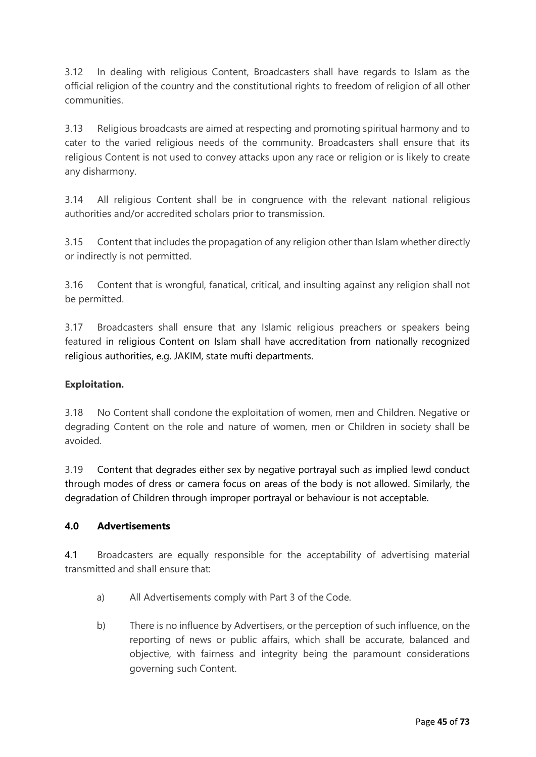3.12 In dealing with religious Content, Broadcasters shall have regards to Islam as the official religion of the country and the constitutional rights to freedom of religion of all other communities.

3.13 Religious broadcasts are aimed at respecting and promoting spiritual harmony and to cater to the varied religious needs of the community. Broadcasters shall ensure that its religious Content is not used to convey attacks upon any race or religion or is likely to create any disharmony.

3.14 All religious Content shall be in congruence with the relevant national religious authorities and/or accredited scholars prior to transmission.

3.15 Content that includes the propagation of any religion other than Islam whether directly or indirectly is not permitted.

3.16 Content that is wrongful, fanatical, critical, and insulting against any religion shall not be permitted.

3.17 Broadcasters shall ensure that any Islamic religious preachers or speakers being featured in religious Content on Islam shall have accreditation from nationally recognized religious authorities, e.g. JAKIM, state mufti departments.

**Exploitation.**

3.18 No Content shall condone the exploitation of women, men and Children. Negative or degrading Content on the role and nature of women, men or Children in society shall be avoided.

3.19 Content that degrades either sex by negative portrayal such as implied lewd conduct through modes of dress or camera focus on areas of the body is not allowed. Similarly, the degradation of Children through improper portrayal or behaviour is not acceptable.

## 4.0 Advertisements

4.1 Broadcasters are equally responsible for the acceptability of advertising material transmitted and shall ensure that:

a) All Advertisements comply with Part 3 of the Code.

b) There is no influence by Advertisers, or the perception of such influence, on the reporting of news or public affairs, which shall be accurate, balanced and objective, with fairness and integrity being the paramount considerations governing such Content.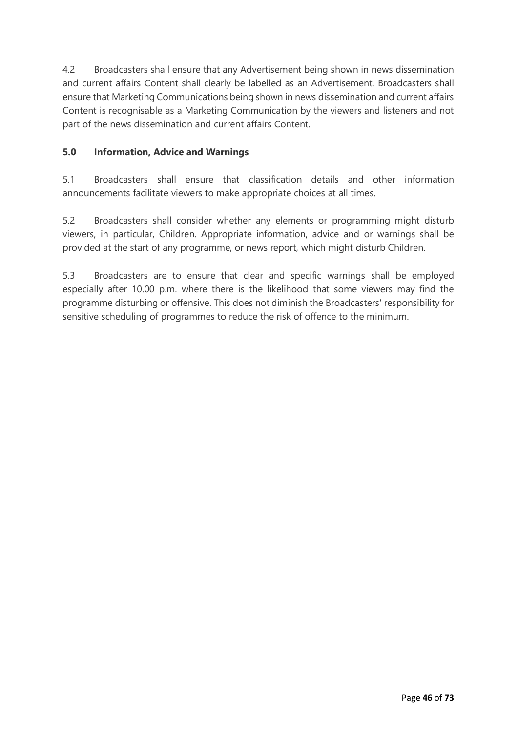4.2 Broadcasters shall ensure that any Advertisement being shown in news dissemination and current affairs Content shall clearly be labelled as an Advertisement. Broadcasters shall ensure that Marketing Communications being shown in news dissemination and current affairs Content is recognisable as a Marketing Communication by the viewers and listeners and not part of the news dissemination and current affairs Content.

### 5.0 Information, Advice and Warnings

5.1 Broadcasters shall ensure that classification details and other information announcements facilitate viewers to make appropriate choices at all times.

5.2 Broadcasters shall consider whether any elements or programming might disturb viewers, in particular, Children. Appropriate information, advice and or warnings shall be provided at the start of any programme, or news report, which might disturb Children.

5.3 Broadcasters are to ensure that clear and specific warnings shall be employed especially after 10.00 p.m. where there is the likelihood that some viewers may find the programme disturbing or offensive. This does not diminish the Broadcasters' responsibility for sensitive scheduling of programmes to reduce the risk of offence to the minimum.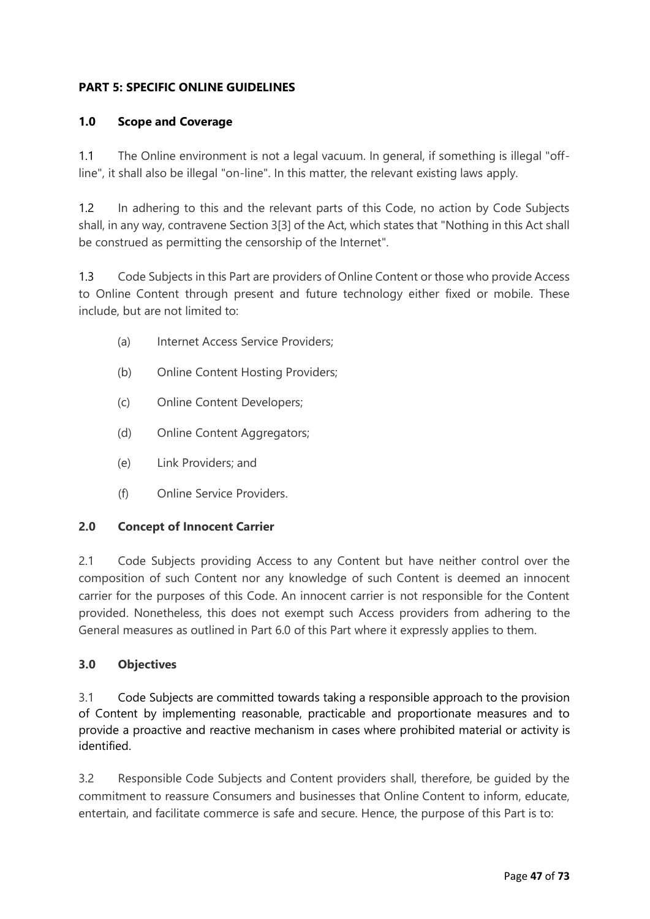## PART 5: SPECIFIC ONLINE GUIDELINES

### 1.0 Scope and Coverage

1.1 The Online environment is not a legal vacuum. In general, if something is illegal "off-line", it shall also be illegal "on-line". In this matter, the relevant existing laws apply.

1.2 In adhering to this and the relevant parts of this Code, no action by Code Subjects shall, in any way, contravene Section 3[3] of the Act, which states that "Nothing in this Act shall be construed as permitting the censorship of the Internet".

1.3 Code Subjects in this Part are providers of Online Content or those who provide Access to Online Content through present and future technology either fixed or mobile. These include, but are not limited to:

- (a) Internet Access Service Providers;
- (b) Online Content Hosting Providers;
- (c) Online Content Developers;
- (d) Online Content Aggregators;
- (e) Link Providers; and
- (f) Online Service Providers.

### 2.0 Concept of Innocent Carrier

2.1 Code Subjects providing Access to any Content but have neither control over the composition of such Content nor any knowledge of such Content is deemed an innocent carrier for the purposes of this Code. An innocent carrier is not responsible for the Content provided. Nonetheless, this does not exempt such Access providers from adhering to the General measures as outlined in Part 6.0 of this Part where it expressly applies to them.

### 3.0 Objectives

3.1 Code Subjects are committed towards taking a responsible approach to the provision of Content by implementing reasonable, practicable and proportionate measures and to provide a proactive and reactive mechanism in cases where prohibited material or activity is identified.

3.2 Responsible Code Subjects and Content providers shall, therefore, be guided by the commitment to reassure Consumers and businesses that Online Content to inform, educate, entertain, and facilitate commerce is safe and secure. Hence, the purpose of this Part is to: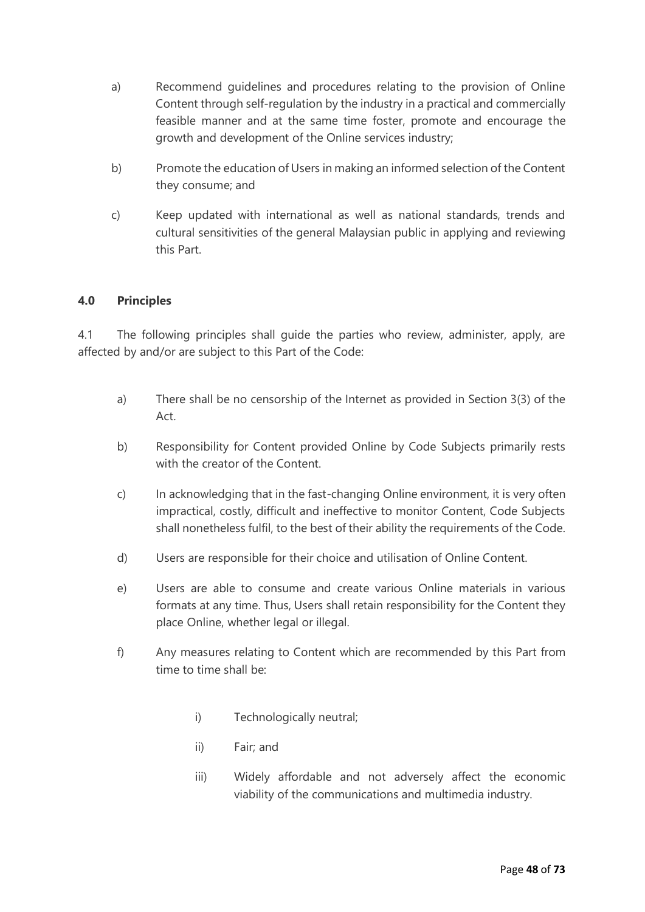a) Recommend guidelines and procedures relating to the provision of Online Content through self-regulation by the industry in a practical and commercially feasible manner and at the same time foster, promote and encourage the growth and development of the Online services industry;

b) Promote the education of Users in making an informed selection of the Content they consume; and

c) Keep updated with international as well as national standards, trends and cultural sensitivities of the general Malaysian public in applying and reviewing this Part.

**4.0 Principles**

4.1 The following principles shall guide the parties who review, administer, apply, are affected by and/or are subject to this Part of the Code:

a) There shall be no censorship of the Internet as provided in Section 3(3) of the Act.

b) Responsibility for Content provided Online by Code Subjects primarily rests with the creator of the Content.

c) In acknowledging that in the fast-changing Online environment, it is very often impractical, costly, difficult and ineffective to monitor Content, Code Subjects shall nonetheless fulfil, to the best of their ability the requirements of the Code.

d) Users are responsible for their choice and utilisation of Online Content.

e) Users are able to consume and create various Online materials in various formats at any time. Thus, Users shall retain responsibility for the Content they place Online, whether legal or illegal.

f) Any measures relating to Content which are recommended by this Part from time to time shall be:

  i) Technologically neutral;

  ii) Fair; and

  iii) Widely affordable and not adversely affect the economic viability of the communications and multimedia industry.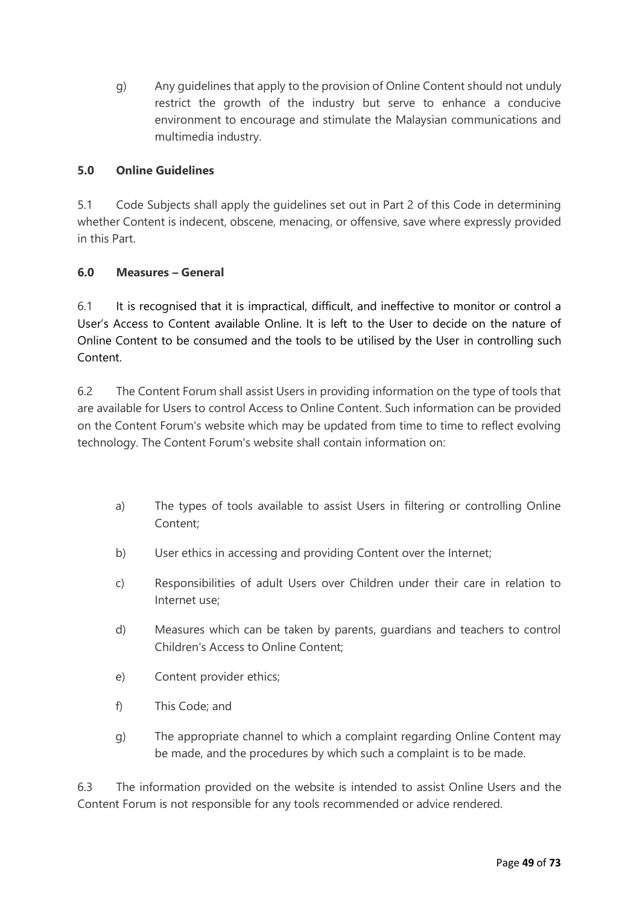g) Any guidelines that apply to the provision of Online Content should not unduly restrict the growth of the industry but serve to enhance a conducive environment to encourage and stimulate the Malaysian communications and multimedia industry.

### 5.0 Online Guidelines

5.1 Code Subjects shall apply the guidelines set out in Part 2 of this Code in determining whether Content is indecent, obscene, menacing, or offensive, save where expressly provided in this Part.

### 6.0 Measures – General

6.1 It is recognised that it is impractical, difficult, and ineffective to monitor or control a User's Access to Content available Online. It is left to the User to decide on the nature of Online Content to be consumed and the tools to be utilised by the User in controlling such Content.

6.2 The Content Forum shall assist Users in providing information on the type of tools that are available for Users to control Access to Online Content. Such information can be provided on the Content Forum's website which may be updated from time to time to reflect evolving technology. The Content Forum's website shall contain information on:

a) The types of tools available to assist Users in filtering or controlling Online Content;

b) User ethics in accessing and providing Content over the Internet;

c) Responsibilities of adult Users over Children under their care in relation to Internet use;

d) Measures which can be taken by parents, guardians and teachers to control Children's Access to Online Content;

e) Content provider ethics;

f) This Code; and

g) The appropriate channel to which a complaint regarding Online Content may be made, and the procedures by which such a complaint is to be made.

6.3 The information provided on the website is intended to assist Online Users and the Content Forum is not responsible for any tools recommended or advice rendered.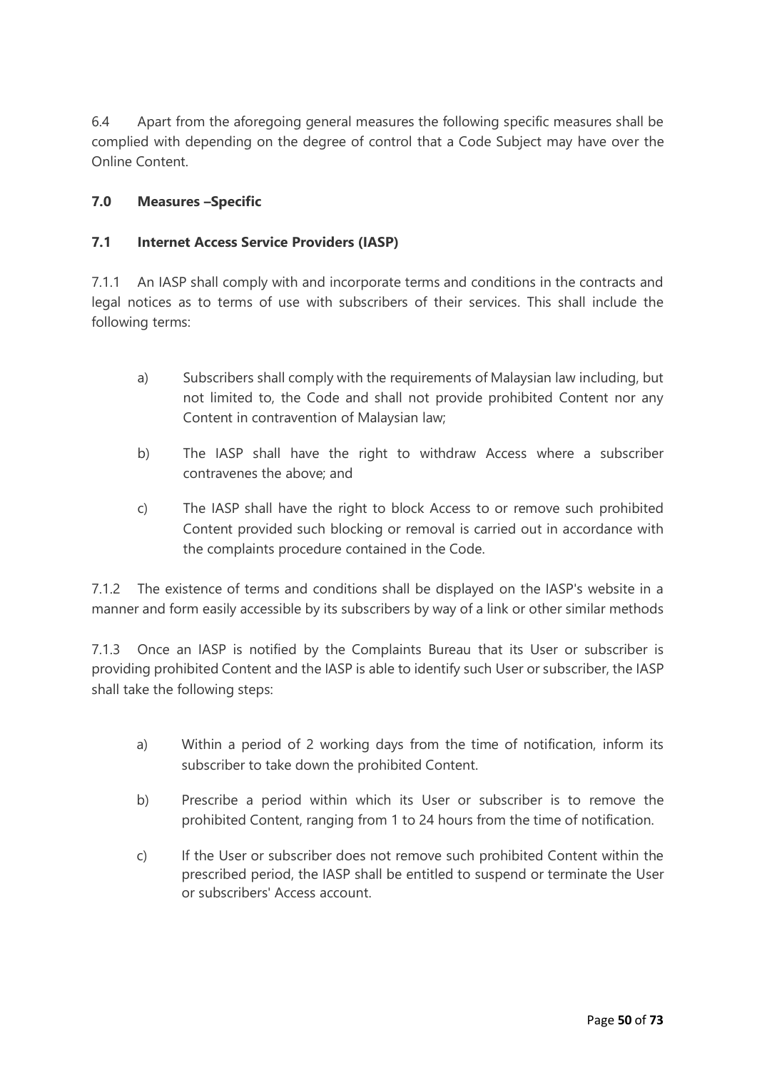6.4 Apart from the aforegoing general measures the following specific measures shall be complied with depending on the degree of control that a Code Subject may have over the Online Content.

## 7.0 Measures –Specific

### 7.1 Internet Access Service Providers (IASP)

7.1.1 An IASP shall comply with and incorporate terms and conditions in the contracts and legal notices as to terms of use with subscribers of their services. This shall include the following terms:

a) Subscribers shall comply with the requirements of Malaysian law including, but not limited to, the Code and shall not provide prohibited Content nor any Content in contravention of Malaysian law;

b) The IASP shall have the right to withdraw Access where a subscriber contravenes the above; and

c) The IASP shall have the right to block Access to or remove such prohibited Content provided such blocking or removal is carried out in accordance with the complaints procedure contained in the Code.

7.1.2 The existence of terms and conditions shall be displayed on the IASP's website in a manner and form easily accessible by its subscribers by way of a link or other similar methods

7.1.3 Once an IASP is notified by the Complaints Bureau that its User or subscriber is providing prohibited Content and the IASP is able to identify such User or subscriber, the IASP shall take the following steps:

a) Within a period of 2 working days from the time of notification, inform its subscriber to take down the prohibited Content.

b) Prescribe a period within which its User or subscriber is to remove the prohibited Content, ranging from 1 to 24 hours from the time of notification.

c) If the User or subscriber does not remove such prohibited Content within the prescribed period, the IASP shall be entitled to suspend or terminate the User or subscribers' Access account.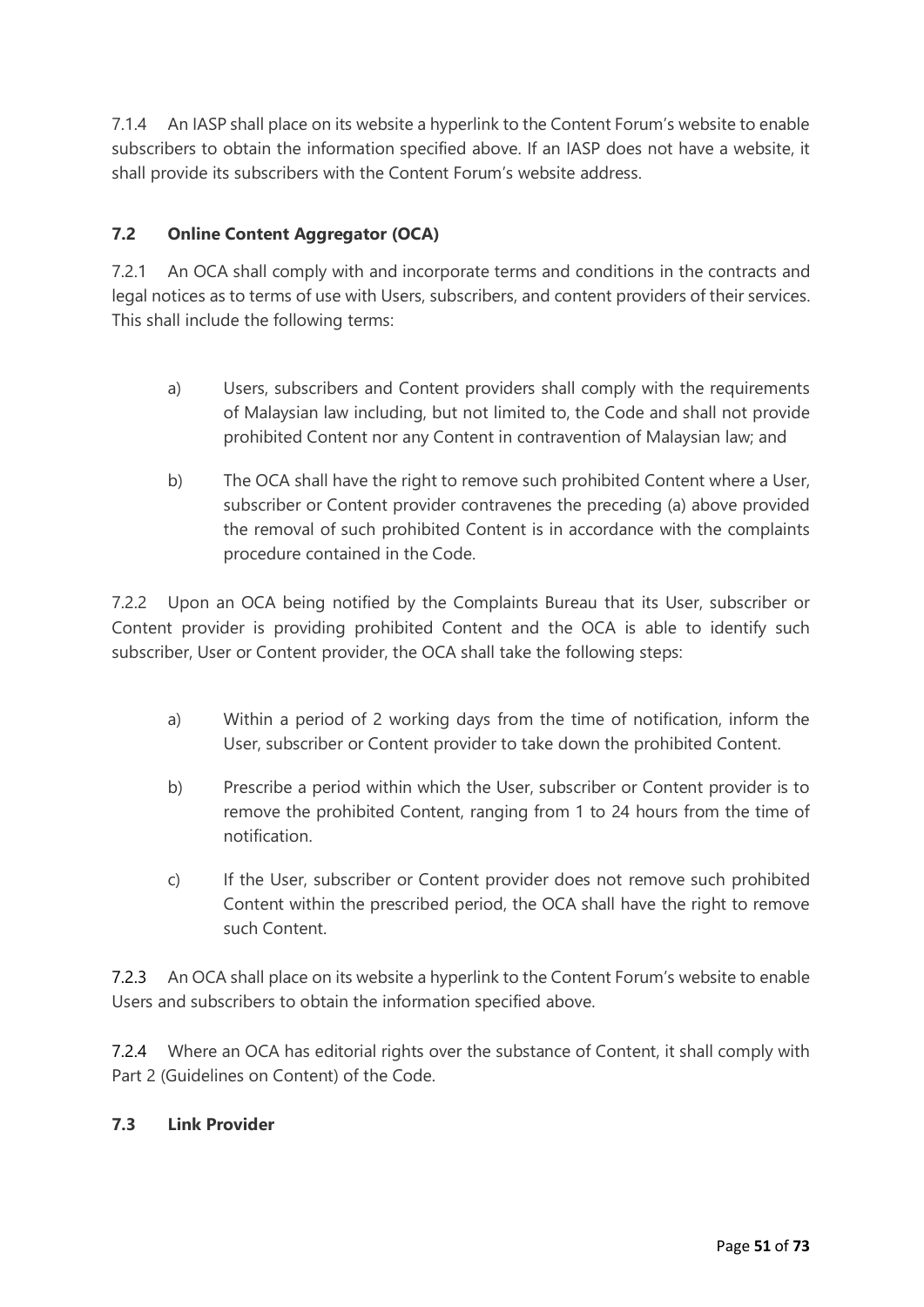7.1.4 An IASP shall place on its website a hyperlink to the Content Forum's website to enable subscribers to obtain the information specified above. If an IASP does not have a website, it shall provide its subscribers with the Content Forum's website address.

### 7.2 Online Content Aggregator (OCA)

7.2.1 An OCA shall comply with and incorporate terms and conditions in the contracts and legal notices as to terms of use with Users, subscribers, and content providers of their services. This shall include the following terms:

a) Users, subscribers and Content providers shall comply with the requirements of Malaysian law including, but not limited to, the Code and shall not provide prohibited Content nor any Content in contravention of Malaysian law; and

b) The OCA shall have the right to remove such prohibited Content where a User, subscriber or Content provider contravenes the preceding (a) above provided the removal of such prohibited Content is in accordance with the complaints procedure contained in the Code.

7.2.2 Upon an OCA being notified by the Complaints Bureau that its User, subscriber or Content provider is providing prohibited Content and the OCA is able to identify such subscriber, User or Content provider, the OCA shall take the following steps:

a) Within a period of 2 working days from the time of notification, inform the User, subscriber or Content provider to take down the prohibited Content.

b) Prescribe a period within which the User, subscriber or Content provider is to remove the prohibited Content, ranging from 1 to 24 hours from the time of notification.

c) If the User, subscriber or Content provider does not remove such prohibited Content within the prescribed period, the OCA shall have the right to remove such Content.

7.2.3 An OCA shall place on its website a hyperlink to the Content Forum's website to enable Users and subscribers to obtain the information specified above.

7.2.4 Where an OCA has editorial rights over the substance of Content, it shall comply with Part 2 (Guidelines on Content) of the Code.

### 7.3 Link Provider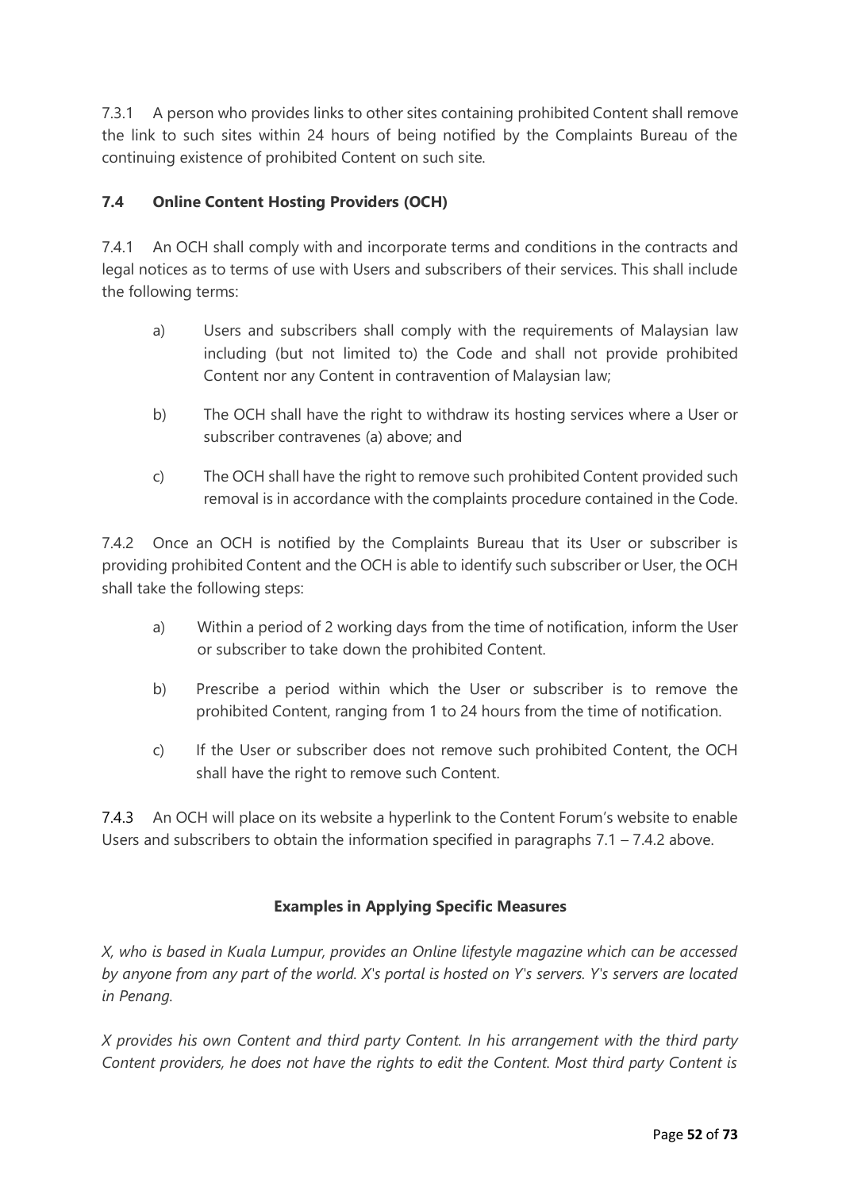7.3.1 A person who provides links to other sites containing prohibited Content shall remove the link to such sites within 24 hours of being notified by the Complaints Bureau of the continuing existence of prohibited Content on such site.

### 7.4 Online Content Hosting Providers (OCH)

7.4.1 An OCH shall comply with and incorporate terms and conditions in the contracts and legal notices as to terms of use with Users and subscribers of their services. This shall include the following terms:

a) Users and subscribers shall comply with the requirements of Malaysian law including (but not limited to) the Code and shall not provide prohibited Content nor any Content in contravention of Malaysian law;

b) The OCH shall have the right to withdraw its hosting services where a User or subscriber contravenes (a) above; and

c) The OCH shall have the right to remove such prohibited Content provided such removal is in accordance with the complaints procedure contained in the Code.

7.4.2 Once an OCH is notified by the Complaints Bureau that its User or subscriber is providing prohibited Content and the OCH is able to identify such subscriber or User, the OCH shall take the following steps:

a) Within a period of 2 working days from the time of notification, inform the User or subscriber to take down the prohibited Content.

b) Prescribe a period within which the User or subscriber is to remove the prohibited Content, ranging from 1 to 24 hours from the time of notification.

c) If the User or subscriber does not remove such prohibited Content, the OCH shall have the right to remove such Content.

7.4.3 An OCH will place on its website a hyperlink to the Content Forum's website to enable Users and subscribers to obtain the information specified in paragraphs 7.1 – 7.4.2 above.

**Examples in Applying Specific Measures**

*X, who is based in Kuala Lumpur, provides an Online lifestyle magazine which can be accessed by anyone from any part of the world. X's portal is hosted on Y's servers. Y's servers are located in Penang.*

*X provides his own Content and third party Content. In his arrangement with the third party Content providers, he does not have the rights to edit the Content. Most third party Content is*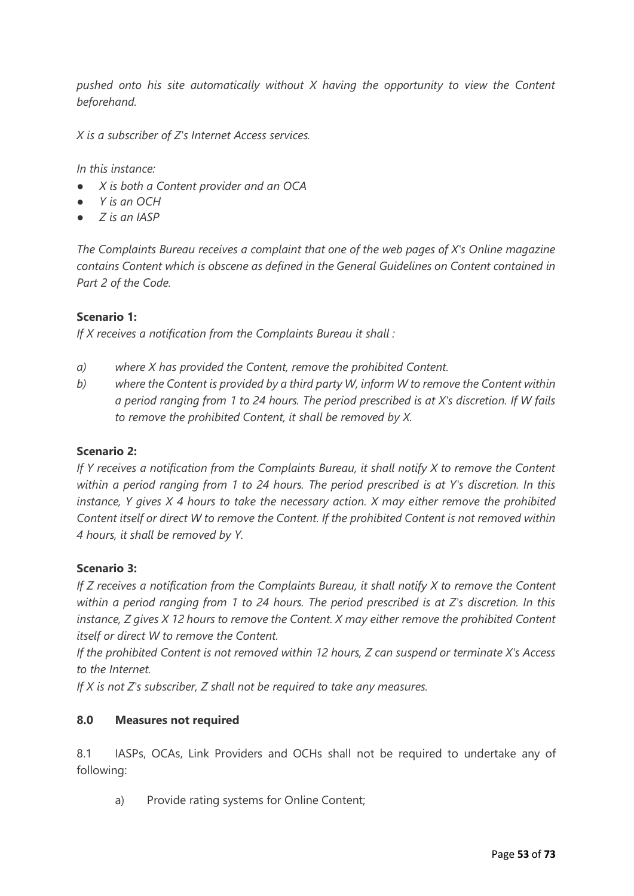*pushed onto his site automatically without X having the opportunity to view the Content beforehand.*

*X is a subscriber of Z's Internet Access services.*

*In this instance:*

- *X is both a Content provider and an OCA*
- *Y is an OCH*
- *Z is an IASP*

*The Complaints Bureau receives a complaint that one of the web pages of X's Online magazine contains Content which is obscene as defined in the General Guidelines on Content contained in Part 2 of the Code.*

**Scenario 1:**

*If X receives a notification from the Complaints Bureau it shall :*

*a) where X has provided the Content, remove the prohibited Content.*

*b) where the Content is provided by a third party W, inform W to remove the Content within a period ranging from 1 to 24 hours. The period prescribed is at X's discretion. If W fails to remove the prohibited Content, it shall be removed by X.*

**Scenario 2:**

*If Y receives a notification from the Complaints Bureau, it shall notify X to remove the Content within a period ranging from 1 to 24 hours. The period prescribed is at Y's discretion. In this instance, Y gives X 4 hours to take the necessary action. X may either remove the prohibited Content itself or direct W to remove the Content. If the prohibited Content is not removed within 4 hours, it shall be removed by Y.*

**Scenario 3:**

*If Z receives a notification from the Complaints Bureau, it shall notify X to remove the Content within a period ranging from 1 to 24 hours. The period prescribed is at Z's discretion. In this instance, Z gives X 12 hours to remove the Content. X may either remove the prohibited Content itself or direct W to remove the Content.*

*If the prohibited Content is not removed within 12 hours, Z can suspend or terminate X's Access to the Internet.*

*If X is not Z's subscriber, Z shall not be required to take any measures.*

### 8.0 Measures not required

8.1 IASPs, OCAs, Link Providers and OCHs shall not be required to undertake any of following:

a) Provide rating systems for Online Content;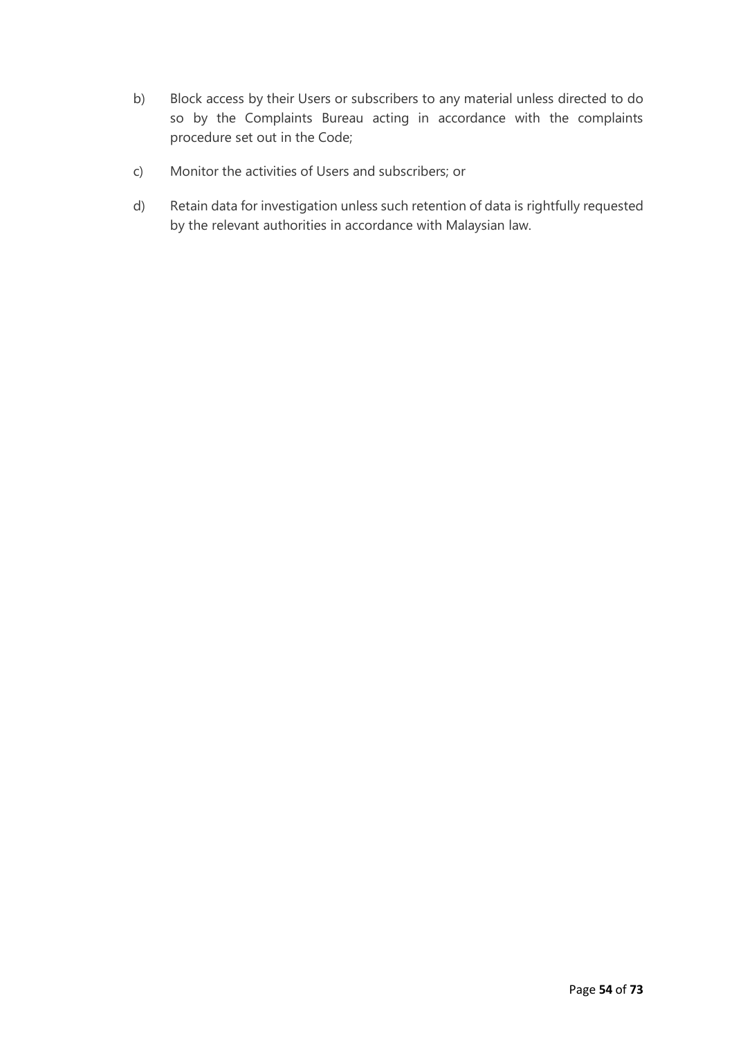b) Block access by their Users or subscribers to any material unless directed to do so by the Complaints Bureau acting in accordance with the complaints procedure set out in the Code;

c) Monitor the activities of Users and subscribers; or

d) Retain data for investigation unless such retention of data is rightfully requested by the relevant authorities in accordance with Malaysian law.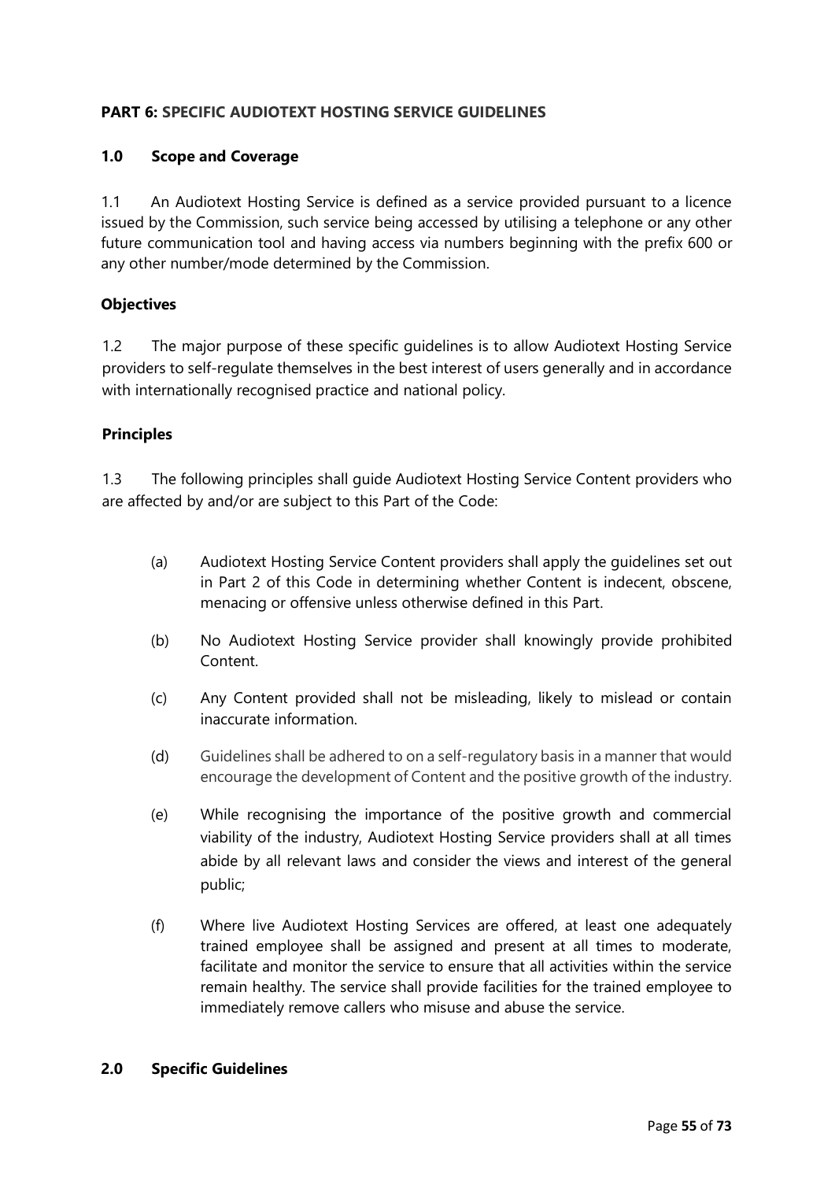## PART 6: SPECIFIC AUDIOTEXT HOSTING SERVICE GUIDELINES

### 1.0 Scope and Coverage

1.1 An Audiotext Hosting Service is defined as a service provided pursuant to a licence issued by the Commission, such service being accessed by utilising a telephone or any other future communication tool and having access via numbers beginning with the prefix 600 or any other number/mode determined by the Commission.

**Objectives**

1.2 The major purpose of these specific guidelines is to allow Audiotext Hosting Service providers to self-regulate themselves in the best interest of users generally and in accordance with internationally recognised practice and national policy.

**Principles**

1.3 The following principles shall guide Audiotext Hosting Service Content providers who are affected by and/or are subject to this Part of the Code:

(a) Audiotext Hosting Service Content providers shall apply the guidelines set out in Part 2 of this Code in determining whether Content is indecent, obscene, menacing or offensive unless otherwise defined in this Part.

(b) No Audiotext Hosting Service provider shall knowingly provide prohibited Content.

(c) Any Content provided shall not be misleading, likely to mislead or contain inaccurate information.

(d) Guidelines shall be adhered to on a self-regulatory basis in a manner that would encourage the development of Content and the positive growth of the industry.

(e) While recognising the importance of the positive growth and commercial viability of the industry, Audiotext Hosting Service providers shall at all times abide by all relevant laws and consider the views and interest of the general public;

(f) Where live Audiotext Hosting Services are offered, at least one adequately trained employee shall be assigned and present at all times to moderate, facilitate and monitor the service to ensure that all activities within the service remain healthy. The service shall provide facilities for the trained employee to immediately remove callers who misuse and abuse the service.

### 2.0 Specific Guidelines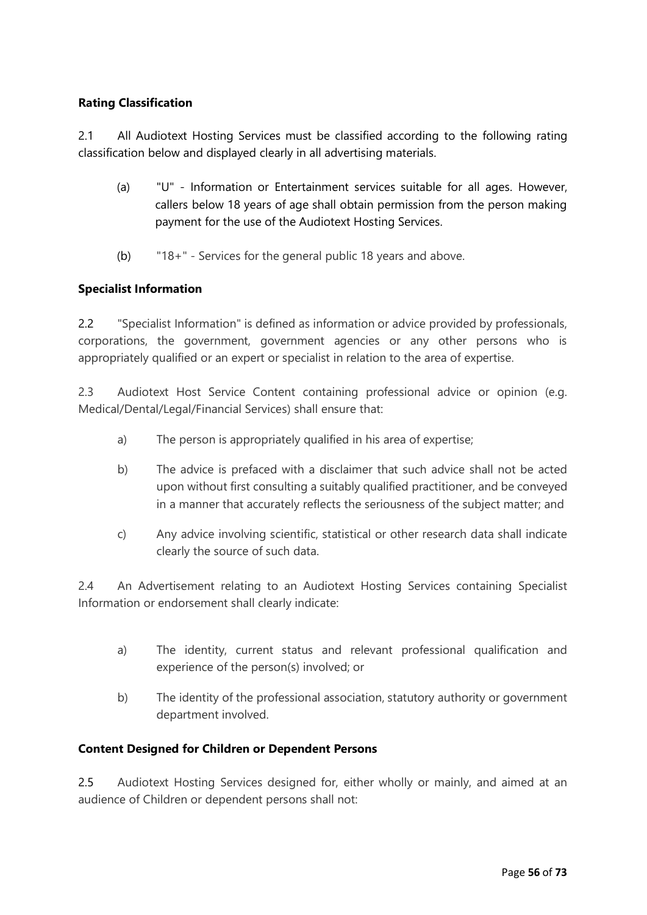**Rating Classification**

2.1 All Audiotext Hosting Services must be classified according to the following rating classification below and displayed clearly in all advertising materials.

(a) "U" - Information or Entertainment services suitable for all ages. However, callers below 18 years of age shall obtain permission from the person making payment for the use of the Audiotext Hosting Services.

(b) "18+" - Services for the general public 18 years and above.

**Specialist Information**

2.2 "Specialist Information" is defined as information or advice provided by professionals, corporations, the government, government agencies or any other persons who is appropriately qualified or an expert or specialist in relation to the area of expertise.

2.3 Audiotext Host Service Content containing professional advice or opinion (e.g. Medical/Dental/Legal/Financial Services) shall ensure that:

a) The person is appropriately qualified in his area of expertise;

b) The advice is prefaced with a disclaimer that such advice shall not be acted upon without first consulting a suitably qualified practitioner, and be conveyed in a manner that accurately reflects the seriousness of the subject matter; and

c) Any advice involving scientific, statistical or other research data shall indicate clearly the source of such data.

2.4 An Advertisement relating to an Audiotext Hosting Services containing Specialist Information or endorsement shall clearly indicate:

a) The identity, current status and relevant professional qualification and experience of the person(s) involved; or

b) The identity of the professional association, statutory authority or government department involved.

**Content Designed for Children or Dependent Persons**

2.5 Audiotext Hosting Services designed for, either wholly or mainly, and aimed at an audience of Children or dependent persons shall not: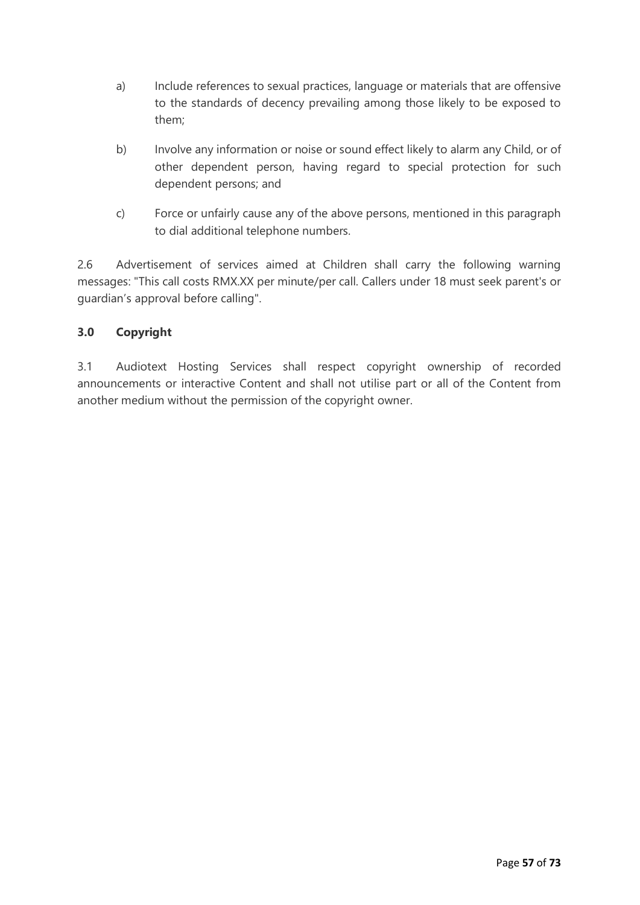a) Include references to sexual practices, language or materials that are offensive to the standards of decency prevailing among those likely to be exposed to them;

b) Involve any information or noise or sound effect likely to alarm any Child, or of other dependent person, having regard to special protection for such dependent persons; and

c) Force or unfairly cause any of the above persons, mentioned in this paragraph to dial additional telephone numbers.

2.6 Advertisement of services aimed at Children shall carry the following warning messages: "This call costs RMX.XX per minute/per call. Callers under 18 must seek parent's or guardian's approval before calling".

**3.0 Copyright**

3.1 Audiotext Hosting Services shall respect copyright ownership of recorded announcements or interactive Content and shall not utilise part or all of the Content from another medium without the permission of the copyright owner.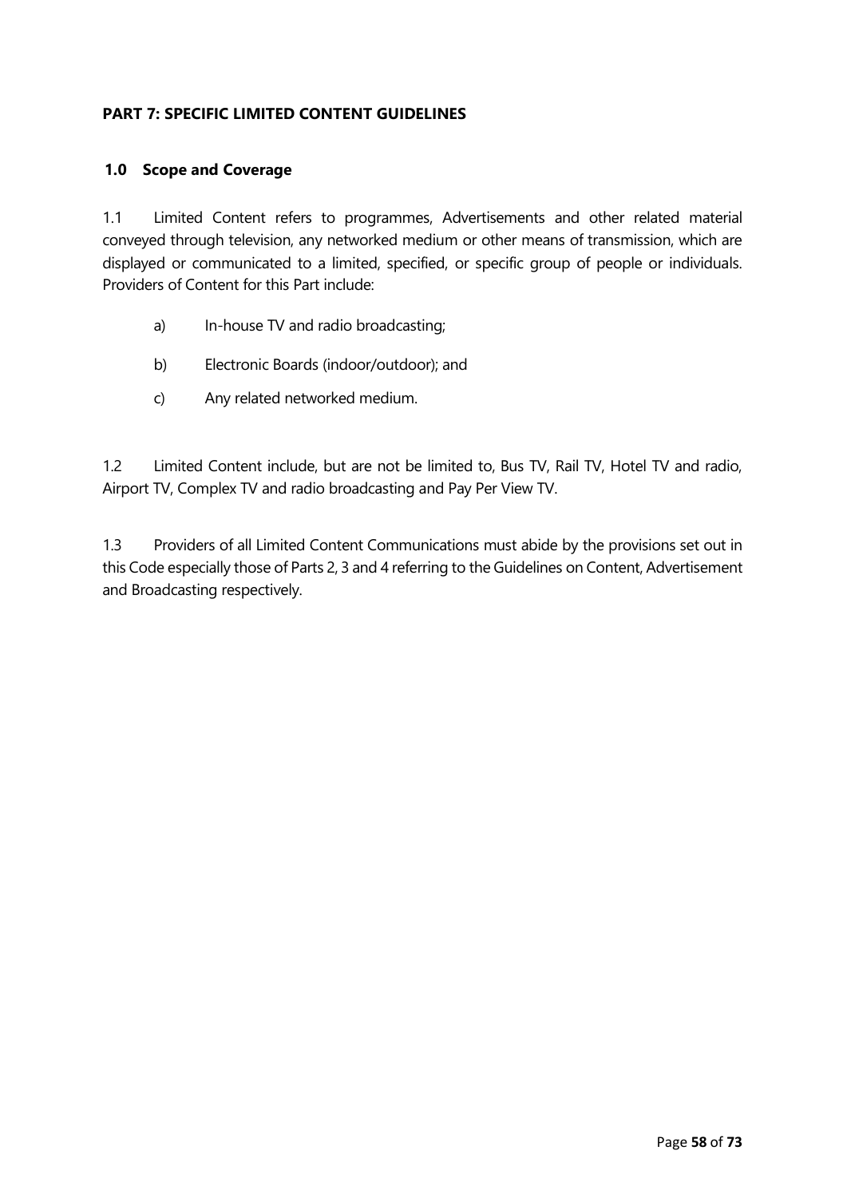## PART 7: SPECIFIC LIMITED CONTENT GUIDELINES

### 1.0 Scope and Coverage

1.1 Limited Content refers to programmes, Advertisements and other related material conveyed through television, any networked medium or other means of transmission, which are displayed or communicated to a limited, specified, or specific group of people or individuals. Providers of Content for this Part include:

a) In-house TV and radio broadcasting;

b) Electronic Boards (indoor/outdoor); and

c) Any related networked medium.

1.2 Limited Content include, but are not be limited to, Bus TV, Rail TV, Hotel TV and radio, Airport TV, Complex TV and radio broadcasting and Pay Per View TV.

1.3 Providers of all Limited Content Communications must abide by the provisions set out in this Code especially those of Parts 2, 3 and 4 referring to the Guidelines on Content, Advertisement and Broadcasting respectively.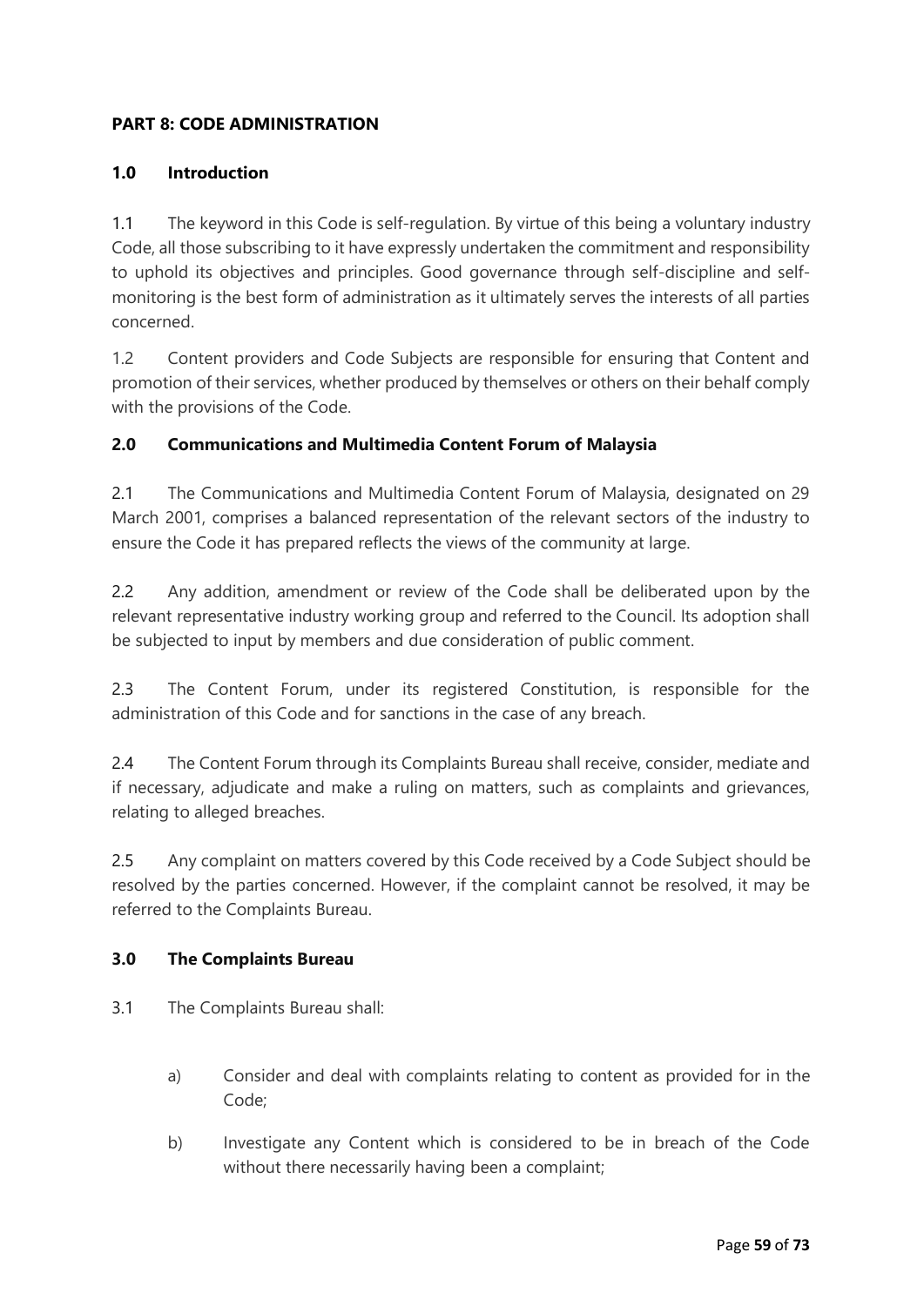## PART 8: CODE ADMINISTRATION

### 1.0 Introduction

1.1 The keyword in this Code is self-regulation. By virtue of this being a voluntary industry Code, all those subscribing to it have expressly undertaken the commitment and responsibility to uphold its objectives and principles. Good governance through self-discipline and self-monitoring is the best form of administration as it ultimately serves the interests of all parties concerned.

1.2 Content providers and Code Subjects are responsible for ensuring that Content and promotion of their services, whether produced by themselves or others on their behalf comply with the provisions of the Code.

### 2.0 Communications and Multimedia Content Forum of Malaysia

2.1 The Communications and Multimedia Content Forum of Malaysia, designated on 29 March 2001, comprises a balanced representation of the relevant sectors of the industry to ensure the Code it has prepared reflects the views of the community at large.

2.2 Any addition, amendment or review of the Code shall be deliberated upon by the relevant representative industry working group and referred to the Council. Its adoption shall be subjected to input by members and due consideration of public comment.

2.3 The Content Forum, under its registered Constitution, is responsible for the administration of this Code and for sanctions in the case of any breach.

2.4 The Content Forum through its Complaints Bureau shall receive, consider, mediate and if necessary, adjudicate and make a ruling on matters, such as complaints and grievances, relating to alleged breaches.

2.5 Any complaint on matters covered by this Code received by a Code Subject should be resolved by the parties concerned. However, if the complaint cannot be resolved, it may be referred to the Complaints Bureau.

### 3.0 The Complaints Bureau

3.1 The Complaints Bureau shall:

a) Consider and deal with complaints relating to content as provided for in the Code;

b) Investigate any Content which is considered to be in breach of the Code without there necessarily having been a complaint;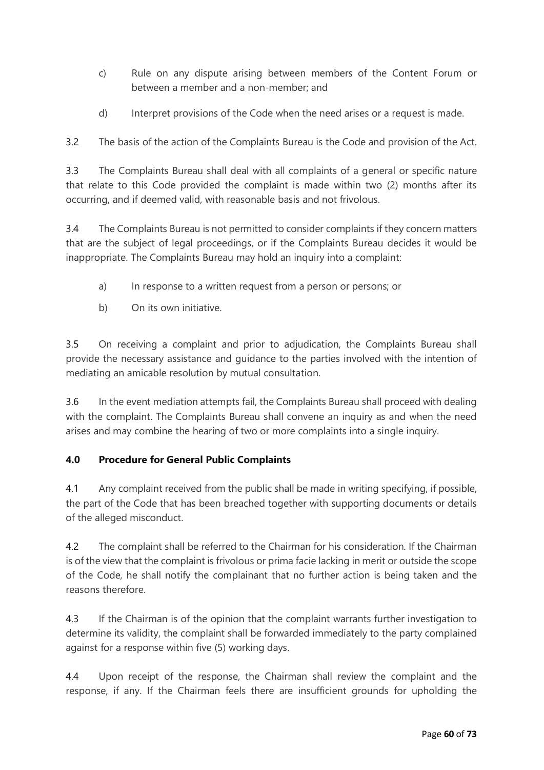c) Rule on any dispute arising between members of the Content Forum or between a member and a non-member; and

d) Interpret provisions of the Code when the need arises or a request is made.

3.2 The basis of the action of the Complaints Bureau is the Code and provision of the Act.

3.3 The Complaints Bureau shall deal with all complaints of a general or specific nature that relate to this Code provided the complaint is made within two (2) months after its occurring, and if deemed valid, with reasonable basis and not frivolous.

3.4 The Complaints Bureau is not permitted to consider complaints if they concern matters that are the subject of legal proceedings, or if the Complaints Bureau decides it would be inappropriate. The Complaints Bureau may hold an inquiry into a complaint:

a) In response to a written request from a person or persons; or

b) On its own initiative.

3.5 On receiving a complaint and prior to adjudication, the Complaints Bureau shall provide the necessary assistance and guidance to the parties involved with the intention of mediating an amicable resolution by mutual consultation.

3.6 In the event mediation attempts fail, the Complaints Bureau shall proceed with dealing with the complaint. The Complaints Bureau shall convene an inquiry as and when the need arises and may combine the hearing of two or more complaints into a single inquiry.

## 4.0 Procedure for General Public Complaints

4.1 Any complaint received from the public shall be made in writing specifying, if possible, the part of the Code that has been breached together with supporting documents or details of the alleged misconduct.

4.2 The complaint shall be referred to the Chairman for his consideration. If the Chairman is of the view that the complaint is frivolous or prima facie lacking in merit or outside the scope of the Code, he shall notify the complainant that no further action is being taken and the reasons therefore.

4.3 If the Chairman is of the opinion that the complaint warrants further investigation to determine its validity, the complaint shall be forwarded immediately to the party complained against for a response within five (5) working days.

4.4 Upon receipt of the response, the Chairman shall review the complaint and the response, if any. If the Chairman feels there are insufficient grounds for upholding the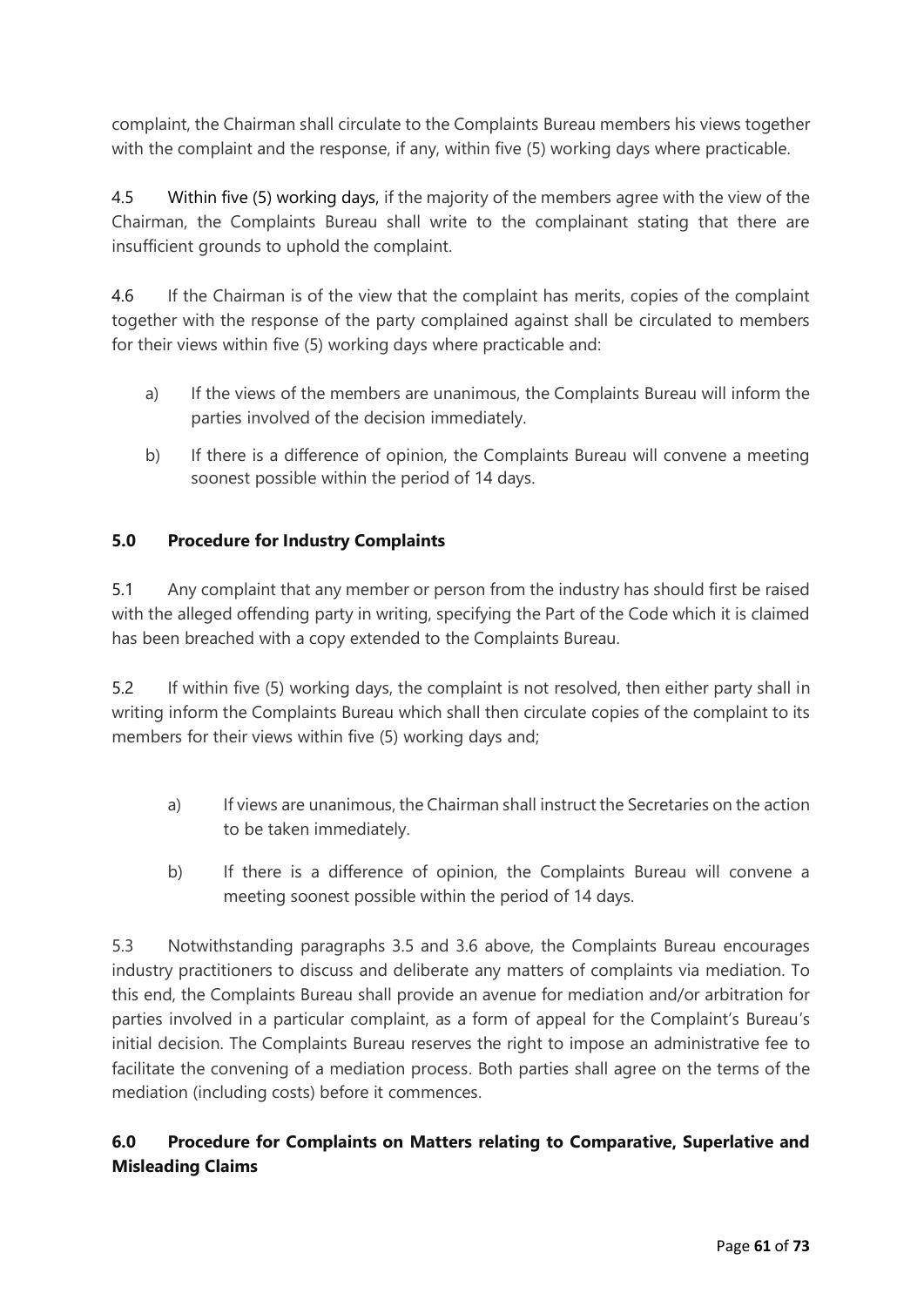complaint, the Chairman shall circulate to the Complaints Bureau members his views together with the complaint and the response, if any, within five (5) working days where practicable.

4.5 Within five (5) working days, if the majority of the members agree with the view of the Chairman, the Complaints Bureau shall write to the complainant stating that there are insufficient grounds to uphold the complaint.

4.6 If the Chairman is of the view that the complaint has merits, copies of the complaint together with the response of the party complained against shall be circulated to members for their views within five (5) working days where practicable and:

a) If the views of the members are unanimous, the Complaints Bureau will inform the parties involved of the decision immediately.

b) If there is a difference of opinion, the Complaints Bureau will convene a meeting soonest possible within the period of 14 days.

### 5.0 Procedure for Industry Complaints

5.1 Any complaint that any member or person from the industry has should first be raised with the alleged offending party in writing, specifying the Part of the Code which it is claimed has been breached with a copy extended to the Complaints Bureau.

5.2 If within five (5) working days, the complaint is not resolved, then either party shall in writing inform the Complaints Bureau which shall then circulate copies of the complaint to its members for their views within five (5) working days and;

a) If views are unanimous, the Chairman shall instruct the Secretaries on the action to be taken immediately.

b) If there is a difference of opinion, the Complaints Bureau will convene a meeting soonest possible within the period of 14 days.

5.3 Notwithstanding paragraphs 3.5 and 3.6 above, the Complaints Bureau encourages industry practitioners to discuss and deliberate any matters of complaints via mediation. To this end, the Complaints Bureau shall provide an avenue for mediation and/or arbitration for parties involved in a particular complaint, as a form of appeal for the Complaint's Bureau's initial decision. The Complaints Bureau reserves the right to impose an administrative fee to facilitate the convening of a mediation process. Both parties shall agree on the terms of the mediation (including costs) before it commences.

### 6.0 Procedure for Complaints on Matters relating to Comparative, Superlative and Misleading Claims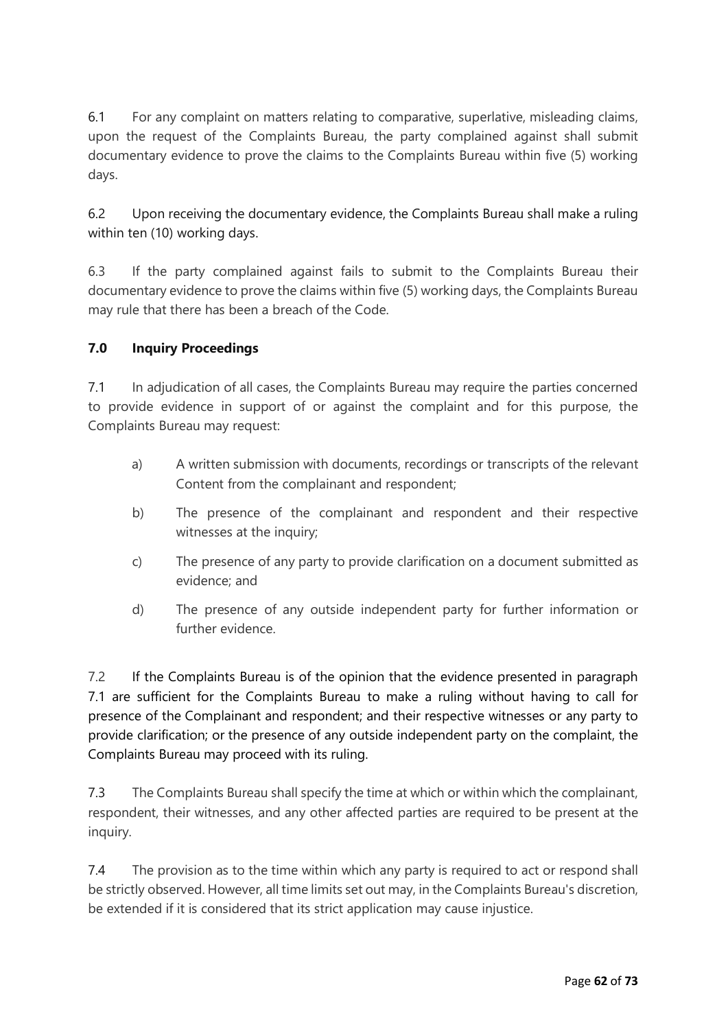6.1 For any complaint on matters relating to comparative, superlative, misleading claims, upon the request of the Complaints Bureau, the party complained against shall submit documentary evidence to prove the claims to the Complaints Bureau within five (5) working days.

6.2 Upon receiving the documentary evidence, the Complaints Bureau shall make a ruling within ten (10) working days.

6.3 If the party complained against fails to submit to the Complaints Bureau their documentary evidence to prove the claims within five (5) working days, the Complaints Bureau may rule that there has been a breach of the Code.

### 7.0 Inquiry Proceedings

7.1 In adjudication of all cases, the Complaints Bureau may require the parties concerned to provide evidence in support of or against the complaint and for this purpose, the Complaints Bureau may request:

a) A written submission with documents, recordings or transcripts of the relevant Content from the complainant and respondent;

b) The presence of the complainant and respondent and their respective witnesses at the inquiry;

c) The presence of any party to provide clarification on a document submitted as evidence; and

d) The presence of any outside independent party for further information or further evidence.

7.2 If the Complaints Bureau is of the opinion that the evidence presented in paragraph 7.1 are sufficient for the Complaints Bureau to make a ruling without having to call for presence of the Complainant and respondent; and their respective witnesses or any party to provide clarification; or the presence of any outside independent party on the complaint, the Complaints Bureau may proceed with its ruling.

7.3 The Complaints Bureau shall specify the time at which or within which the complainant, respondent, their witnesses, and any other affected parties are required to be present at the inquiry.

7.4 The provision as to the time within which any party is required to act or respond shall be strictly observed. However, all time limits set out may, in the Complaints Bureau's discretion, be extended if it is considered that its strict application may cause injustice.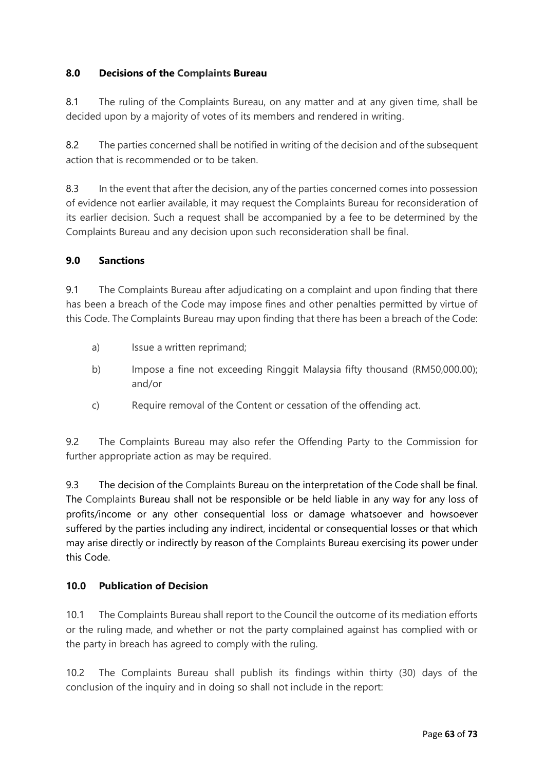## 8.0 Decisions of the Complaints Bureau

8.1 The ruling of the Complaints Bureau, on any matter and at any given time, shall be decided upon by a majority of votes of its members and rendered in writing.

8.2 The parties concerned shall be notified in writing of the decision and of the subsequent action that is recommended or to be taken.

8.3 In the event that after the decision, any of the parties concerned comes into possession of evidence not earlier available, it may request the Complaints Bureau for reconsideration of its earlier decision. Such a request shall be accompanied by a fee to be determined by the Complaints Bureau and any decision upon such reconsideration shall be final.

## 9.0 Sanctions

9.1 The Complaints Bureau after adjudicating on a complaint and upon finding that there has been a breach of the Code may impose fines and other penalties permitted by virtue of this Code. The Complaints Bureau may upon finding that there has been a breach of the Code:

a) Issue a written reprimand;

b) Impose a fine not exceeding Ringgit Malaysia fifty thousand (RM50,000.00); and/or

c) Require removal of the Content or cessation of the offending act.

9.2 The Complaints Bureau may also refer the Offending Party to the Commission for further appropriate action as may be required.

9.3 The decision of the Complaints Bureau on the interpretation of the Code shall be final. The Complaints Bureau shall not be responsible or be held liable in any way for any loss of profits/income or any other consequential loss or damage whatsoever and howsoever suffered by the parties including any indirect, incidental or consequential losses or that which may arise directly or indirectly by reason of the Complaints Bureau exercising its power under this Code.

## 10.0 Publication of Decision

10.1 The Complaints Bureau shall report to the Council the outcome of its mediation efforts or the ruling made, and whether or not the party complained against has complied with or the party in breach has agreed to comply with the ruling.

10.2 The Complaints Bureau shall publish its findings within thirty (30) days of the conclusion of the inquiry and in doing so shall not include in the report: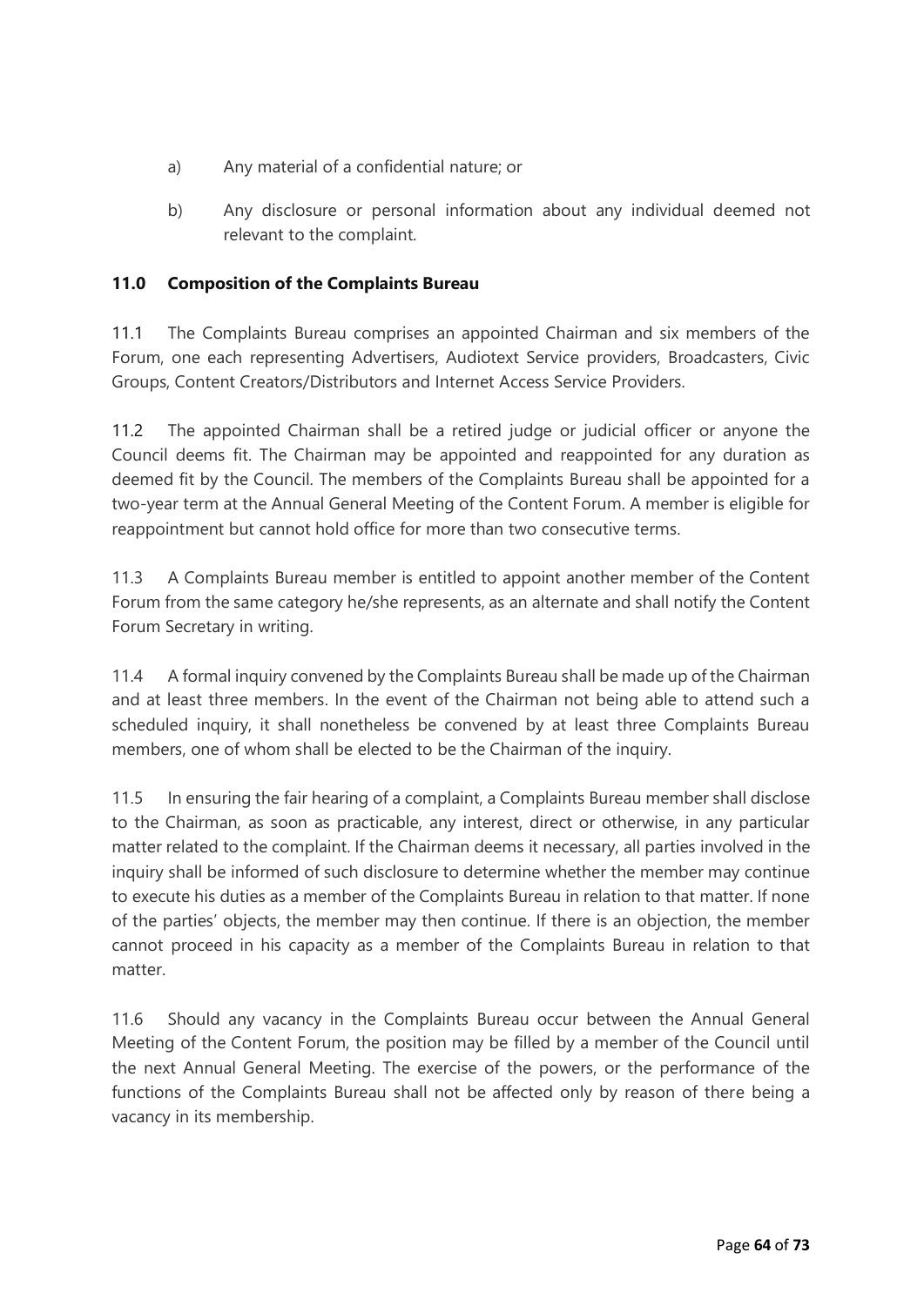a) Any material of a confidential nature; or

b) Any disclosure or personal information about any individual deemed not relevant to the complaint.

## 11.0 Composition of the Complaints Bureau

11.1 The Complaints Bureau comprises an appointed Chairman and six members of the Forum, one each representing Advertisers, Audiotext Service providers, Broadcasters, Civic Groups, Content Creators/Distributors and Internet Access Service Providers.

11.2 The appointed Chairman shall be a retired judge or judicial officer or anyone the Council deems fit. The Chairman may be appointed and reappointed for any duration as deemed fit by the Council. The members of the Complaints Bureau shall be appointed for a two-year term at the Annual General Meeting of the Content Forum. A member is eligible for reappointment but cannot hold office for more than two consecutive terms.

11.3 A Complaints Bureau member is entitled to appoint another member of the Content Forum from the same category he/she represents, as an alternate and shall notify the Content Forum Secretary in writing.

11.4 A formal inquiry convened by the Complaints Bureau shall be made up of the Chairman and at least three members. In the event of the Chairman not being able to attend such a scheduled inquiry, it shall nonetheless be convened by at least three Complaints Bureau members, one of whom shall be elected to be the Chairman of the inquiry.

11.5 In ensuring the fair hearing of a complaint, a Complaints Bureau member shall disclose to the Chairman, as soon as practicable, any interest, direct or otherwise, in any particular matter related to the complaint. If the Chairman deems it necessary, all parties involved in the inquiry shall be informed of such disclosure to determine whether the member may continue to execute his duties as a member of the Complaints Bureau in relation to that matter. If none of the parties' objects, the member may then continue. If there is an objection, the member cannot proceed in his capacity as a member of the Complaints Bureau in relation to that matter.

11.6 Should any vacancy in the Complaints Bureau occur between the Annual General Meeting of the Content Forum, the position may be filled by a member of the Council until the next Annual General Meeting. The exercise of the powers, or the performance of the functions of the Complaints Bureau shall not be affected only by reason of there being a vacancy in its membership.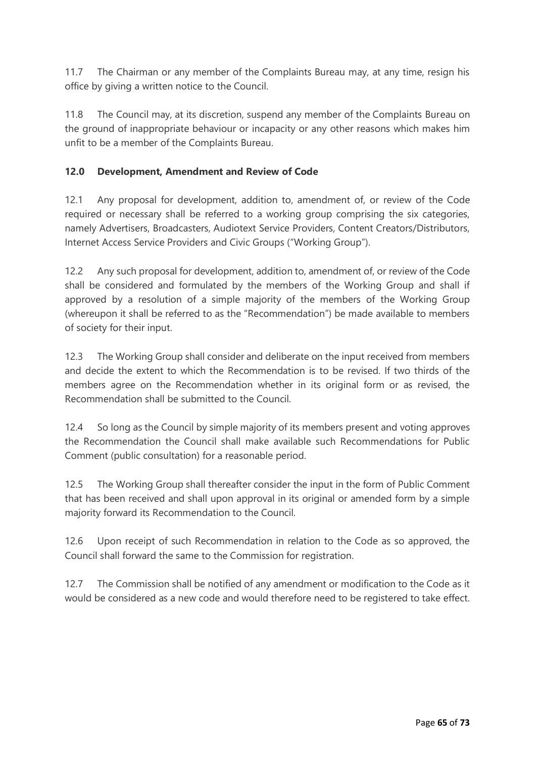11.7 The Chairman or any member of the Complaints Bureau may, at any time, resign his office by giving a written notice to the Council.

11.8 The Council may, at its discretion, suspend any member of the Complaints Bureau on the ground of inappropriate behaviour or incapacity or any other reasons which makes him unfit to be a member of the Complaints Bureau.

## 12.0 Development, Amendment and Review of Code

12.1 Any proposal for development, addition to, amendment of, or review of the Code required or necessary shall be referred to a working group comprising the six categories, namely Advertisers, Broadcasters, Audiotext Service Providers, Content Creators/Distributors, Internet Access Service Providers and Civic Groups ("Working Group").

12.2 Any such proposal for development, addition to, amendment of, or review of the Code shall be considered and formulated by the members of the Working Group and shall if approved by a resolution of a simple majority of the members of the Working Group (whereupon it shall be referred to as the "Recommendation") be made available to members of society for their input.

12.3 The Working Group shall consider and deliberate on the input received from members and decide the extent to which the Recommendation is to be revised. If two thirds of the members agree on the Recommendation whether in its original form or as revised, the Recommendation shall be submitted to the Council.

12.4 So long as the Council by simple majority of its members present and voting approves the Recommendation the Council shall make available such Recommendations for Public Comment (public consultation) for a reasonable period.

12.5 The Working Group shall thereafter consider the input in the form of Public Comment that has been received and shall upon approval in its original or amended form by a simple majority forward its Recommendation to the Council.

12.6 Upon receipt of such Recommendation in relation to the Code as so approved, the Council shall forward the same to the Commission for registration.

12.7 The Commission shall be notified of any amendment or modification to the Code as it would be considered as a new code and would therefore need to be registered to take effect.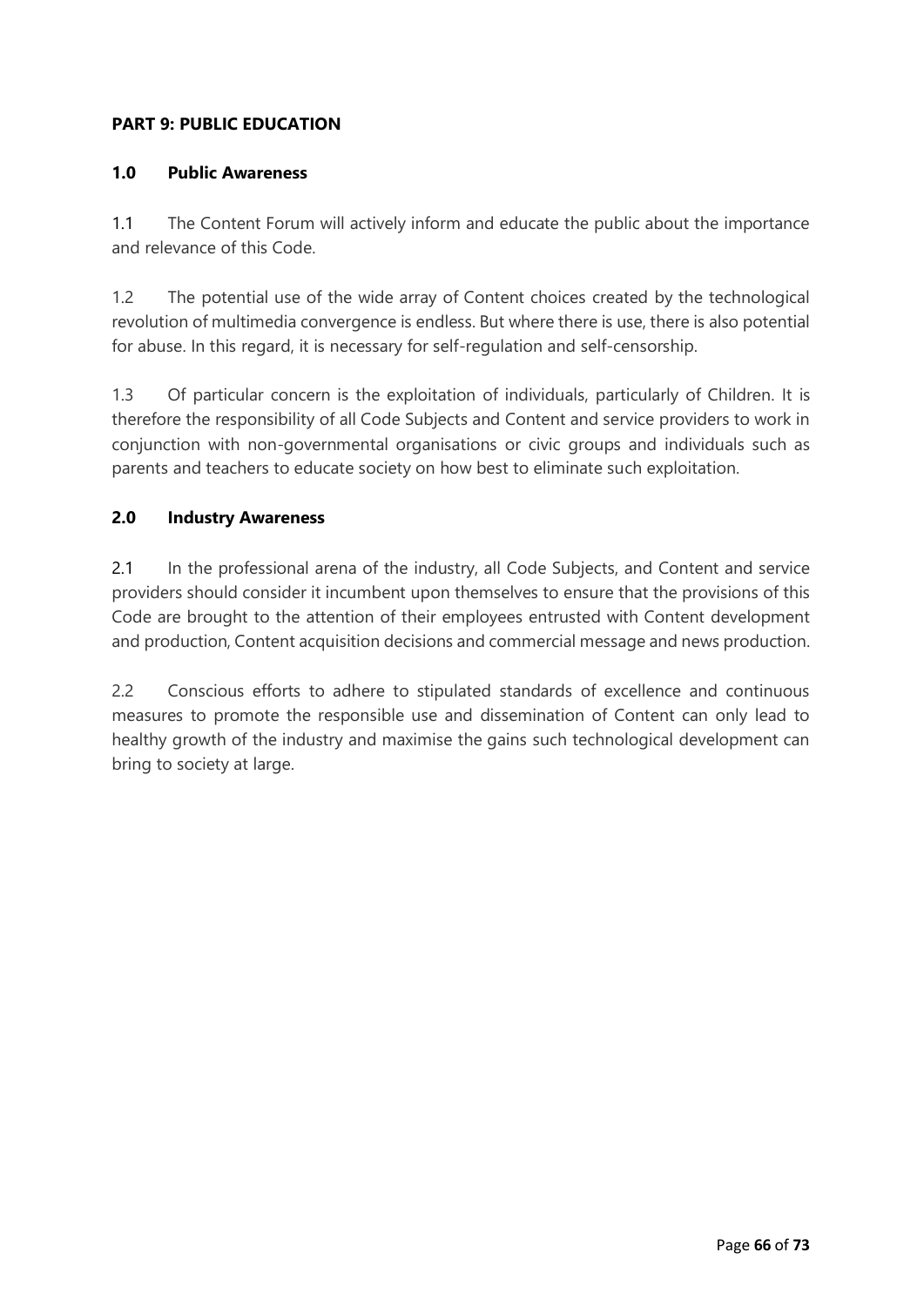## PART 9: PUBLIC EDUCATION

### 1.0 Public Awareness

1.1 The Content Forum will actively inform and educate the public about the importance and relevance of this Code.

1.2 The potential use of the wide array of Content choices created by the technological revolution of multimedia convergence is endless. But where there is use, there is also potential for abuse. In this regard, it is necessary for self-regulation and self-censorship.

1.3 Of particular concern is the exploitation of individuals, particularly of Children. It is therefore the responsibility of all Code Subjects and Content and service providers to work in conjunction with non-governmental organisations or civic groups and individuals such as parents and teachers to educate society on how best to eliminate such exploitation.

### 2.0 Industry Awareness

2.1 In the professional arena of the industry, all Code Subjects, and Content and service providers should consider it incumbent upon themselves to ensure that the provisions of this Code are brought to the attention of their employees entrusted with Content development and production, Content acquisition decisions and commercial message and news production.

2.2 Conscious efforts to adhere to stipulated standards of excellence and continuous measures to promote the responsible use and dissemination of Content can only lead to healthy growth of the industry and maximise the gains such technological development can bring to society at large.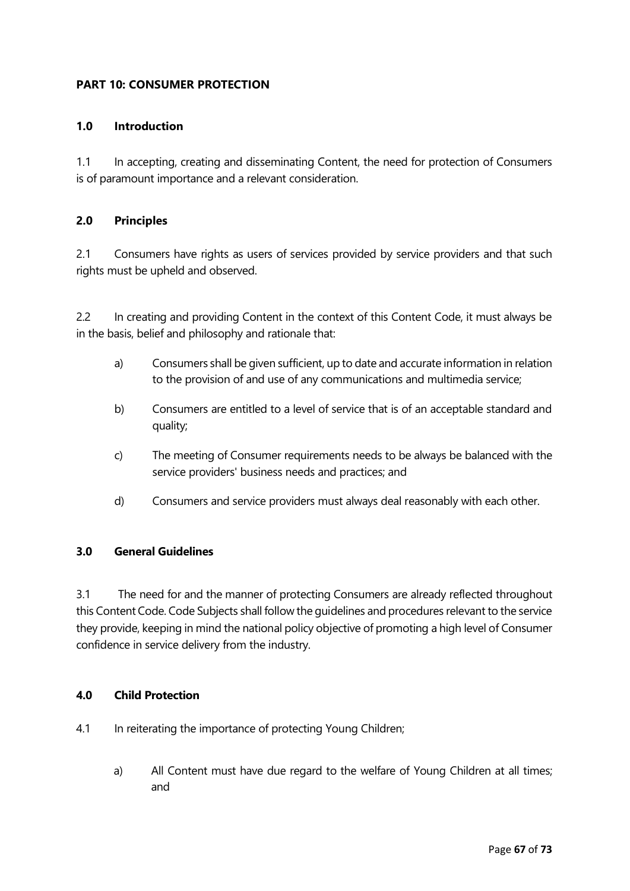## PART 10: CONSUMER PROTECTION

### 1.0 Introduction

1.1 In accepting, creating and disseminating Content, the need for protection of Consumers is of paramount importance and a relevant consideration.

### 2.0 Principles

2.1 Consumers have rights as users of services provided by service providers and that such rights must be upheld and observed.

2.2 In creating and providing Content in the context of this Content Code, it must always be in the basis, belief and philosophy and rationale that:

a) Consumers shall be given sufficient, up to date and accurate information in relation to the provision of and use of any communications and multimedia service;

b) Consumers are entitled to a level of service that is of an acceptable standard and quality;

c) The meeting of Consumer requirements needs to be always be balanced with the service providers' business needs and practices; and

d) Consumers and service providers must always deal reasonably with each other.

### 3.0 General Guidelines

3.1 The need for and the manner of protecting Consumers are already reflected throughout this Content Code. Code Subjects shall follow the guidelines and procedures relevant to the service they provide, keeping in mind the national policy objective of promoting a high level of Consumer confidence in service delivery from the industry.

### 4.0 Child Protection

4.1 In reiterating the importance of protecting Young Children;

a) All Content must have due regard to the welfare of Young Children at all times; and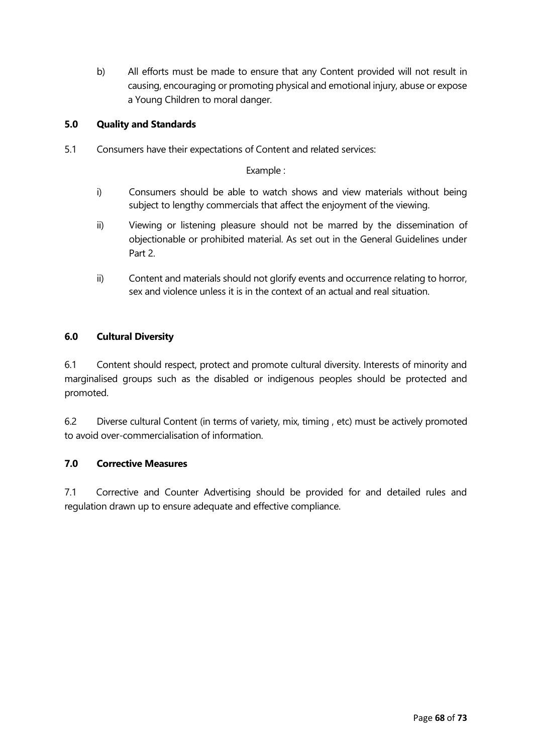b) All efforts must be made to ensure that any Content provided will not result in causing, encouraging or promoting physical and emotional injury, abuse or expose a Young Children to moral danger.

### 5.0 Quality and Standards

5.1 Consumers have their expectations of Content and related services:

Example :

i) Consumers should be able to watch shows and view materials without being subject to lengthy commercials that affect the enjoyment of the viewing.

ii) Viewing or listening pleasure should not be marred by the dissemination of objectionable or prohibited material. As set out in the General Guidelines under Part 2.

ii) Content and materials should not glorify events and occurrence relating to horror, sex and violence unless it is in the context of an actual and real situation.

### 6.0 Cultural Diversity

6.1 Content should respect, protect and promote cultural diversity. Interests of minority and marginalised groups such as the disabled or indigenous peoples should be protected and promoted.

6.2 Diverse cultural Content (in terms of variety, mix, timing , etc) must be actively promoted to avoid over-commercialisation of information.

### 7.0 Corrective Measures

7.1 Corrective and Counter Advertising should be provided for and detailed rules and regulation drawn up to ensure adequate and effective compliance.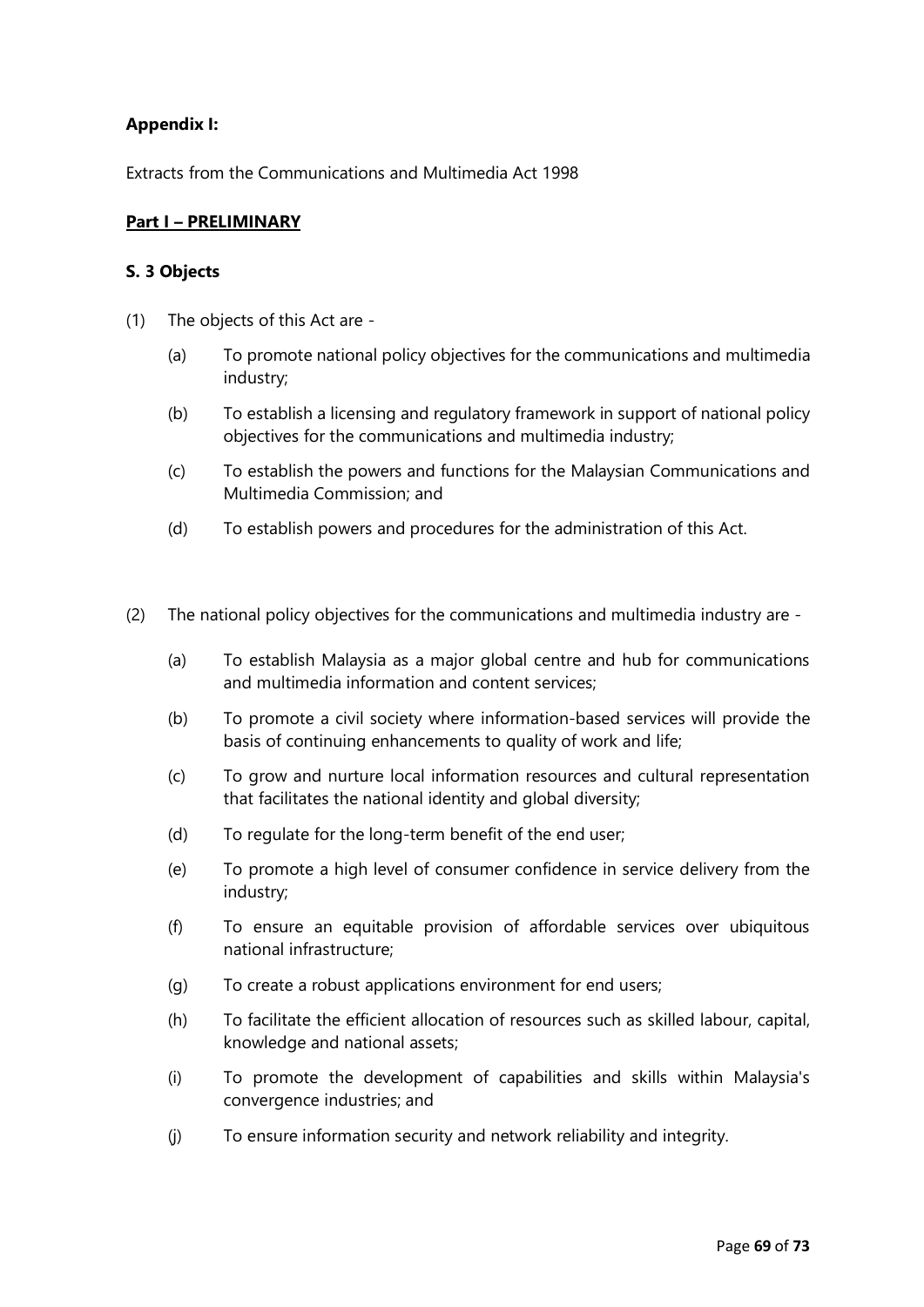**Appendix I:**

Extracts from the Communications and Multimedia Act 1998

**Part I – PRELIMINARY**

**S. 3 Objects**

(1) The objects of this Act are -

(a) To promote national policy objectives for the communications and multimedia industry;

(b) To establish a licensing and regulatory framework in support of national policy objectives for the communications and multimedia industry;

(c) To establish the powers and functions for the Malaysian Communications and Multimedia Commission; and

(d) To establish powers and procedures for the administration of this Act.

(2) The national policy objectives for the communications and multimedia industry are -

(a) To establish Malaysia as a major global centre and hub for communications and multimedia information and content services;

(b) To promote a civil society where information-based services will provide the basis of continuing enhancements to quality of work and life;

(c) To grow and nurture local information resources and cultural representation that facilitates the national identity and global diversity;

(d) To regulate for the long-term benefit of the end user;

(e) To promote a high level of consumer confidence in service delivery from the industry;

(f) To ensure an equitable provision of affordable services over ubiquitous national infrastructure;

(g) To create a robust applications environment for end users;

(h) To facilitate the efficient allocation of resources such as skilled labour, capital, knowledge and national assets;

(i) To promote the development of capabilities and skills within Malaysia's convergence industries; and

(j) To ensure information security and network reliability and integrity.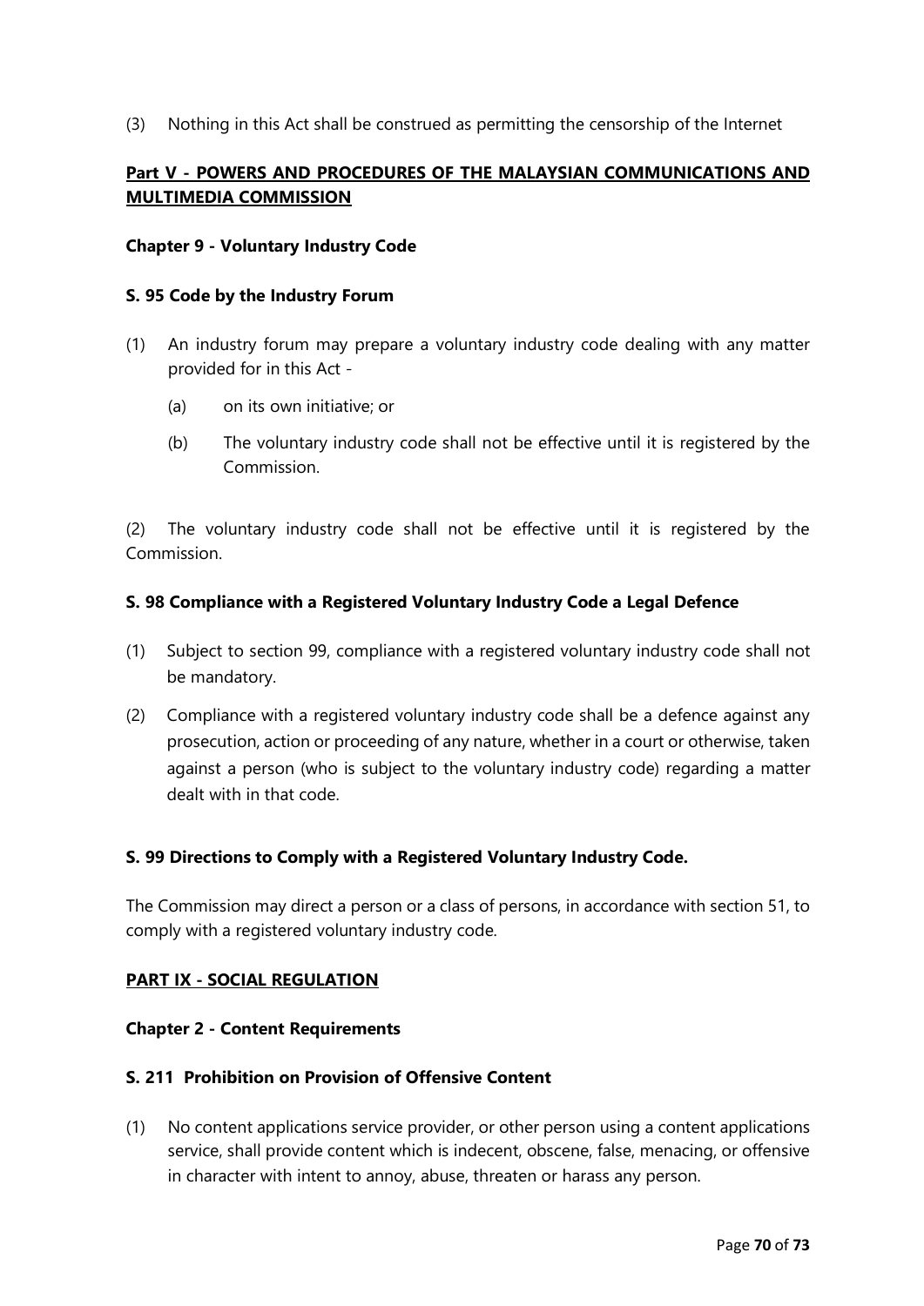(3) Nothing in this Act shall be construed as permitting the censorship of the Internet

## Part V - POWERS AND PROCEDURES OF THE MALAYSIAN COMMUNICATIONS AND MULTIMEDIA COMMISSION

### Chapter 9 - Voluntary Industry Code

### S. 95 Code by the Industry Forum

(1) An industry forum may prepare a voluntary industry code dealing with any matter provided for in this Act -

  (a) on its own initiative; or

  (b) The voluntary industry code shall not be effective until it is registered by the Commission.

(2) The voluntary industry code shall not be effective until it is registered by the Commission.

### S. 98 Compliance with a Registered Voluntary Industry Code a Legal Defence

(1) Subject to section 99, compliance with a registered voluntary industry code shall not be mandatory.

(2) Compliance with a registered voluntary industry code shall be a defence against any prosecution, action or proceeding of any nature, whether in a court or otherwise, taken against a person (who is subject to the voluntary industry code) regarding a matter dealt with in that code.

### S. 99 Directions to Comply with a Registered Voluntary Industry Code.

The Commission may direct a person or a class of persons, in accordance with section 51, to comply with a registered voluntary industry code.

## PART IX - SOCIAL REGULATION

### Chapter 2 - Content Requirements

### S. 211 Prohibition on Provision of Offensive Content

(1) No content applications service provider, or other person using a content applications service, shall provide content which is indecent, obscene, false, menacing, or offensive in character with intent to annoy, abuse, threaten or harass any person.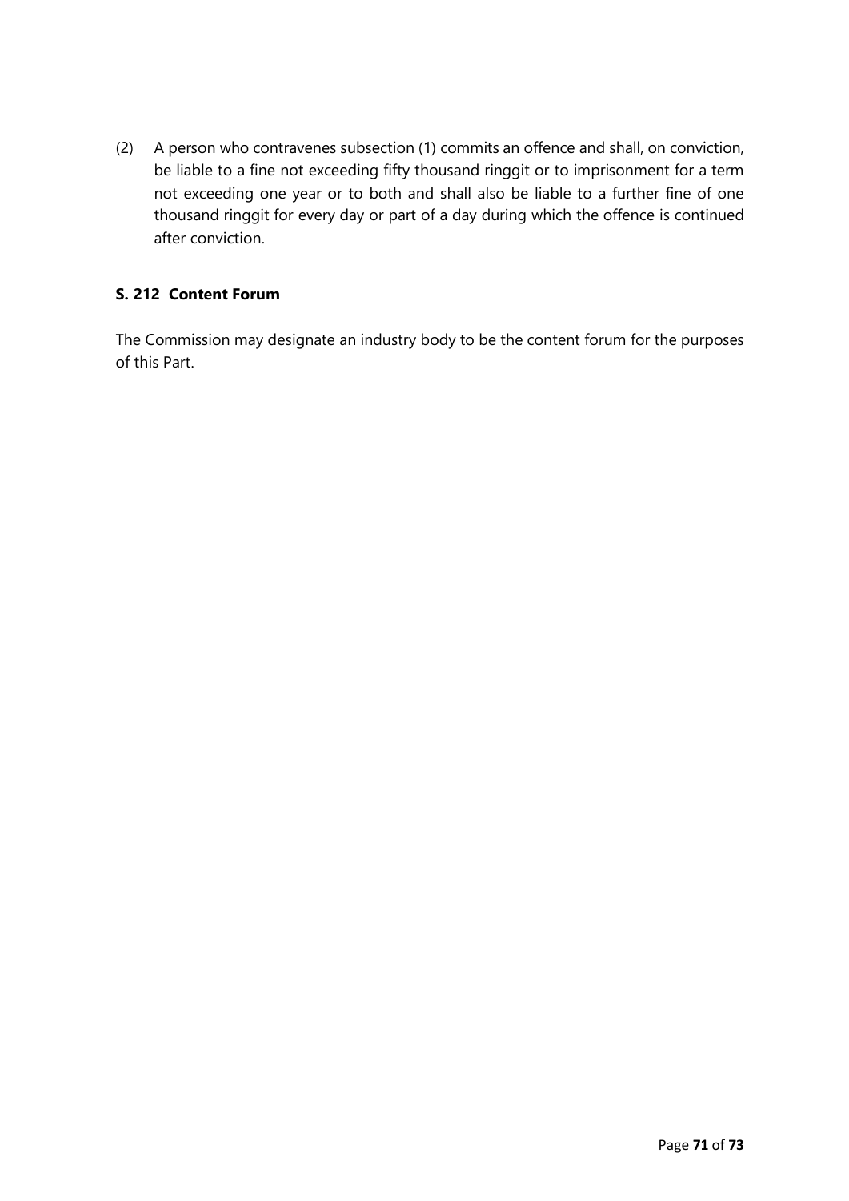(2) A person who contravenes subsection (1) commits an offence and shall, on conviction, be liable to a fine not exceeding fifty thousand ringgit or to imprisonment for a term not exceeding one year or to both and shall also be liable to a further fine of one thousand ringgit for every day or part of a day during which the offence is continued after conviction.

### S. 212 Content Forum

The Commission may designate an industry body to be the content forum for the purposes of this Part.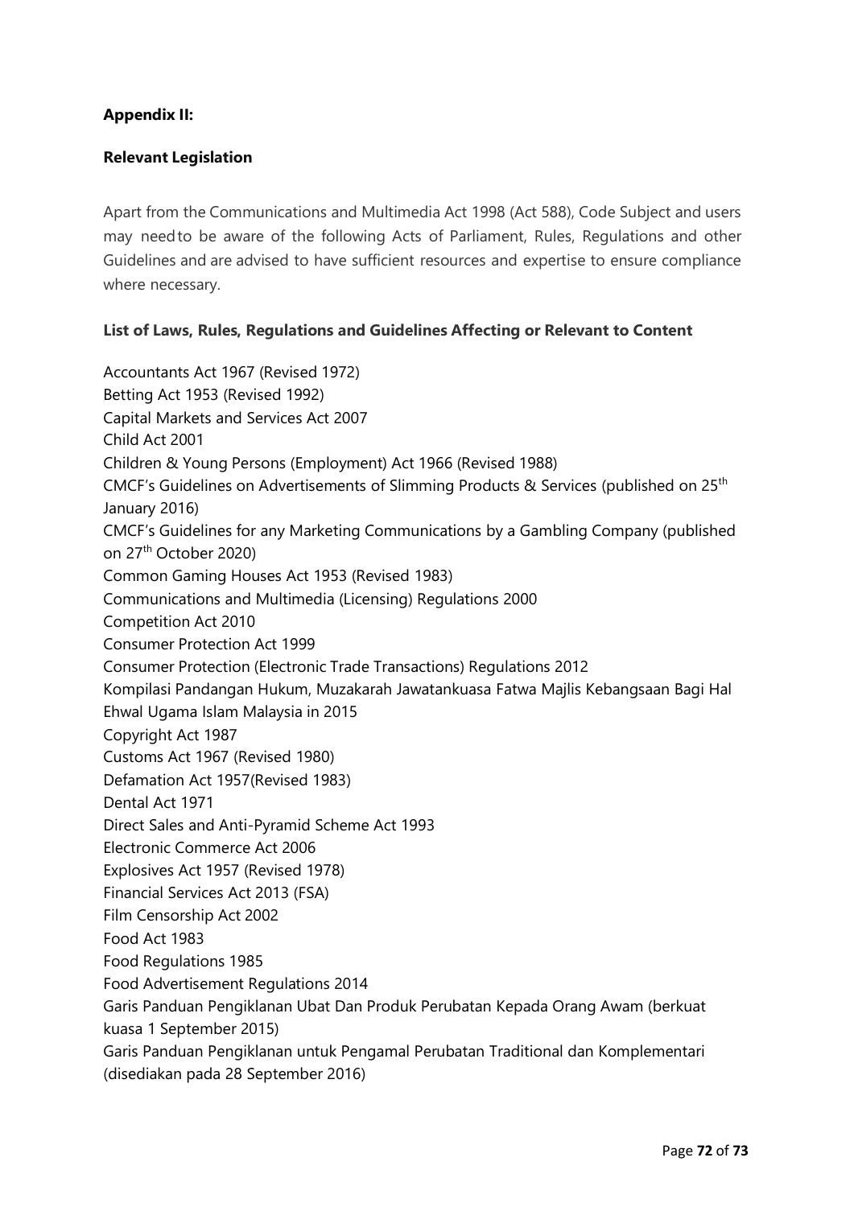**Appendix II:**

**Relevant Legislation**

Apart from the Communications and Multimedia Act 1998 (Act 588), Code Subject and users may need to be aware of the following Acts of Parliament, Rules, Regulations and other Guidelines and are advised to have sufficient resources and expertise to ensure compliance where necessary.

**List of Laws, Rules, Regulations and Guidelines Affecting or Relevant to Content**

Accountants Act 1967 (Revised 1972)
Betting Act 1953 (Revised 1992)
Capital Markets and Services Act 2007
Child Act 2001
Children & Young Persons (Employment) Act 1966 (Revised 1988)
CMCF's Guidelines on Advertisements of Slimming Products & Services (published on 25th January 2016)
CMCF's Guidelines for any Marketing Communications by a Gambling Company (published on 27th October 2020)
Common Gaming Houses Act 1953 (Revised 1983)
Communications and Multimedia (Licensing) Regulations 2000
Competition Act 2010
Consumer Protection Act 1999
Consumer Protection (Electronic Trade Transactions) Regulations 2012
Kompilasi Pandangan Hukum, Muzakarah Jawatankuasa Fatwa Majlis Kebangsaan Bagi Hal Ehwal Ugama Islam Malaysia in 2015
Copyright Act 1987
Customs Act 1967 (Revised 1980)
Defamation Act 1957(Revised 1983)
Dental Act 1971
Direct Sales and Anti-Pyramid Scheme Act 1993
Electronic Commerce Act 2006
Explosives Act 1957 (Revised 1978)
Financial Services Act 2013 (FSA)
Film Censorship Act 2002
Food Act 1983
Food Regulations 1985
Food Advertisement Regulations 2014
Garis Panduan Pengiklanan Ubat Dan Produk Perubatan Kepada Orang Awam (berkuat kuasa 1 September 2015)
Garis Panduan Pengiklanan untuk Pengamal Perubatan Traditional dan Komplementari (disediakan pada 28 September 2016)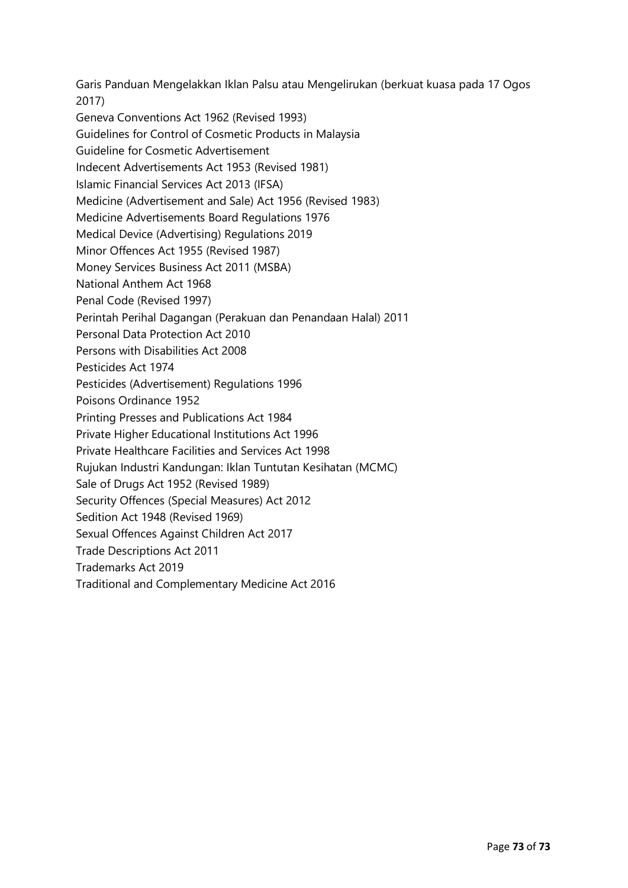Garis Panduan Mengelakkan Iklan Palsu atau Mengelirukan (berkuat kuasa pada 17 Ogos 2017)
Geneva Conventions Act 1962 (Revised 1993)
Guidelines for Control of Cosmetic Products in Malaysia
Guideline for Cosmetic Advertisement
Indecent Advertisements Act 1953 (Revised 1981)
Islamic Financial Services Act 2013 (IFSA)
Medicine (Advertisement and Sale) Act 1956 (Revised 1983)
Medicine Advertisements Board Regulations 1976
Medical Device (Advertising) Regulations 2019
Minor Offences Act 1955 (Revised 1987)
Money Services Business Act 2011 (MSBA)
National Anthem Act 1968
Penal Code (Revised 1997)
Perintah Perihal Dagangan (Perakuan dan Penandaan Halal) 2011
Personal Data Protection Act 2010
Persons with Disabilities Act 2008
Pesticides Act 1974
Pesticides (Advertisement) Regulations 1996
Poisons Ordinance 1952
Printing Presses and Publications Act 1984
Private Higher Educational Institutions Act 1996
Private Healthcare Facilities and Services Act 1998
Rujukan Industri Kandungan: Iklan Tuntutan Kesihatan (MCMC)
Sale of Drugs Act 1952 (Revised 1989)
Security Offences (Special Measures) Act 2012
Sedition Act 1948 (Revised 1969)
Sexual Offences Against Children Act 2017
Trade Descriptions Act 2011
Trademarks Act 2019
Traditional and Complementary Medicine Act 2016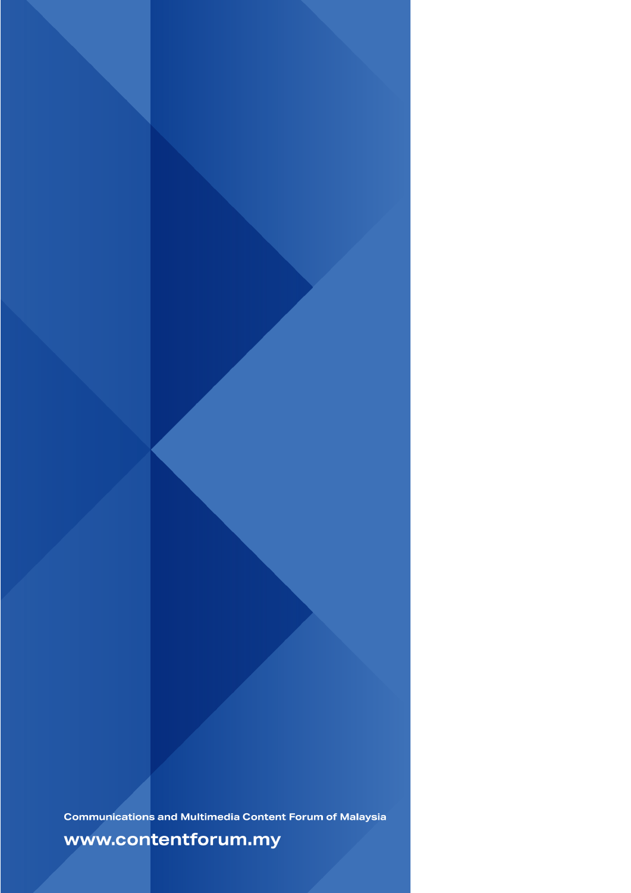Communications and Multimedia Content Forum of Malaysia

www.contentforum.my